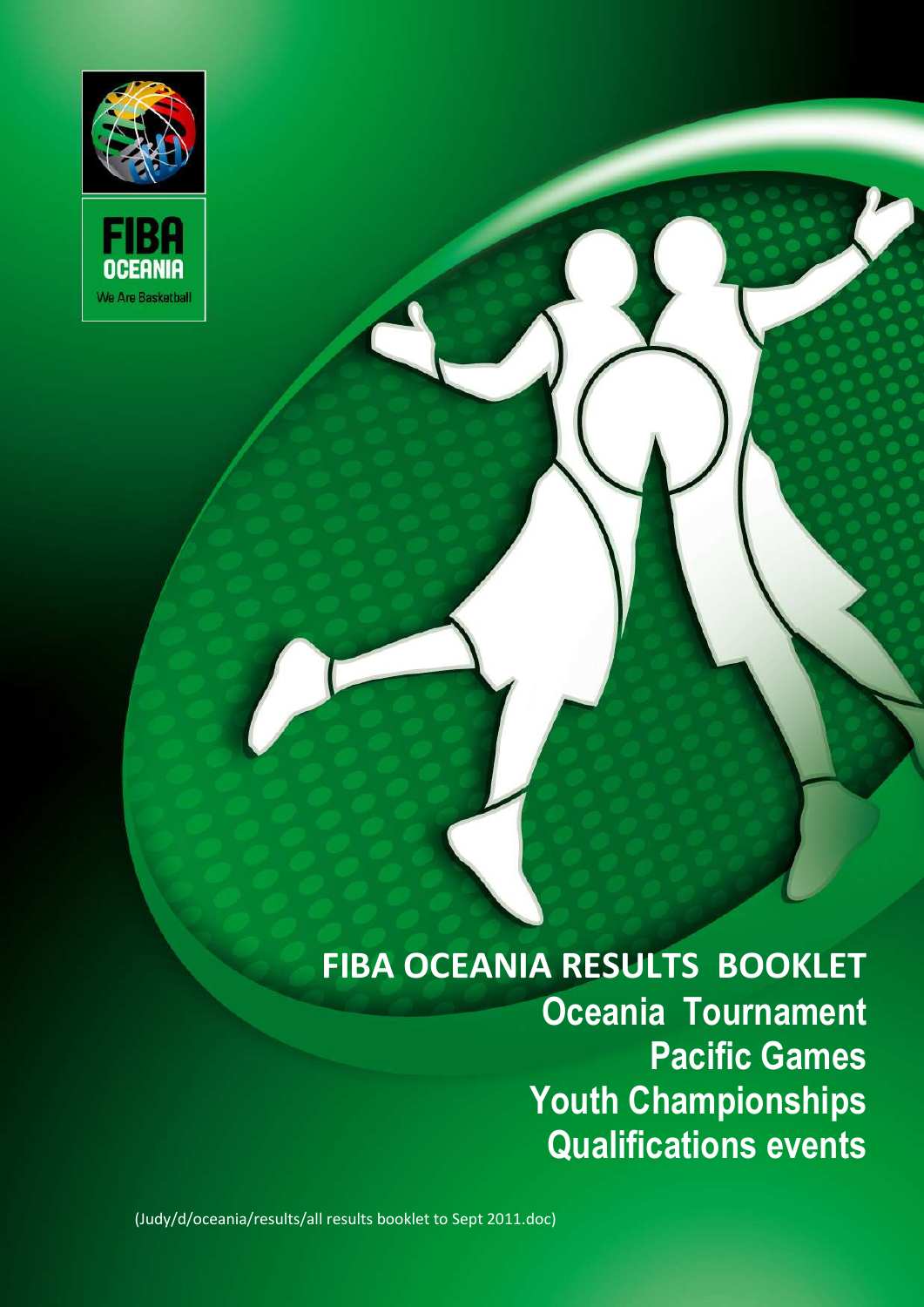FIBA OCEANIA
We Are Basketball

# FIBA OCEANIA RESULTS BOOKLET

## Oceania Tournament
## Pacific Games
## Youth Championships
## Qualifications events

(Judy/d/oceania/results/all results booklet to Sept 2011.doc)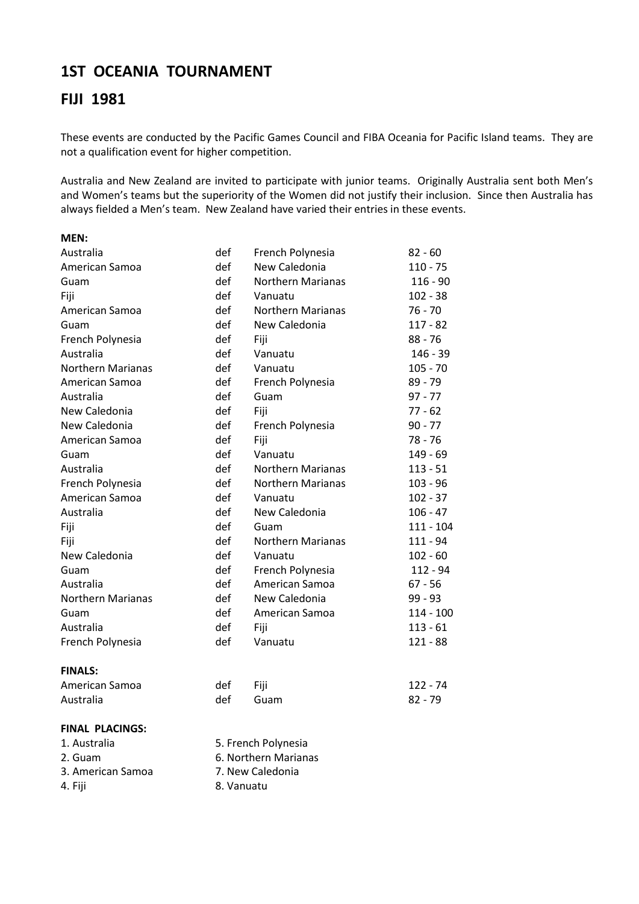## 1ST OCEANIA TOURNAMENT

## FIJI 1981

These events are conducted by the Pacific Games Council and FIBA Oceania for Pacific Island teams. They are not a qualification event for higher competition.

Australia and New Zealand are invited to participate with junior teams. Originally Australia sent both Men's and Women's teams but the superiority of the Women did not justify their inclusion. Since then Australia has always fielded a Men's team. New Zealand have varied their entries in these events.

**MEN:**

| | | | |
|---|---|---|---|
| Australia | def | French Polynesia | 82 - 60 |
| American Samoa | def | New Caledonia | 110 - 75 |
| Guam | def | Northern Marianas | 116 - 90 |
| Fiji | def | Vanuatu | 102 - 38 |
| American Samoa | def | Northern Marianas | 76 - 70 |
| Guam | def | New Caledonia | 117 - 82 |
| French Polynesia | def | Fiji | 88 - 76 |
| Australia | def | Vanuatu | 146 - 39 |
| Northern Marianas | def | Vanuatu | 105 - 70 |
| American Samoa | def | French Polynesia | 89 - 79 |
| Australia | def | Guam | 97 - 77 |
| New Caledonia | def | Fiji | 77 - 62 |
| New Caledonia | def | French Polynesia | 90 - 77 |
| American Samoa | def | Fiji | 78 - 76 |
| Guam | def | Vanuatu | 149 - 69 |
| Australia | def | Northern Marianas | 113 - 51 |
| French Polynesia | def | Northern Marianas | 103 - 96 |
| American Samoa | def | Vanuatu | 102 - 37 |
| Australia | def | New Caledonia | 106 - 47 |
| Fiji | def | Guam | 111 - 104 |
| Fiji | def | Northern Marianas | 111 - 94 |
| New Caledonia | def | Vanuatu | 102 - 60 |
| Guam | def | French Polynesia | 112 - 94 |
| Australia | def | American Samoa | 67 - 56 |
| Northern Marianas | def | New Caledonia | 99 - 93 |
| Guam | def | American Samoa | 114 - 100 |
| Australia | def | Fiji | 113 - 61 |
| French Polynesia | def | Vanuatu | 121 - 88 |

**FINALS:**

| | | | |
|---|---|---|---|
| American Samoa | def | Fiji | 122 - 74 |
| Australia | def | Guam | 82 - 79 |

**FINAL PLACINGS:**

| | |
|---|---|
| 1. Australia | 5. French Polynesia |
| 2. Guam | 6. Northern Marianas |
| 3. American Samoa | 7. New Caledonia |
| 4. Fiji | 8. Vanuatu |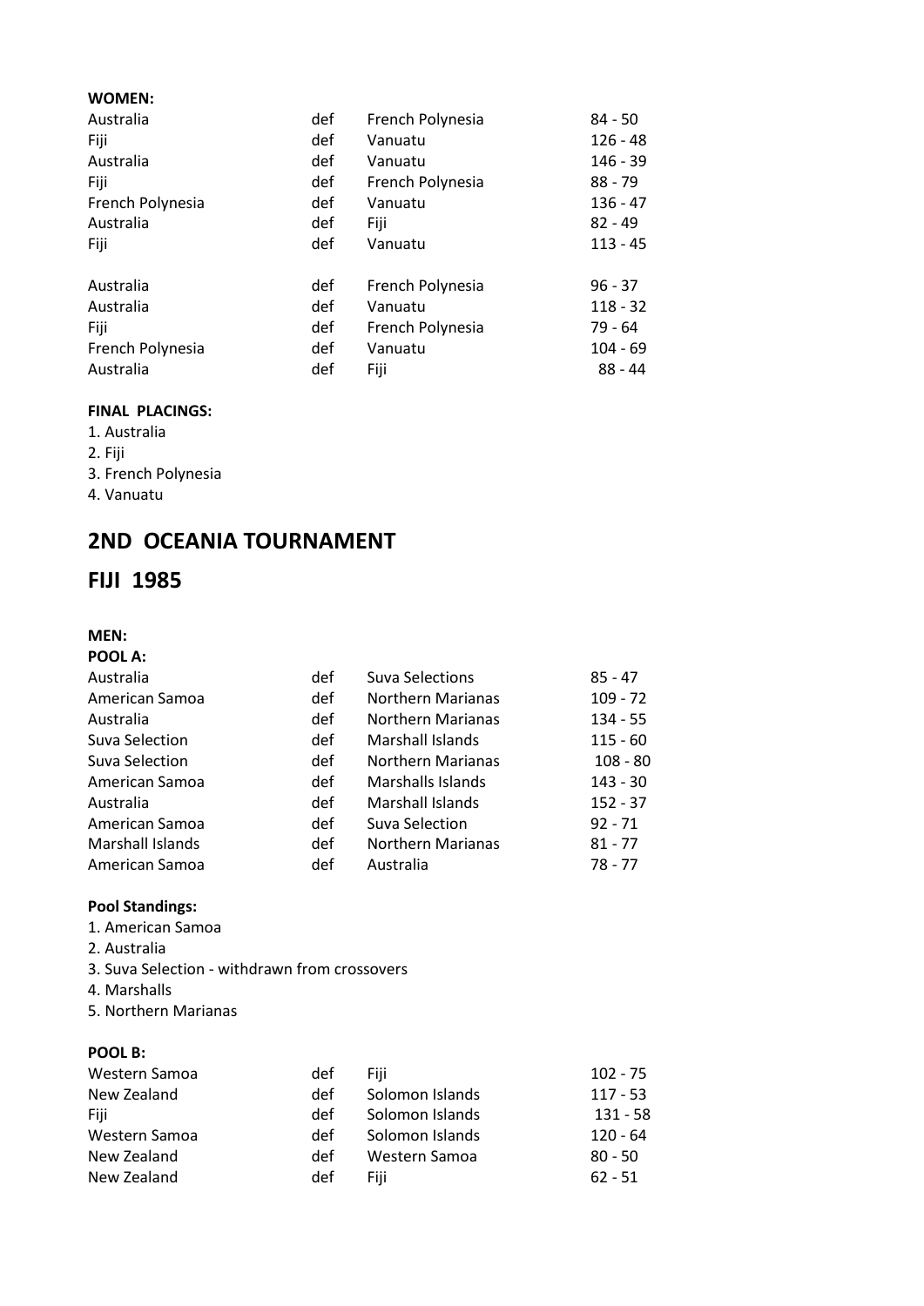**WOMEN:**

| | | | |
|---|---|---|---|
| Australia | def | French Polynesia | 84 - 50 |
| Fiji | def | Vanuatu | 126 - 48 |
| Australia | def | Vanuatu | 146 - 39 |
| Fiji | def | French Polynesia | 88 - 79 |
| French Polynesia | def | Vanuatu | 136 - 47 |
| Australia | def | Fiji | 82 - 49 |
| Fiji | def | Vanuatu | 113 - 45 |
| | | | |
| Australia | def | French Polynesia | 96 - 37 |
| Australia | def | Vanuatu | 118 - 32 |
| Fiji | def | French Polynesia | 79 - 64 |
| French Polynesia | def | Vanuatu | 104 - 69 |
| Australia | def | Fiji | 88 - 44 |

**FINAL PLACINGS:**

1. Australia
2. Fiji
3. French Polynesia
4. Vanuatu

## 2ND OCEANIA TOURNAMENT

## FIJI 1985

**MEN:**

**POOL A:**

| | | | |
|---|---|---|---|
| Australia | def | Suva Selections | 85 - 47 |
| American Samoa | def | Northern Marianas | 109 - 72 |
| Australia | def | Northern Marianas | 134 - 55 |
| Suva Selection | def | Marshall Islands | 115 - 60 |
| Suva Selection | def | Northern Marianas | 108 - 80 |
| American Samoa | def | Marshalls Islands | 143 - 30 |
| Australia | def | Marshall Islands | 152 - 37 |
| American Samoa | def | Suva Selection | 92 - 71 |
| Marshall Islands | def | Northern Marianas | 81 - 77 |
| American Samoa | def | Australia | 78 - 77 |

**Pool Standings:**

1. American Samoa
2. Australia
3. Suva Selection - withdrawn from crossovers
4. Marshalls
5. Northern Marianas

**POOL B:**

| | | | |
|---|---|---|---|
| Western Samoa | def | Fiji | 102 - 75 |
| New Zealand | def | Solomon Islands | 117 - 53 |
| Fiji | def | Solomon Islands | 131 - 58 |
| Western Samoa | def | Solomon Islands | 120 - 64 |
| New Zealand | def | Western Samoa | 80 - 50 |
| New Zealand | def | Fiji | 62 - 51 |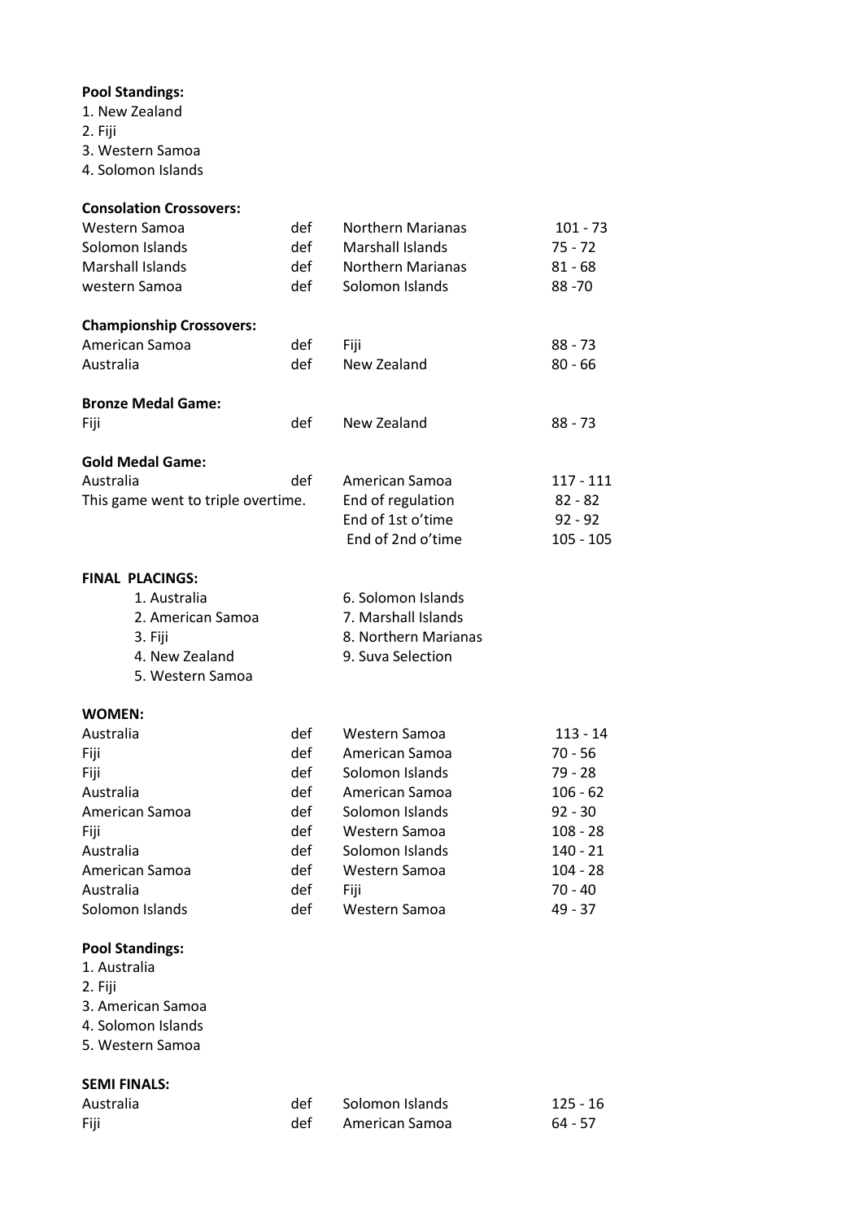**Pool Standings:**

1. New Zealand
2. Fiji
3. Western Samoa
4. Solomon Islands

**Consolation Crossovers:**

| | | | |
|---|---|---|---|
| Western Samoa | def | Northern Marianas | 101 - 73 |
| Solomon Islands | def | Marshall Islands | 75 - 72 |
| Marshall Islands | def | Northern Marianas | 81 - 68 |
| western Samoa | def | Solomon Islands | 88 -70 |

**Championship Crossovers:**

| | | | |
|---|---|---|---|
| American Samoa | def | Fiji | 88 - 73 |
| Australia | def | New Zealand | 80 - 66 |

**Bronze Medal Game:**

| | | | |
|---|---|---|---|
| Fiji | def | New Zealand | 88 - 73 |

**Gold Medal Game:**

| | | | |
|---|---|---|---|
| Australia | def | American Samoa | 117 - 111 |
| This game went to triple overtime. | | End of regulation | 82 - 82 |
| | | End of 1st o'time | 92 - 92 |
| | | End of 2nd o'time | 105 - 105 |

**FINAL PLACINGS:**

1. Australia
2. American Samoa
3. Fiji
4. New Zealand
5. Western Samoa
6. Solomon Islands
7. Marshall Islands
8. Northern Marianas
9. Suva Selection

**WOMEN:**

| | | | |
|---|---|---|---|
| Australia | def | Western Samoa | 113 - 14 |
| Fiji | def | American Samoa | 70 - 56 |
| Fiji | def | Solomon Islands | 79 - 28 |
| Australia | def | American Samoa | 106 - 62 |
| American Samoa | def | Solomon Islands | 92 - 30 |
| Fiji | def | Western Samoa | 108 - 28 |
| Australia | def | Solomon Islands | 140 - 21 |
| American Samoa | def | Western Samoa | 104 - 28 |
| Australia | def | Fiji | 70 - 40 |
| Solomon Islands | def | Western Samoa | 49 - 37 |

**Pool Standings:**

1. Australia
2. Fiji
3. American Samoa
4. Solomon Islands
5. Western Samoa

**SEMI FINALS:**

| | | | |
|---|---|---|---|
| Australia | def | Solomon Islands | 125 - 16 |
| Fiji | def | American Samoa | 64 - 57 |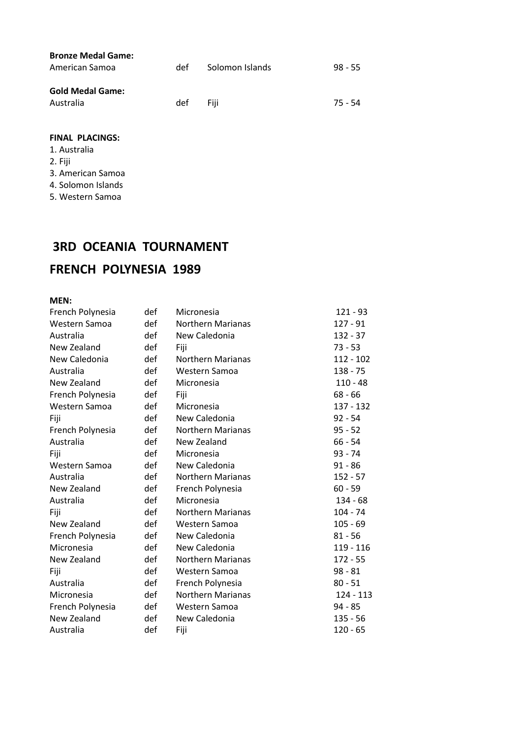**Bronze Medal Game:**

| | | | |
|---|---|---|---|
| American Samoa | def | Solomon Islands | 98 - 55 |

**Gold Medal Game:**

| | | | |
|---|---|---|---|
| Australia | def | Fiji | 75 - 54 |

**FINAL PLACINGS:**

1. Australia
2. Fiji
3. American Samoa
4. Solomon Islands
5. Western Samoa

## 3RD OCEANIA TOURNAMENT

## FRENCH POLYNESIA 1989

**MEN:**

| | | | |
|---|---|---|---|
| French Polynesia | def | Micronesia | 121 - 93 |
| Western Samoa | def | Northern Marianas | 127 - 91 |
| Australia | def | New Caledonia | 132 - 37 |
| New Zealand | def | Fiji | 73 - 53 |
| New Caledonia | def | Northern Marianas | 112 - 102 |
| Australia | def | Western Samoa | 138 - 75 |
| New Zealand | def | Micronesia | 110 - 48 |
| French Polynesia | def | Fiji | 68 - 66 |
| Western Samoa | def | Micronesia | 137 - 132 |
| Fiji | def | New Caledonia | 92 - 54 |
| French Polynesia | def | Northern Marianas | 95 - 52 |
| Australia | def | New Zealand | 66 - 54 |
| Fiji | def | Micronesia | 93 - 74 |
| Western Samoa | def | New Caledonia | 91 - 86 |
| Australia | def | Northern Marianas | 152 - 57 |
| New Zealand | def | French Polynesia | 60 - 59 |
| Australia | def | Micronesia | 134 - 68 |
| Fiji | def | Northern Marianas | 104 - 74 |
| New Zealand | def | Western Samoa | 105 - 69 |
| French Polynesia | def | New Caledonia | 81 - 56 |
| Micronesia | def | New Caledonia | 119 - 116 |
| New Zealand | def | Northern Marianas | 172 - 55 |
| Fiji | def | Western Samoa | 98 - 81 |
| Australia | def | French Polynesia | 80 - 51 |
| Micronesia | def | Northern Marianas | 124 - 113 |
| French Polynesia | def | Western Samoa | 94 - 85 |
| New Zealand | def | New Caledonia | 135 - 56 |
| Australia | def | Fiji | 120 - 65 |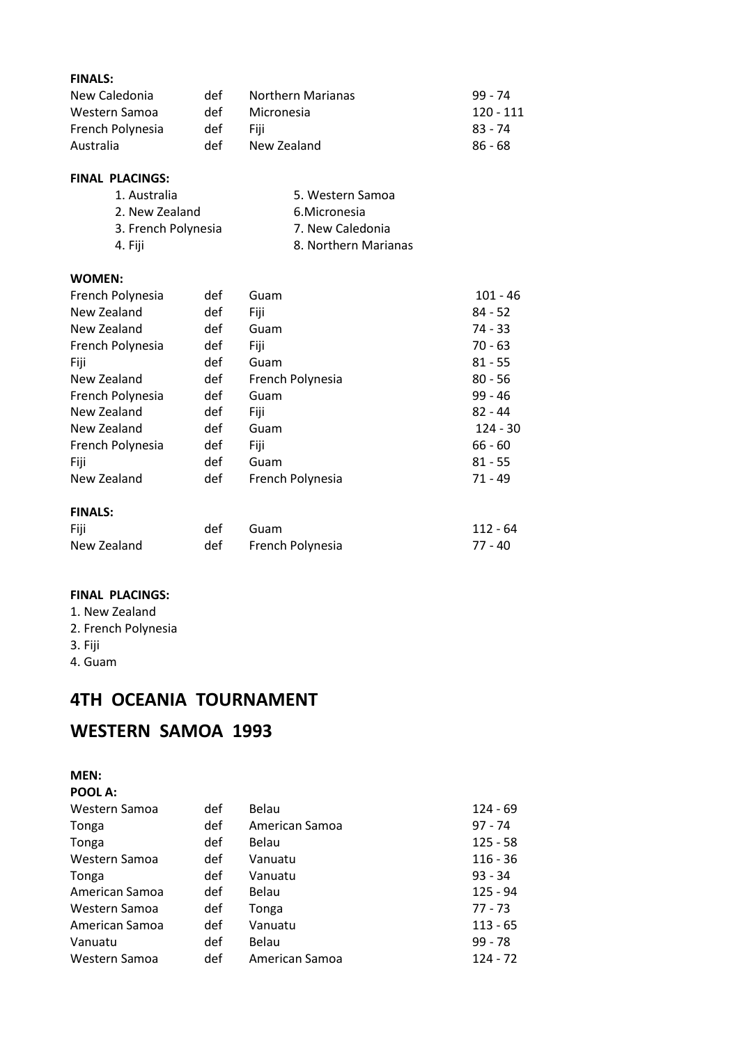**FINALS:**

| | | | |
|---|---|---|---|
| New Caledonia | def | Northern Marianas | 99 - 74 |
| Western Samoa | def | Micronesia | 120 - 111 |
| French Polynesia | def | Fiji | 83 - 74 |
| Australia | def | New Zealand | 86 - 68 |

**FINAL PLACINGS:**

| | |
|---|---|
| 1. Australia | 5. Western Samoa |
| 2. New Zealand | 6.Micronesia |
| 3. French Polynesia | 7. New Caledonia |
| 4. Fiji | 8. Northern Marianas |

**WOMEN:**

| | | | |
|---|---|---|---|
| French Polynesia | def | Guam | 101 - 46 |
| New Zealand | def | Fiji | 84 - 52 |
| New Zealand | def | Guam | 74 - 33 |
| French Polynesia | def | Fiji | 70 - 63 |
| Fiji | def | Guam | 81 - 55 |
| New Zealand | def | French Polynesia | 80 - 56 |
| French Polynesia | def | Guam | 99 - 46 |
| New Zealand | def | Fiji | 82 - 44 |
| New Zealand | def | Guam | 124 - 30 |
| French Polynesia | def | Fiji | 66 - 60 |
| Fiji | def | Guam | 81 - 55 |
| New Zealand | def | French Polynesia | 71 - 49 |

**FINALS:**

| | | | |
|---|---|---|---|
| Fiji | def | Guam | 112 - 64 |
| New Zealand | def | French Polynesia | 77 - 40 |

**FINAL PLACINGS:**

1. New Zealand
2. French Polynesia
3. Fiji
4. Guam

## 4TH OCEANIA TOURNAMENT

## WESTERN SAMOA 1993

**MEN:**

**POOL A:**

| | | | |
|---|---|---|---|
| Western Samoa | def | Belau | 124 - 69 |
| Tonga | def | American Samoa | 97 - 74 |
| Tonga | def | Belau | 125 - 58 |
| Western Samoa | def | Vanuatu | 116 - 36 |
| Tonga | def | Vanuatu | 93 - 34 |
| American Samoa | def | Belau | 125 - 94 |
| Western Samoa | def | Tonga | 77 - 73 |
| American Samoa | def | Vanuatu | 113 - 65 |
| Vanuatu | def | Belau | 99 - 78 |
| Western Samoa | def | American Samoa | 124 - 72 |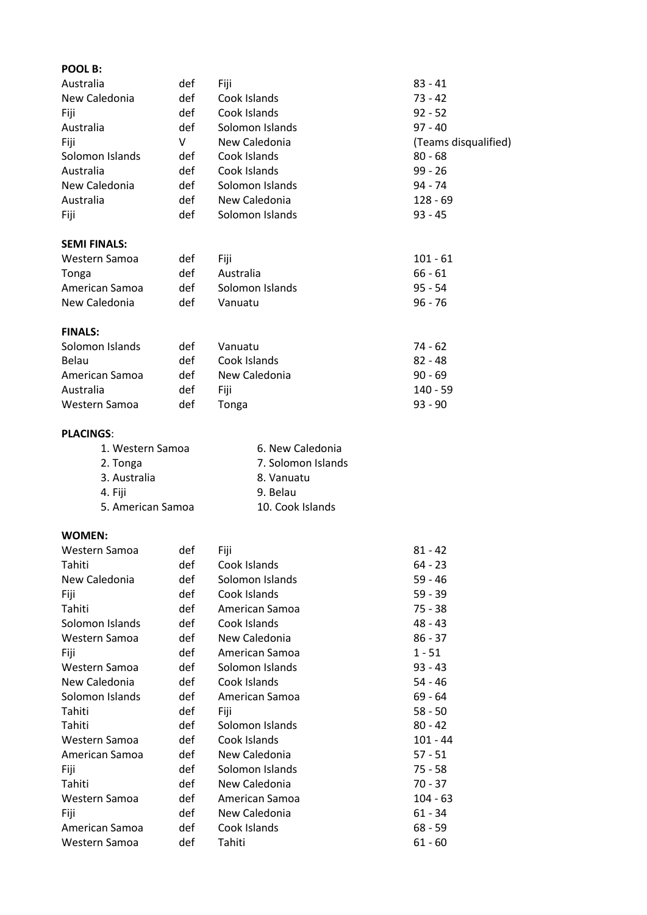**POOL B:**

| | | | |
|---|---|---|---|
| Australia | def | Fiji | 83 - 41 |
| New Caledonia | def | Cook Islands | 73 - 42 |
| Fiji | def | Cook Islands | 92 - 52 |
| Australia | def | Solomon Islands | 97 - 40 |
| Fiji | V | New Caledonia | (Teams disqualified) |
| Solomon Islands | def | Cook Islands | 80 - 68 |
| Australia | def | Cook Islands | 99 - 26 |
| New Caledonia | def | Solomon Islands | 94 - 74 |
| Australia | def | New Caledonia | 128 - 69 |
| Fiji | def | Solomon Islands | 93 - 45 |

**SEMI FINALS:**

| | | | |
|---|---|---|---|
| Western Samoa | def | Fiji | 101 - 61 |
| Tonga | def | Australia | 66 - 61 |
| American Samoa | def | Solomon Islands | 95 - 54 |
| New Caledonia | def | Vanuatu | 96 - 76 |

**FINALS:**

| | | | |
|---|---|---|---|
| Solomon Islands | def | Vanuatu | 74 - 62 |
| Belau | def | Cook Islands | 82 - 48 |
| American Samoa | def | New Caledonia | 90 - 69 |
| Australia | def | Fiji | 140 - 59 |
| Western Samoa | def | Tonga | 93 - 90 |

**PLACINGS**:

1. Western Samoa
2. Tonga
3. Australia
4. Fiji
5. American Samoa
6. New Caledonia
7. Solomon Islands
8. Vanuatu
9. Belau
10. Cook Islands

**WOMEN:**

| | | | |
|---|---|---|---|
| Western Samoa | def | Fiji | 81 - 42 |
| Tahiti | def | Cook Islands | 64 - 23 |
| New Caledonia | def | Solomon Islands | 59 - 46 |
| Fiji | def | Cook Islands | 59 - 39 |
| Tahiti | def | American Samoa | 75 - 38 |
| Solomon Islands | def | Cook Islands | 48 - 43 |
| Western Samoa | def | New Caledonia | 86 - 37 |
| Fiji | def | American Samoa | 1 - 51 |
| Western Samoa | def | Solomon Islands | 93 - 43 |
| New Caledonia | def | Cook Islands | 54 - 46 |
| Solomon Islands | def | American Samoa | 69 - 64 |
| Tahiti | def | Fiji | 58 - 50 |
| Tahiti | def | Solomon Islands | 80 - 42 |
| Western Samoa | def | Cook Islands | 101 - 44 |
| American Samoa | def | New Caledonia | 57 - 51 |
| Fiji | def | Solomon Islands | 75 - 58 |
| Tahiti | def | New Caledonia | 70 - 37 |
| Western Samoa | def | American Samoa | 104 - 63 |
| Fiji | def | New Caledonia | 61 - 34 |
| American Samoa | def | Cook Islands | 68 - 59 |
| Western Samoa | def | Tahiti | 61 - 60 |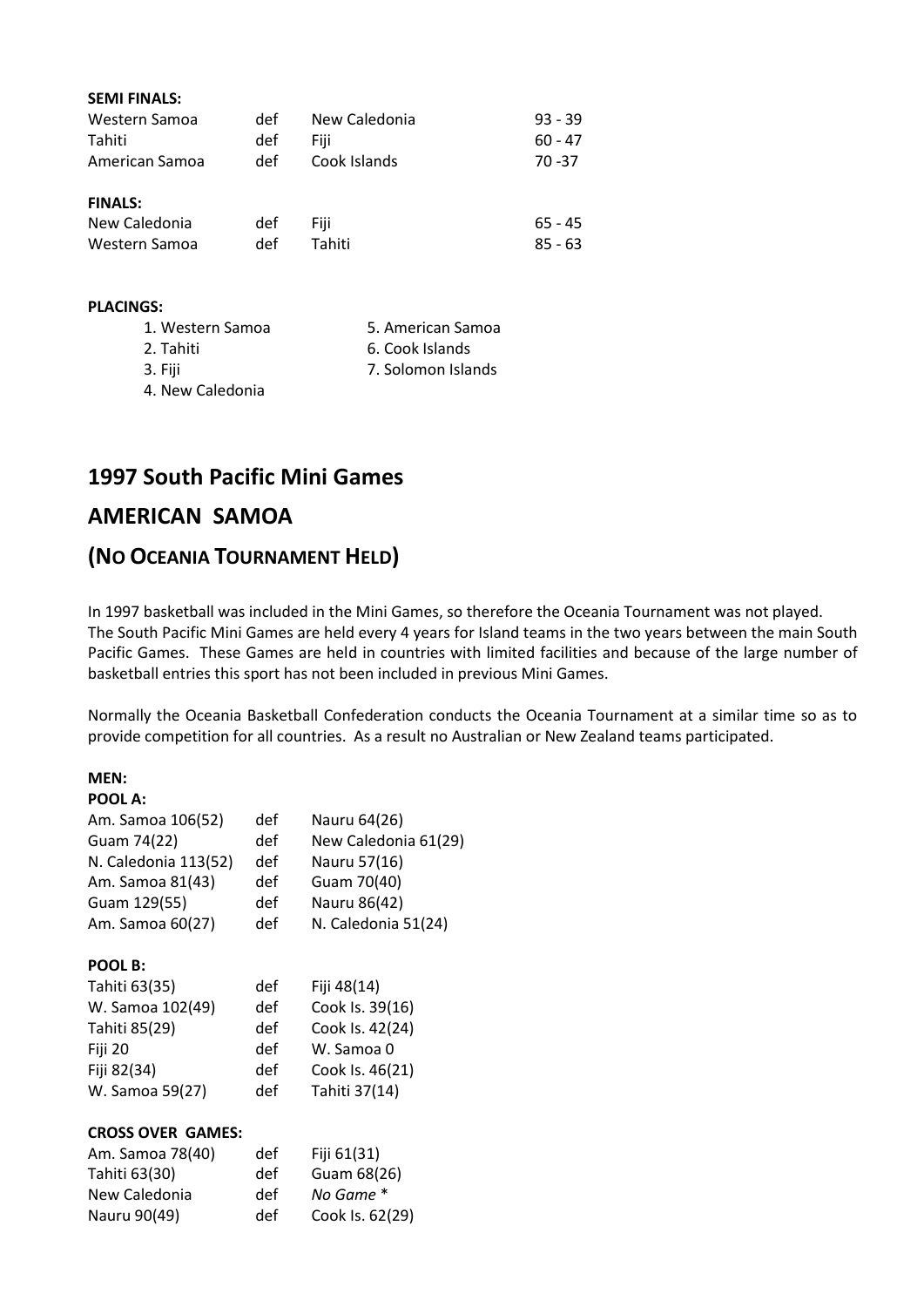**SEMI FINALS:**

| | | | |
|---|---|---|---|
| Western Samoa | def | New Caledonia | 93 - 39 |
| Tahiti | def | Fiji | 60 - 47 |
| American Samoa | def | Cook Islands | 70 -37 |

**FINALS:**

| | | | |
|---|---|---|---|
| New Caledonia | def | Fiji | 65 - 45 |
| Western Samoa | def | Tahiti | 85 - 63 |

**PLACINGS:**

1. Western Samoa
2. Tahiti
3. Fiji
4. New Caledonia
5. American Samoa
6. Cook Islands
7. Solomon Islands

## 1997 South Pacific Mini Games

## AMERICAN SAMOA

## (NO OCEANIA TOURNAMENT HELD)

In 1997 basketball was included in the Mini Games, so therefore the Oceania Tournament was not played. The South Pacific Mini Games are held every 4 years for Island teams in the two years between the main South Pacific Games. These Games are held in countries with limited facilities and because of the large number of basketball entries this sport has not been included in previous Mini Games.

Normally the Oceania Basketball Confederation conducts the Oceania Tournament at a similar time so as to provide competition for all countries. As a result no Australian or New Zealand teams participated.

**MEN:**

**POOL A:**

| | | |
|---|---|---|
| Am. Samoa 106(52) | def | Nauru 64(26) |
| Guam 74(22) | def | New Caledonia 61(29) |
| N. Caledonia 113(52) | def | Nauru 57(16) |
| Am. Samoa 81(43) | def | Guam 70(40) |
| Guam 129(55) | def | Nauru 86(42) |
| Am. Samoa 60(27) | def | N. Caledonia 51(24) |

**POOL B:**

| | | |
|---|---|---|
| Tahiti 63(35) | def | Fiji 48(14) |
| W. Samoa 102(49) | def | Cook Is. 39(16) |
| Tahiti 85(29) | def | Cook Is. 42(24) |
| Fiji 20 | def | W. Samoa 0 |
| Fiji 82(34) | def | Cook Is. 46(21) |
| W. Samoa 59(27) | def | Tahiti 37(14) |

**CROSS OVER GAMES:**

| | | |
|---|---|---|
| Am. Samoa 78(40) | def | Fiji 61(31) |
| Tahiti 63(30) | def | Guam 68(26) |
| New Caledonia | def | *No Game* * |
| Nauru 90(49) | def | Cook Is. 62(29) |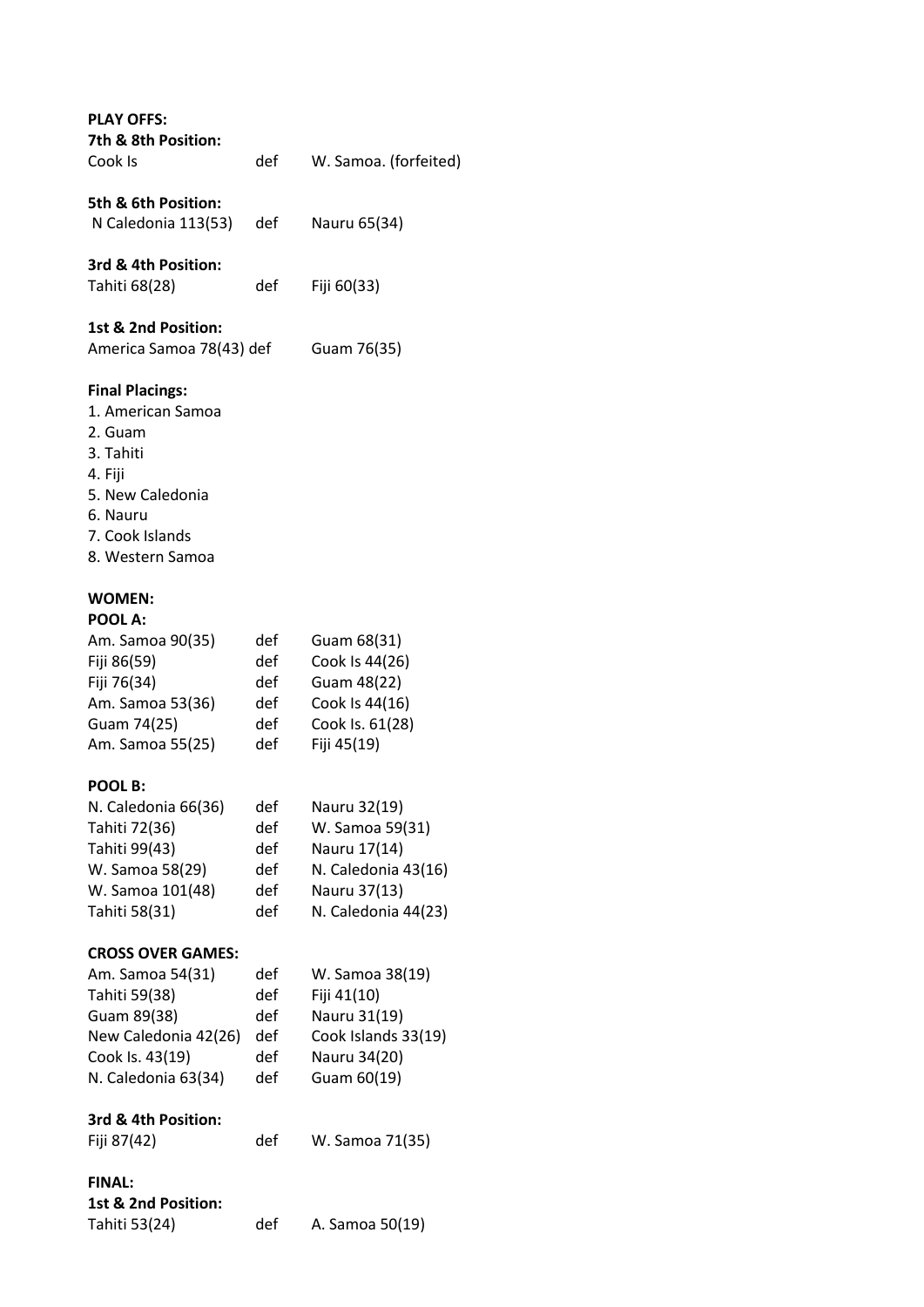**PLAY OFFS:**

**7th & 8th Position:**

| | | |
|---|---|---|
| Cook Is | def | W. Samoa. (forfeited) |

**5th & 6th Position:**

| | | |
|---|---|---|
| N Caledonia 113(53) | def | Nauru 65(34) |

**3rd & 4th Position:**

| | | |
|---|---|---|
| Tahiti 68(28) | def | Fiji 60(33) |

**1st & 2nd Position:**

| | | |
|---|---|---|
| America Samoa 78(43) | def | Guam 76(35) |

**Final Placings:**

1. American Samoa
2. Guam
3. Tahiti
4. Fiji
5. New Caledonia
6. Nauru
7. Cook Islands
8. Western Samoa

**WOMEN:**

**POOL A:**

| | | |
|---|---|---|
| Am. Samoa 90(35) | def | Guam 68(31) |
| Fiji 86(59) | def | Cook Is 44(26) |
| Fiji 76(34) | def | Guam 48(22) |
| Am. Samoa 53(36) | def | Cook Is 44(16) |
| Guam 74(25) | def | Cook Is. 61(28) |
| Am. Samoa 55(25) | def | Fiji 45(19) |

**POOL B:**

| | | |
|---|---|---|
| N. Caledonia 66(36) | def | Nauru 32(19) |
| Tahiti 72(36) | def | W. Samoa 59(31) |
| Tahiti 99(43) | def | Nauru 17(14) |
| W. Samoa 58(29) | def | N. Caledonia 43(16) |
| W. Samoa 101(48) | def | Nauru 37(13) |
| Tahiti 58(31) | def | N. Caledonia 44(23) |

**CROSS OVER GAMES:**

| | | |
|---|---|---|
| Am. Samoa 54(31) | def | W. Samoa 38(19) |
| Tahiti 59(38) | def | Fiji 41(10) |
| Guam 89(38) | def | Nauru 31(19) |
| New Caledonia 42(26) | def | Cook Islands 33(19) |
| Cook Is. 43(19) | def | Nauru 34(20) |
| N. Caledonia 63(34) | def | Guam 60(19) |

**3rd & 4th Position:**

| | | |
|---|---|---|
| Fiji 87(42) | def | W. Samoa 71(35) |

**FINAL:**

**1st & 2nd Position:**

| | | |
|---|---|---|
| Tahiti 53(24) | def | A. Samoa 50(19) |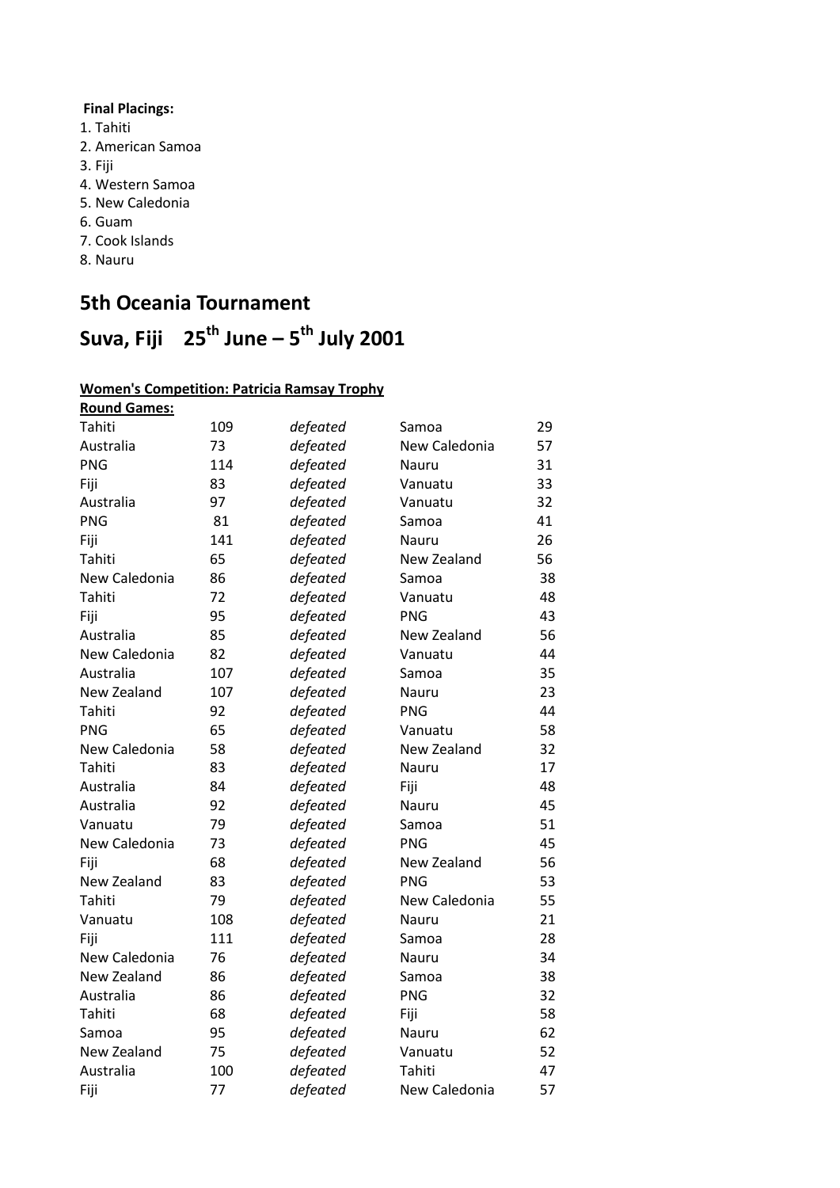**Final Placings:**

1. Tahiti
2. American Samoa
3. Fiji
4. Western Samoa
5. New Caledonia
6. Guam
7. Cook Islands
8. Nauru

# 5th Oceania Tournament

# Suva, Fiji 25th June – 5th July 2001

**Women's Competition: Patricia Ramsay Trophy**

**Round Games:**

| | | | | |
|---|---|---|---|---|
| Tahiti | 109 | *defeated* | Samoa | 29 |
| Australia | 73 | *defeated* | New Caledonia | 57 |
| PNG | 114 | *defeated* | Nauru | 31 |
| Fiji | 83 | *defeated* | Vanuatu | 33 |
| Australia | 97 | *defeated* | Vanuatu | 32 |
| PNG | 81 | *defeated* | Samoa | 41 |
| Fiji | 141 | *defeated* | Nauru | 26 |
| Tahiti | 65 | *defeated* | New Zealand | 56 |
| New Caledonia | 86 | *defeated* | Samoa | 38 |
| Tahiti | 72 | *defeated* | Vanuatu | 48 |
| Fiji | 95 | *defeated* | PNG | 43 |
| Australia | 85 | *defeated* | New Zealand | 56 |
| New Caledonia | 82 | *defeated* | Vanuatu | 44 |
| Australia | 107 | *defeated* | Samoa | 35 |
| New Zealand | 107 | *defeated* | Nauru | 23 |
| Tahiti | 92 | *defeated* | PNG | 44 |
| PNG | 65 | *defeated* | Vanuatu | 58 |
| New Caledonia | 58 | *defeated* | New Zealand | 32 |
| Tahiti | 83 | *defeated* | Nauru | 17 |
| Australia | 84 | *defeated* | Fiji | 48 |
| Australia | 92 | *defeated* | Nauru | 45 |
| Vanuatu | 79 | *defeated* | Samoa | 51 |
| New Caledonia | 73 | *defeated* | PNG | 45 |
| Fiji | 68 | *defeated* | New Zealand | 56 |
| New Zealand | 83 | *defeated* | PNG | 53 |
| Tahiti | 79 | *defeated* | New Caledonia | 55 |
| Vanuatu | 108 | *defeated* | Nauru | 21 |
| Fiji | 111 | *defeated* | Samoa | 28 |
| New Caledonia | 76 | *defeated* | Nauru | 34 |
| New Zealand | 86 | *defeated* | Samoa | 38 |
| Australia | 86 | *defeated* | PNG | 32 |
| Tahiti | 68 | *defeated* | Fiji | 58 |
| Samoa | 95 | *defeated* | Nauru | 62 |
| New Zealand | 75 | *defeated* | Vanuatu | 52 |
| Australia | 100 | *defeated* | Tahiti | 47 |
| Fiji | 77 | *defeated* | New Caledonia | 57 |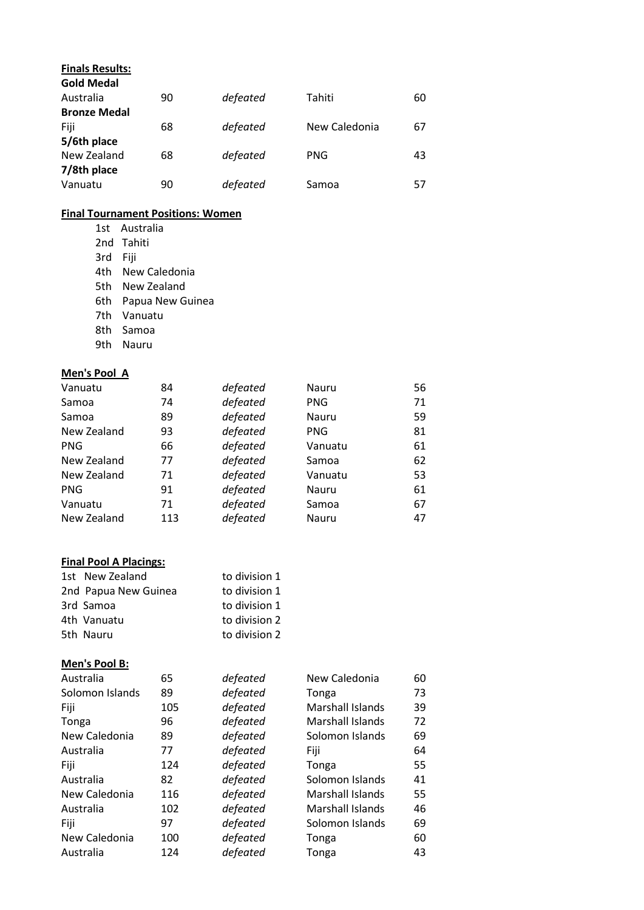**Finals Results:**

**Gold Medal**

| | | | | |
|---|---|---|---|---|
| Australia | 90 | *defeated* | Tahiti | 60 |

**Bronze Medal**

| | | | | |
|---|---|---|---|---|
| Fiji | 68 | *defeated* | New Caledonia | 67 |

**5/6th place**

| | | | | |
|---|---|---|---|---|
| New Zealand | 68 | *defeated* | PNG | 43 |

**7/8th place**

| | | | | |
|---|---|---|---|---|
| Vanuatu | 90 | *defeated* | Samoa | 57 |

**Final Tournament Positions: Women**

1st Australia
2nd Tahiti
3rd Fiji
4th New Caledonia
5th New Zealand
6th Papua New Guinea
7th Vanuatu
8th Samoa
9th Nauru

**Men's Pool A**

| | | | | |
|---|---|---|---|---|
| Vanuatu | 84 | *defeated* | Nauru | 56 |
| Samoa | 74 | *defeated* | PNG | 71 |
| Samoa | 89 | *defeated* | Nauru | 59 |
| New Zealand | 93 | *defeated* | PNG | 81 |
| PNG | 66 | *defeated* | Vanuatu | 61 |
| New Zealand | 77 | *defeated* | Samoa | 62 |
| New Zealand | 71 | *defeated* | Vanuatu | 53 |
| PNG | 91 | *defeated* | Nauru | 61 |
| Vanuatu | 71 | *defeated* | Samoa | 67 |
| New Zealand | 113 | *defeated* | Nauru | 47 |

**Final Pool A Placings:**

| | |
|---|---|
| 1st New Zealand | to division 1 |
| 2nd Papua New Guinea | to division 1 |
| 3rd Samoa | to division 1 |
| 4th Vanuatu | to division 2 |
| 5th Nauru | to division 2 |

**Men's Pool B:**

| | | | | |
|---|---|---|---|---|
| Australia | 65 | *defeated* | New Caledonia | 60 |
| Solomon Islands | 89 | *defeated* | Tonga | 73 |
| Fiji | 105 | *defeated* | Marshall Islands | 39 |
| Tonga | 96 | *defeated* | Marshall Islands | 72 |
| New Caledonia | 89 | *defeated* | Solomon Islands | 69 |
| Australia | 77 | *defeated* | Fiji | 64 |
| Fiji | 124 | *defeated* | Tonga | 55 |
| Australia | 82 | *defeated* | Solomon Islands | 41 |
| New Caledonia | 116 | *defeated* | Marshall Islands | 55 |
| Australia | 102 | *defeated* | Marshall Islands | 46 |
| Fiji | 97 | *defeated* | Solomon Islands | 69 |
| New Caledonia | 100 | *defeated* | Tonga | 60 |
| Australia | 124 | *defeated* | Tonga | 43 |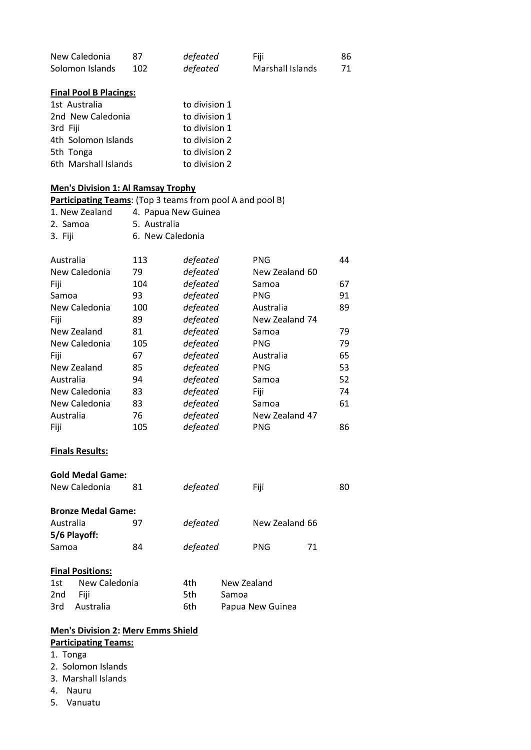| | | | | |
|---|---|---|---|---|
| New Caledonia | 87 | *defeated* | Fiji | 86 |
| Solomon Islands | 102 | *defeated* | Marshall Islands | 71 |

**Final Pool B Placings:**

| | |
|---|---|
| 1st Australia | to division 1 |
| 2nd New Caledonia | to division 1 |
| 3rd Fiji | to division 1 |
| 4th Solomon Islands | to division 2 |
| 5th Tonga | to division 2 |
| 6th Marshall Islands | to division 2 |

**Men's Division 1: Al Ramsay Trophy**

**Participating Teams**: (Top 3 teams from pool A and pool B)

| | |
|---|---|
| 1. New Zealand | 4. Papua New Guinea |
| 2. Samoa | 5. Australia |
| 3. Fiji | 6. New Caledonia |

| | | | | |
|---|---|---|---|---|
| Australia | 113 | *defeated* | PNG | 44 |
| New Caledonia | 79 | *defeated* | New Zealand | 60 |
| Fiji | 104 | *defeated* | Samoa | 67 |
| Samoa | 93 | *defeated* | PNG | 91 |
| New Caledonia | 100 | *defeated* | Australia | 89 |
| Fiji | 89 | *defeated* | New Zealand | 74 |
| New Zealand | 81 | *defeated* | Samoa | 79 |
| New Caledonia | 105 | *defeated* | PNG | 79 |
| Fiji | 67 | *defeated* | Australia | 65 |
| New Zealand | 85 | *defeated* | PNG | 53 |
| Australia | 94 | *defeated* | Samoa | 52 |
| New Caledonia | 83 | *defeated* | Fiji | 74 |
| New Caledonia | 83 | *defeated* | Samoa | 61 |
| Australia | 76 | *defeated* | New Zealand | 47 |
| Fiji | 105 | *defeated* | PNG | 86 |

**Finals Results:**

**Gold Medal Game:**

| | | | | |
|---|---|---|---|---|
| New Caledonia | 81 | *defeated* | Fiji | 80 |

**Bronze Medal Game:**

| | | | | |
|---|---|---|---|---|
| Australia | 97 | *defeated* | New Zealand | 66 |

**5/6 Playoff:**

| | | | | |
|---|---|---|---|---|
| Samoa | 84 | *defeated* | PNG | 71 |

**Final Positions:**

| | | | |
|---|---|---|---|
| 1st | New Caledonia | 4th | New Zealand |
| 2nd | Fiji | 5th | Samoa |
| 3rd | Australia | 6th | Papua New Guinea |

**Men's Division 2: Merv Emms Shield**

**Participating Teams:**

1. Tonga
2. Solomon Islands
3. Marshall Islands
4. Nauru
5. Vanuatu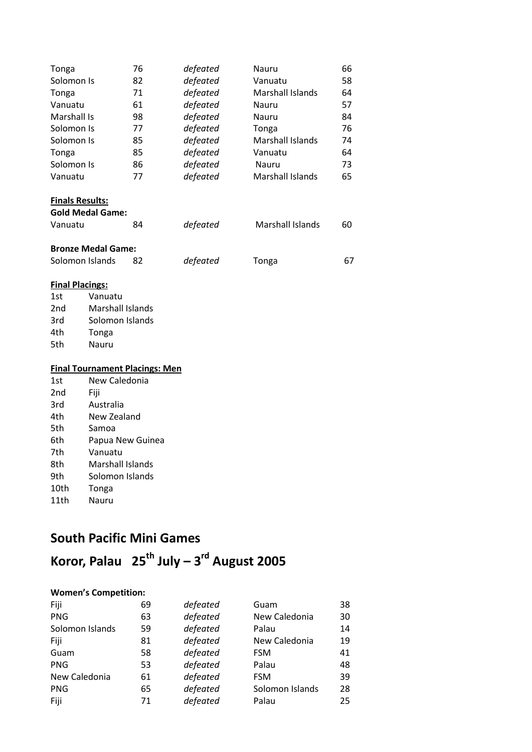| | | | | |
|---|---|---|---|---|
| Tonga | 76 | *defeated* | Nauru | 66 |
| Solomon Is | 82 | *defeated* | Vanuatu | 58 |
| Tonga | 71 | *defeated* | Marshall Islands | 64 |
| Vanuatu | 61 | *defeated* | Nauru | 57 |
| Marshall Is | 98 | *defeated* | Nauru | 84 |
| Solomon Is | 77 | *defeated* | Tonga | 76 |
| Solomon Is | 85 | *defeated* | Marshall Islands | 74 |
| Tonga | 85 | *defeated* | Vanuatu | 64 |
| Solomon Is | 86 | *defeated* | Nauru | 73 |
| Vanuatu | 77 | *defeated* | Marshall Islands | 65 |

**Finals Results:**

**Gold Medal Game:**

| | | | | |
|---|---|---|---|---|
| Vanuatu | 84 | *defeated* | Marshall Islands | 60 |

**Bronze Medal Game:**

| | | | | |
|---|---|---|---|---|
| Solomon Islands | 82 | *defeated* | Tonga | 67 |

**Final Placings:**

1st Vanuatu
2nd Marshall Islands
3rd Solomon Islands
4th Tonga
5th Nauru

**Final Tournament Placings: Men**

1st New Caledonia
2nd Fiji
3rd Australia
4th New Zealand
5th Samoa
6th Papua New Guinea
7th Vanuatu
8th Marshall Islands
9th Solomon Islands
10th Tonga
11th Nauru

# South Pacific Mini Games

# Koror, Palau 25th July – 3rd August 2005

**Women's Competition:**

| | | | | |
|---|---|---|---|---|
| Fiji | 69 | *defeated* | Guam | 38 |
| PNG | 63 | *defeated* | New Caledonia | 30 |
| Solomon Islands | 59 | *defeated* | Palau | 14 |
| Fiji | 81 | *defeated* | New Caledonia | 19 |
| Guam | 58 | *defeated* | FSM | 41 |
| PNG | 53 | *defeated* | Palau | 48 |
| New Caledonia | 61 | *defeated* | FSM | 39 |
| PNG | 65 | *defeated* | Solomon Islands | 28 |
| Fiji | 71 | *defeated* | Palau | 25 |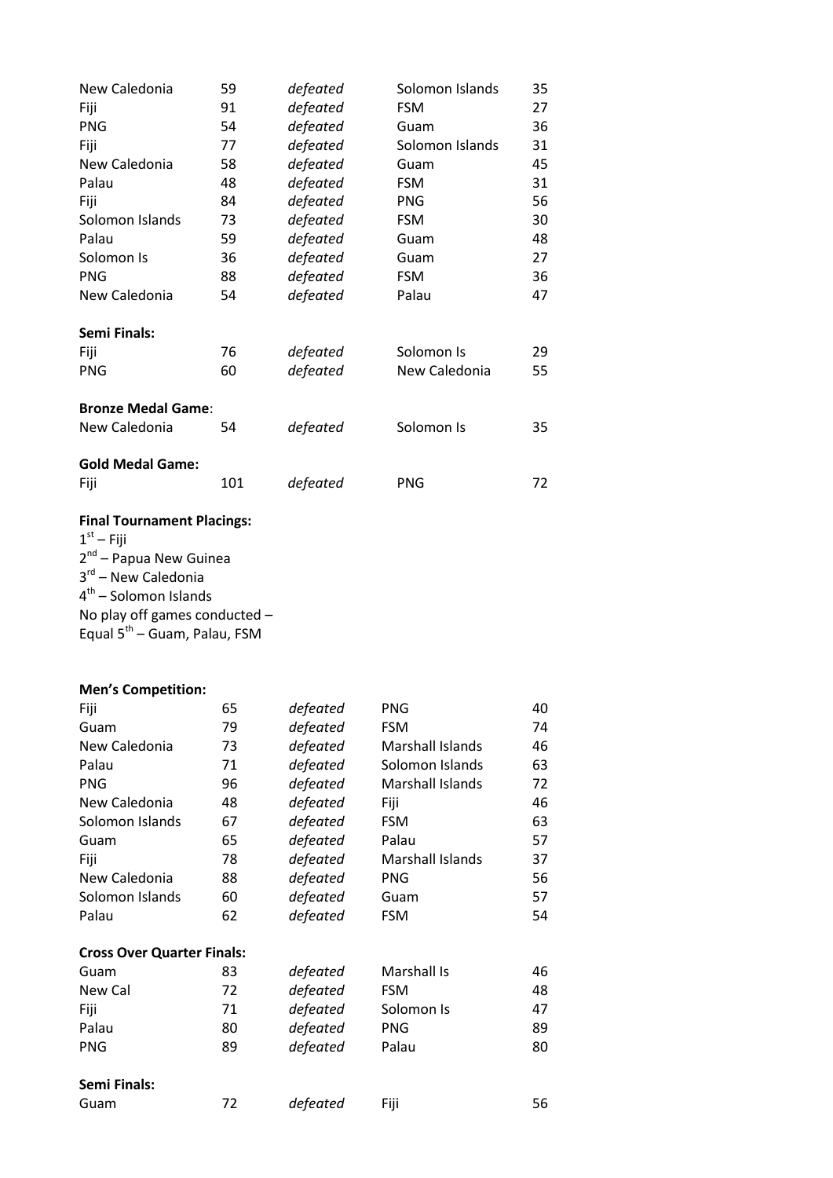| | | | | |
|---|---|---|---|---|
| New Caledonia | 59 | *defeated* | Solomon Islands | 35 |
| Fiji | 91 | *defeated* | FSM | 27 |
| PNG | 54 | *defeated* | Guam | 36 |
| Fiji | 77 | *defeated* | Solomon Islands | 31 |
| New Caledonia | 58 | *defeated* | Guam | 45 |
| Palau | 48 | *defeated* | FSM | 31 |
| Fiji | 84 | *defeated* | PNG | 56 |
| Solomon Islands | 73 | *defeated* | FSM | 30 |
| Palau | 59 | *defeated* | Guam | 48 |
| Solomon Is | 36 | *defeated* | Guam | 27 |
| PNG | 88 | *defeated* | FSM | 36 |
| New Caledonia | 54 | *defeated* | Palau | 47 |

**Semi Finals:**

| | | | | |
|---|---|---|---|---|
| Fiji | 76 | *defeated* | Solomon Is | 29 |
| PNG | 60 | *defeated* | New Caledonia | 55 |

**Bronze Medal Game**:

| | | | | |
|---|---|---|---|---|
| New Caledonia | 54 | *defeated* | Solomon Is | 35 |

**Gold Medal Game:**

| | | | | |
|---|---|---|---|---|
| Fiji | 101 | *defeated* | PNG | 72 |

**Final Tournament Placings:**

1st – Fiji
2nd – Papua New Guinea
3rd – New Caledonia
4th – Solomon Islands
No play off games conducted –
Equal 5th – Guam, Palau, FSM

**Men's Competition:**

| | | | | |
|---|---|---|---|---|
| Fiji | 65 | *defeated* | PNG | 40 |
| Guam | 79 | *defeated* | FSM | 74 |
| New Caledonia | 73 | *defeated* | Marshall Islands | 46 |
| Palau | 71 | *defeated* | Solomon Islands | 63 |
| PNG | 96 | *defeated* | Marshall Islands | 72 |
| New Caledonia | 48 | *defeated* | Fiji | 46 |
| Solomon Islands | 67 | *defeated* | FSM | 63 |
| Guam | 65 | *defeated* | Palau | 57 |
| Fiji | 78 | *defeated* | Marshall Islands | 37 |
| New Caledonia | 88 | *defeated* | PNG | 56 |
| Solomon Islands | 60 | *defeated* | Guam | 57 |
| Palau | 62 | *defeated* | FSM | 54 |

**Cross Over Quarter Finals:**

| | | | | |
|---|---|---|---|---|
| Guam | 83 | *defeated* | Marshall Is | 46 |
| New Cal | 72 | *defeated* | FSM | 48 |
| Fiji | 71 | *defeated* | Solomon Is | 47 |
| Palau | 80 | *defeated* | PNG | 89 |
| PNG | 89 | *defeated* | Palau | 80 |

**Semi Finals:**

| | | | | |
|---|---|---|---|---|
| Guam | 72 | *defeated* | Fiji | 56 |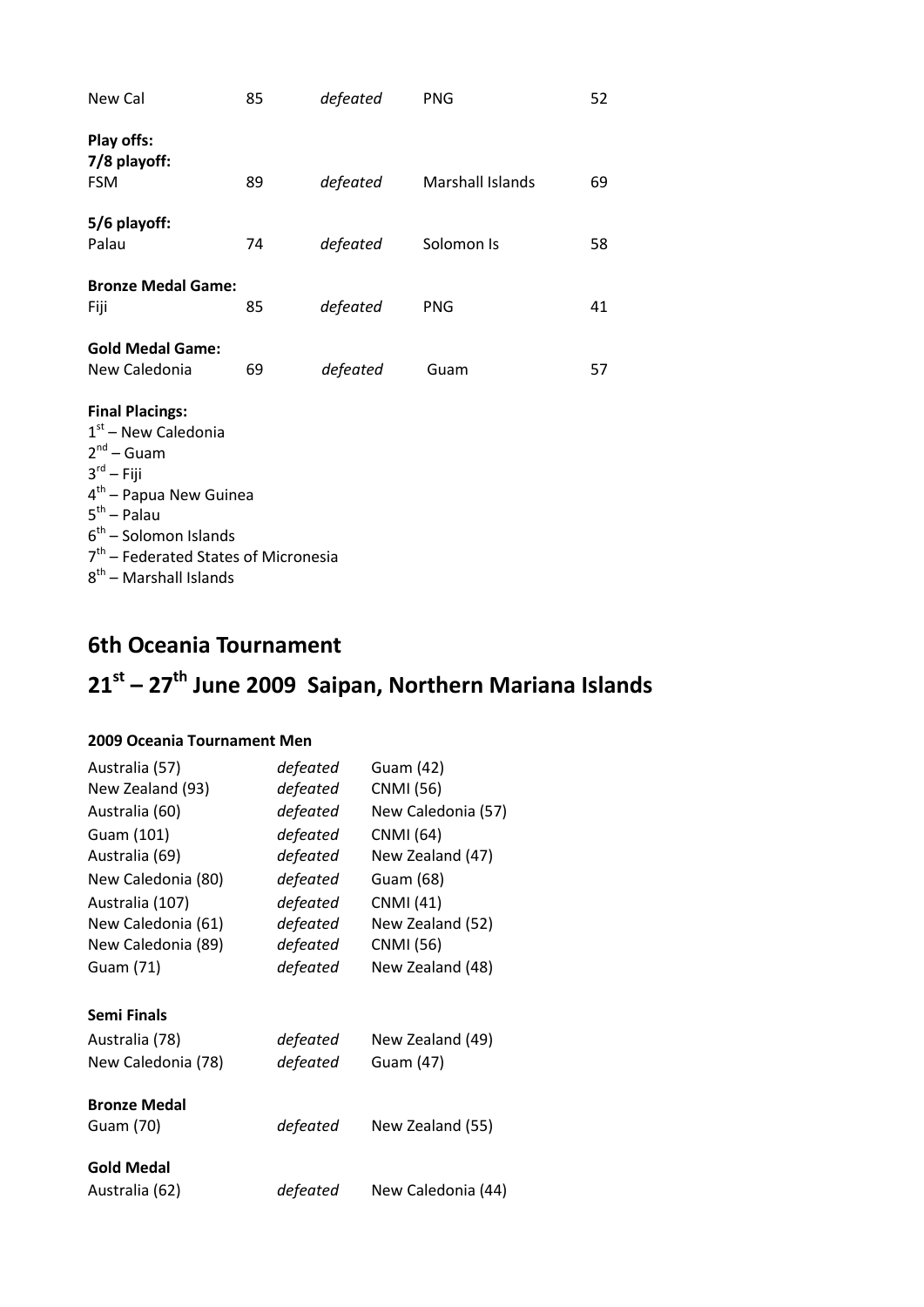| | | | | |
|---|---|---|---|---|
| New Cal | 85 | *defeated* | PNG | 52 |

**Play offs:**
**7/8 playoff:**

| | | | | |
|---|---|---|---|---|
| FSM | 89 | *defeated* | Marshall Islands | 69 |

**5/6 playoff:**

| | | | | |
|---|---|---|---|---|
| Palau | 74 | *defeated* | Solomon Is | 58 |

**Bronze Medal Game:**

| | | | | |
|---|---|---|---|---|
| Fiji | 85 | *defeated* | PNG | 41 |

**Gold Medal Game:**

| | | | | |
|---|---|---|---|---|
| New Caledonia | 69 | *defeated* | Guam | 57 |

**Final Placings:**
1st – New Caledonia
2nd – Guam
3rd – Fiji
4th – Papua New Guinea
5th – Palau
6th – Solomon Islands
7th – Federated States of Micronesia
8th – Marshall Islands

## 6th Oceania Tournament

## 21st – 27th June 2009 Saipan, Northern Mariana Islands

**2009 Oceania Tournament Men**

| | | |
|---|---|---|
| Australia (57) | *defeated* | Guam (42) |
| New Zealand (93) | *defeated* | CNMI (56) |
| Australia (60) | *defeated* | New Caledonia (57) |
| Guam (101) | *defeated* | CNMI (64) |
| Australia (69) | *defeated* | New Zealand (47) |
| New Caledonia (80) | *defeated* | Guam (68) |
| Australia (107) | *defeated* | CNMI (41) |
| New Caledonia (61) | *defeated* | New Zealand (52) |
| New Caledonia (89) | *defeated* | CNMI (56) |
| Guam (71) | *defeated* | New Zealand (48) |

**Semi Finals**

| | | |
|---|---|---|
| Australia (78) | *defeated* | New Zealand (49) |
| New Caledonia (78) | *defeated* | Guam (47) |

**Bronze Medal**

| | | |
|---|---|---|
| Guam (70) | *defeated* | New Zealand (55) |

**Gold Medal**

| | | |
|---|---|---|
| Australia (62) | *defeated* | New Caledonia (44) |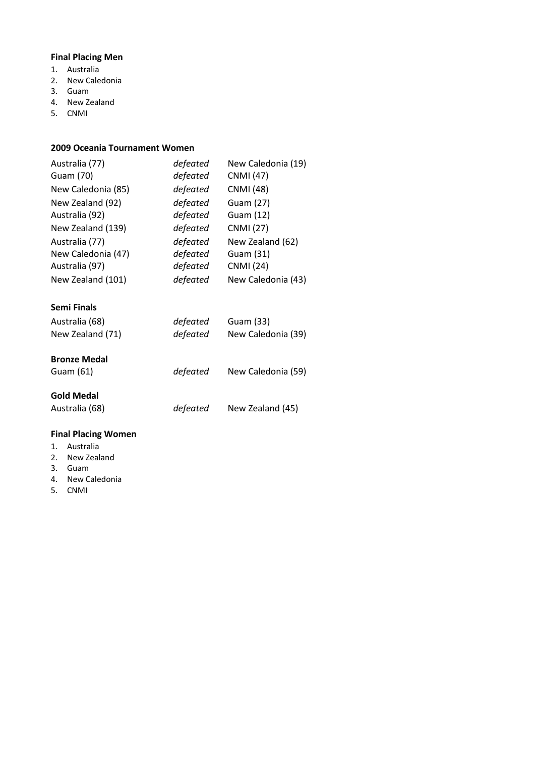**Final Placing Men**

1. Australia
2. New Caledonia
3. Guam
4. New Zealand
5. CNMI

**2009 Oceania Tournament Women**

| | | |
|---|---|---|
| Australia (77) | *defeated* | New Caledonia (19) |
| Guam (70) | *defeated* | CNMI (47) |
| New Caledonia (85) | *defeated* | CNMI (48) |
| New Zealand (92) | *defeated* | Guam (27) |
| Australia (92) | *defeated* | Guam (12) |
| New Zealand (139) | *defeated* | CNMI (27) |
| Australia (77) | *defeated* | New Zealand (62) |
| New Caledonia (47) | *defeated* | Guam (31) |
| Australia (97) | *defeated* | CNMI (24) |
| New Zealand (101) | *defeated* | New Caledonia (43) |

**Semi Finals**

| | | |
|---|---|---|
| Australia (68) | *defeated* | Guam (33) |
| New Zealand (71) | *defeated* | New Caledonia (39) |

**Bronze Medal**

| | | |
|---|---|---|
| Guam (61) | *defeated* | New Caledonia (59) |

**Gold Medal**

| | | |
|---|---|---|
| Australia (68) | *defeated* | New Zealand (45) |

**Final Placing Women**

1. Australia
2. New Zealand
3. Guam
4. New Caledonia
5. CNMI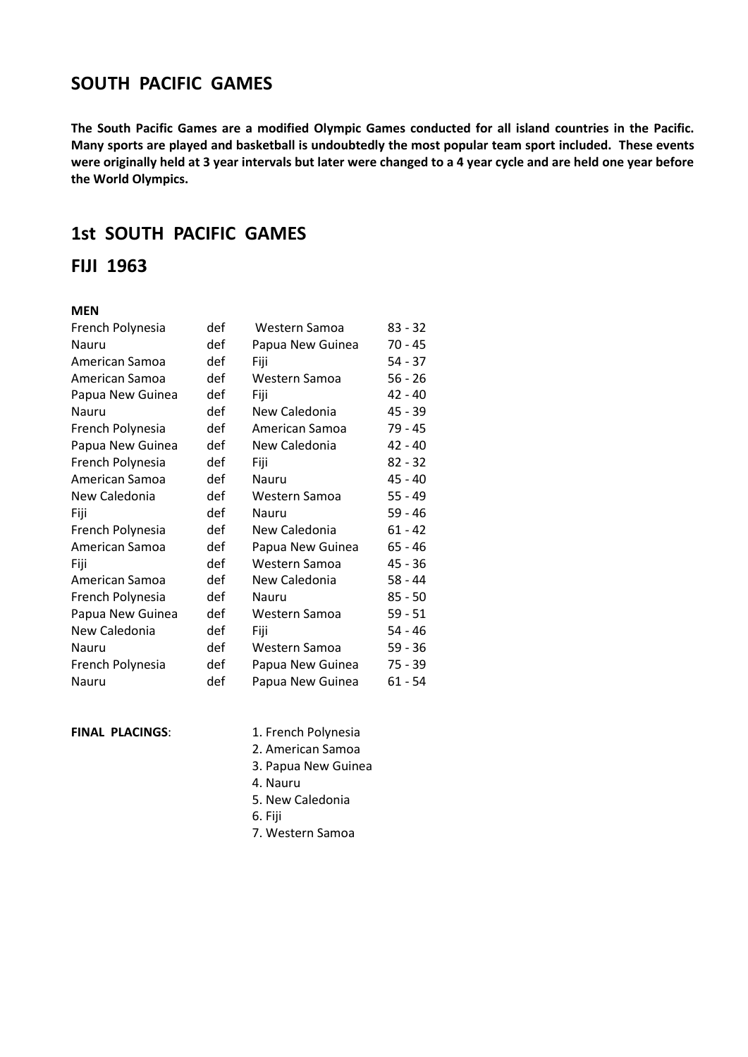# SOUTH PACIFIC GAMES

**The South Pacific Games are a modified Olympic Games conducted for all island countries in the Pacific. Many sports are played and basketball is undoubtedly the most popular team sport included. These events were originally held at 3 year intervals but later were changed to a 4 year cycle and are held one year before the World Olympics.**

## 1st SOUTH PACIFIC GAMES

## FIJI 1963

**MEN**

| | | | |
|---|---|---|---|
| French Polynesia | def | Western Samoa | 83 - 32 |
| Nauru | def | Papua New Guinea | 70 - 45 |
| American Samoa | def | Fiji | 54 - 37 |
| American Samoa | def | Western Samoa | 56 - 26 |
| Papua New Guinea | def | Fiji | 42 - 40 |
| Nauru | def | New Caledonia | 45 - 39 |
| French Polynesia | def | American Samoa | 79 - 45 |
| Papua New Guinea | def | New Caledonia | 42 - 40 |
| French Polynesia | def | Fiji | 82 - 32 |
| American Samoa | def | Nauru | 45 - 40 |
| New Caledonia | def | Western Samoa | 55 - 49 |
| Fiji | def | Nauru | 59 - 46 |
| French Polynesia | def | New Caledonia | 61 - 42 |
| American Samoa | def | Papua New Guinea | 65 - 46 |
| Fiji | def | Western Samoa | 45 - 36 |
| American Samoa | def | New Caledonia | 58 - 44 |
| French Polynesia | def | Nauru | 85 - 50 |
| Papua New Guinea | def | Western Samoa | 59 - 51 |
| New Caledonia | def | Fiji | 54 - 46 |
| Nauru | def | Western Samoa | 59 - 36 |
| French Polynesia | def | Papua New Guinea | 75 - 39 |
| Nauru | def | Papua New Guinea | 61 - 54 |

**FINAL PLACINGS**:

1. French Polynesia
2. American Samoa
3. Papua New Guinea
4. Nauru
5. New Caledonia
6. Fiji
7. Western Samoa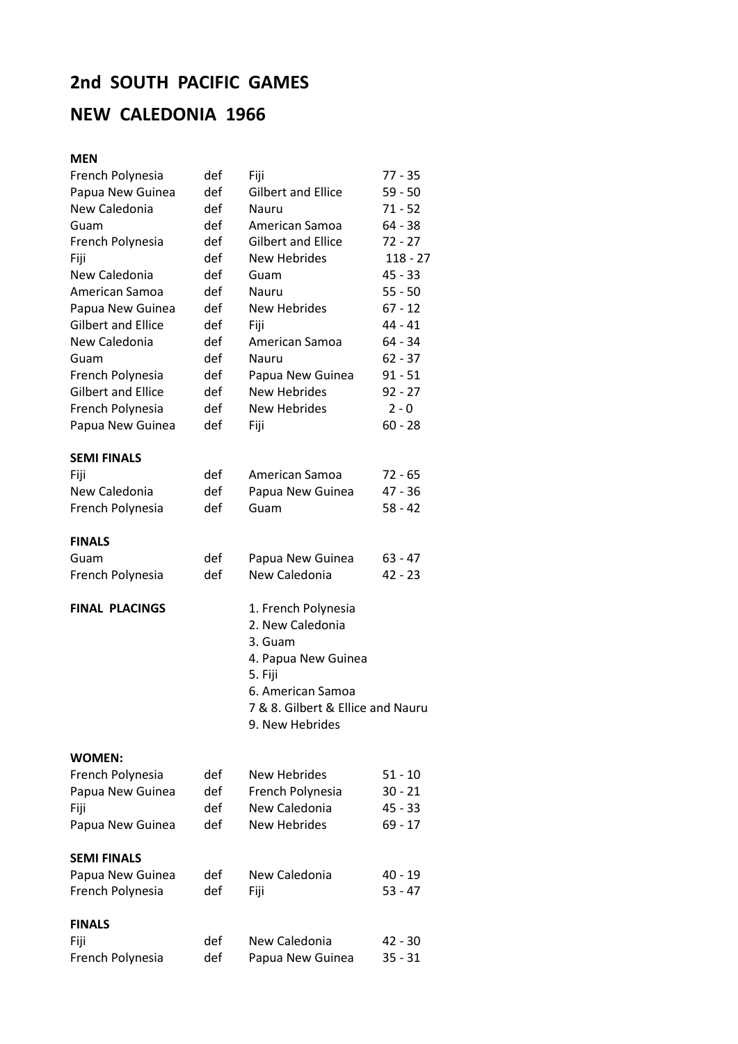# 2nd SOUTH PACIFIC GAMES

# NEW CALEDONIA 1966

**MEN**

| | | | |
|---|---|---|---|
| French Polynesia | def | Fiji | 77 - 35 |
| Papua New Guinea | def | Gilbert and Ellice | 59 - 50 |
| New Caledonia | def | Nauru | 71 - 52 |
| Guam | def | American Samoa | 64 - 38 |
| French Polynesia | def | Gilbert and Ellice | 72 - 27 |
| Fiji | def | New Hebrides | 118 - 27 |
| New Caledonia | def | Guam | 45 - 33 |
| American Samoa | def | Nauru | 55 - 50 |
| Papua New Guinea | def | New Hebrides | 67 - 12 |
| Gilbert and Ellice | def | Fiji | 44 - 41 |
| New Caledonia | def | American Samoa | 64 - 34 |
| Guam | def | Nauru | 62 - 37 |
| French Polynesia | def | Papua New Guinea | 91 - 51 |
| Gilbert and Ellice | def | New Hebrides | 92 - 27 |
| French Polynesia | def | New Hebrides | 2 - 0 |
| Papua New Guinea | def | Fiji | 60 - 28 |

**SEMI FINALS**

| | | | |
|---|---|---|---|
| Fiji | def | American Samoa | 72 - 65 |
| New Caledonia | def | Papua New Guinea | 47 - 36 |
| French Polynesia | def | Guam | 58 - 42 |

**FINALS**

| | | | |
|---|---|---|---|
| Guam | def | Papua New Guinea | 63 - 47 |
| French Polynesia | def | New Caledonia | 42 - 23 |

**FINAL PLACINGS**

1. French Polynesia
2. New Caledonia
3. Guam
4. Papua New Guinea
5. Fiji
6. American Samoa
7 & 8. Gilbert & Ellice and Nauru
9. New Hebrides

**WOMEN:**

| | | | |
|---|---|---|---|
| French Polynesia | def | New Hebrides | 51 - 10 |
| Papua New Guinea | def | French Polynesia | 30 - 21 |
| Fiji | def | New Caledonia | 45 - 33 |
| Papua New Guinea | def | New Hebrides | 69 - 17 |

**SEMI FINALS**

| | | | |
|---|---|---|---|
| Papua New Guinea | def | New Caledonia | 40 - 19 |
| French Polynesia | def | Fiji | 53 - 47 |

**FINALS**

| | | | |
|---|---|---|---|
| Fiji | def | New Caledonia | 42 - 30 |
| French Polynesia | def | Papua New Guinea | 35 - 31 |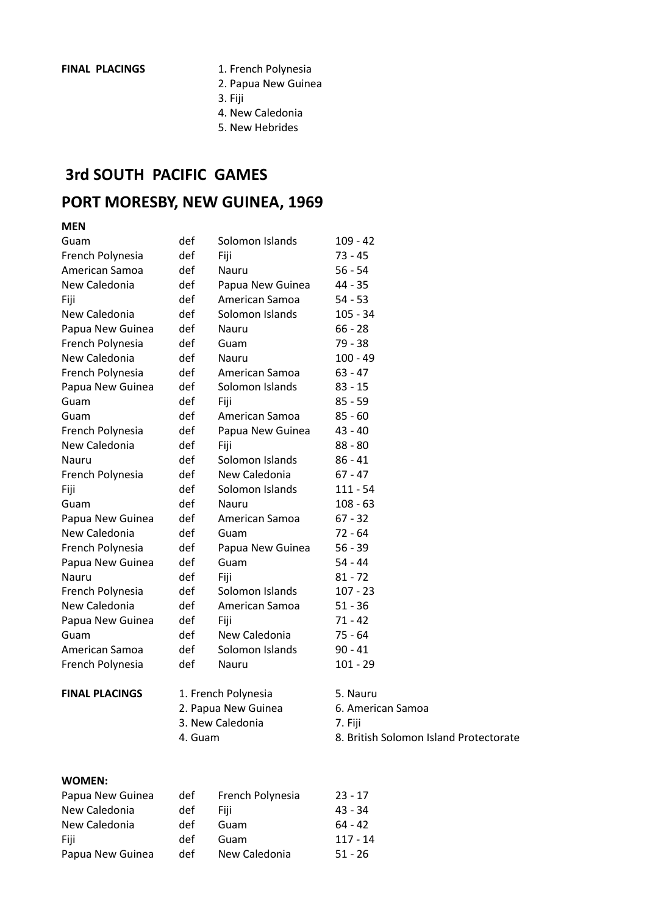**FINAL PLACINGS**

1. French Polynesia
2. Papua New Guinea
3. Fiji
4. New Caledonia
5. New Hebrides

## 3rd SOUTH PACIFIC GAMES

## PORT MORESBY, NEW GUINEA, 1969

**MEN**

| | | | |
|---|---|---|---|
| Guam | def | Solomon Islands | 109 - 42 |
| French Polynesia | def | Fiji | 73 - 45 |
| American Samoa | def | Nauru | 56 - 54 |
| New Caledonia | def | Papua New Guinea | 44 - 35 |
| Fiji | def | American Samoa | 54 - 53 |
| New Caledonia | def | Solomon Islands | 105 - 34 |
| Papua New Guinea | def | Nauru | 66 - 28 |
| French Polynesia | def | Guam | 79 - 38 |
| New Caledonia | def | Nauru | 100 - 49 |
| French Polynesia | def | American Samoa | 63 - 47 |
| Papua New Guinea | def | Solomon Islands | 83 - 15 |
| Guam | def | Fiji | 85 - 59 |
| Guam | def | American Samoa | 85 - 60 |
| French Polynesia | def | Papua New Guinea | 43 - 40 |
| New Caledonia | def | Fiji | 88 - 80 |
| Nauru | def | Solomon Islands | 86 - 41 |
| French Polynesia | def | New Caledonia | 67 - 47 |
| Fiji | def | Solomon Islands | 111 - 54 |
| Guam | def | Nauru | 108 - 63 |
| Papua New Guinea | def | American Samoa | 67 - 32 |
| New Caledonia | def | Guam | 72 - 64 |
| French Polynesia | def | Papua New Guinea | 56 - 39 |
| Papua New Guinea | def | Guam | 54 - 44 |
| Nauru | def | Fiji | 81 - 72 |
| French Polynesia | def | Solomon Islands | 107 - 23 |
| New Caledonia | def | American Samoa | 51 - 36 |
| Papua New Guinea | def | Fiji | 71 - 42 |
| Guam | def | New Caledonia | 75 - 64 |
| American Samoa | def | Solomon Islands | 90 - 41 |
| French Polynesia | def | Nauru | 101 - 29 |

**FINAL PLACINGS**

1. French Polynesia
2. Papua New Guinea
3. New Caledonia
4. Guam
5. Nauru
6. American Samoa
7. Fiji
8. British Solomon Island Protectorate

**WOMEN:**

| | | | |
|---|---|---|---|
| Papua New Guinea | def | French Polynesia | 23 - 17 |
| New Caledonia | def | Fiji | 43 - 34 |
| New Caledonia | def | Guam | 64 - 42 |
| Fiji | def | Guam | 117 - 14 |
| Papua New Guinea | def | New Caledonia | 51 - 26 |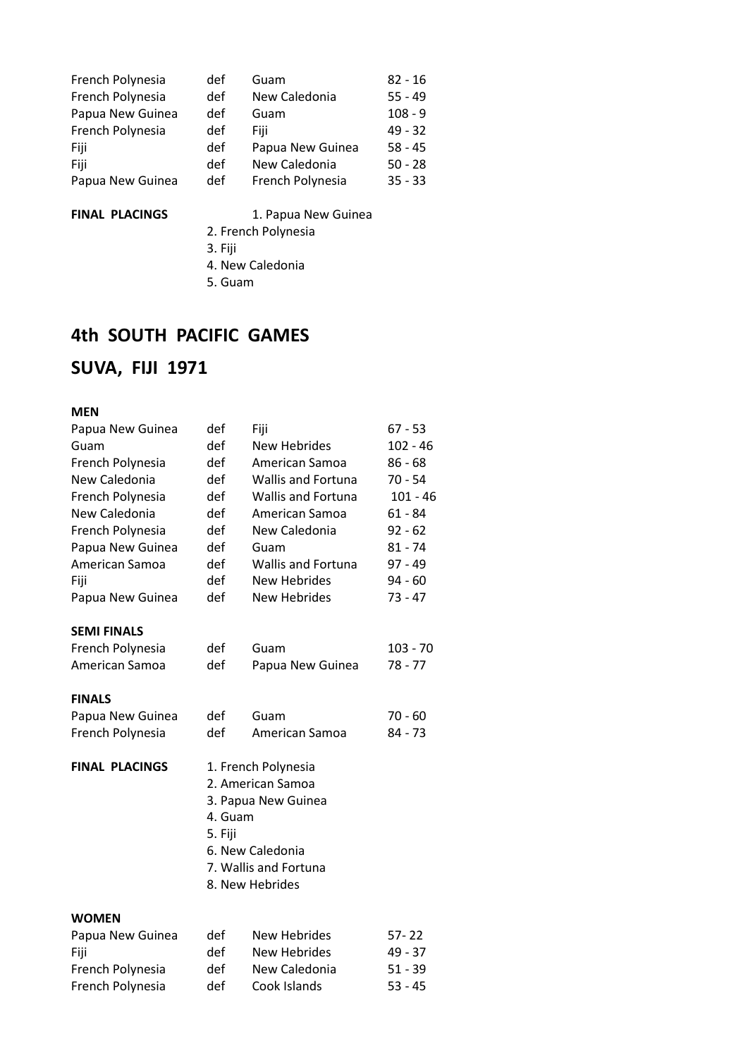| | | | |
|---|---|---|---|
| French Polynesia | def | Guam | 82 - 16 |
| French Polynesia | def | New Caledonia | 55 - 49 |
| Papua New Guinea | def | Guam | 108 - 9 |
| French Polynesia | def | Fiji | 49 - 32 |
| Fiji | def | Papua New Guinea | 58 - 45 |
| Fiji | def | New Caledonia | 50 - 28 |
| Papua New Guinea | def | French Polynesia | 35 - 33 |

**FINAL PLACINGS**

1. Papua New Guinea
2. French Polynesia
3. Fiji
4. New Caledonia
5. Guam

# 4th SOUTH PACIFIC GAMES

# SUVA, FIJI 1971

**MEN**

| | | | |
|---|---|---|---|
| Papua New Guinea | def | Fiji | 67 - 53 |
| Guam | def | New Hebrides | 102 - 46 |
| French Polynesia | def | American Samoa | 86 - 68 |
| New Caledonia | def | Wallis and Fortuna | 70 - 54 |
| French Polynesia | def | Wallis and Fortuna | 101 - 46 |
| New Caledonia | def | American Samoa | 61 - 84 |
| French Polynesia | def | New Caledonia | 92 - 62 |
| Papua New Guinea | def | Guam | 81 - 74 |
| American Samoa | def | Wallis and Fortuna | 97 - 49 |
| Fiji | def | New Hebrides | 94 - 60 |
| Papua New Guinea | def | New Hebrides | 73 - 47 |

**SEMI FINALS**

| | | | |
|---|---|---|---|
| French Polynesia | def | Guam | 103 - 70 |
| American Samoa | def | Papua New Guinea | 78 - 77 |

**FINALS**

| | | | |
|---|---|---|---|
| Papua New Guinea | def | Guam | 70 - 60 |
| French Polynesia | def | American Samoa | 84 - 73 |

**FINAL PLACINGS**

1. French Polynesia
2. American Samoa
3. Papua New Guinea
4. Guam
5. Fiji
6. New Caledonia
7. Wallis and Fortuna
8. New Hebrides

**WOMEN**

| | | | |
|---|---|---|---|
| Papua New Guinea | def | New Hebrides | 57- 22 |
| Fiji | def | New Hebrides | 49 - 37 |
| French Polynesia | def | New Caledonia | 51 - 39 |
| French Polynesia | def | Cook Islands | 53 - 45 |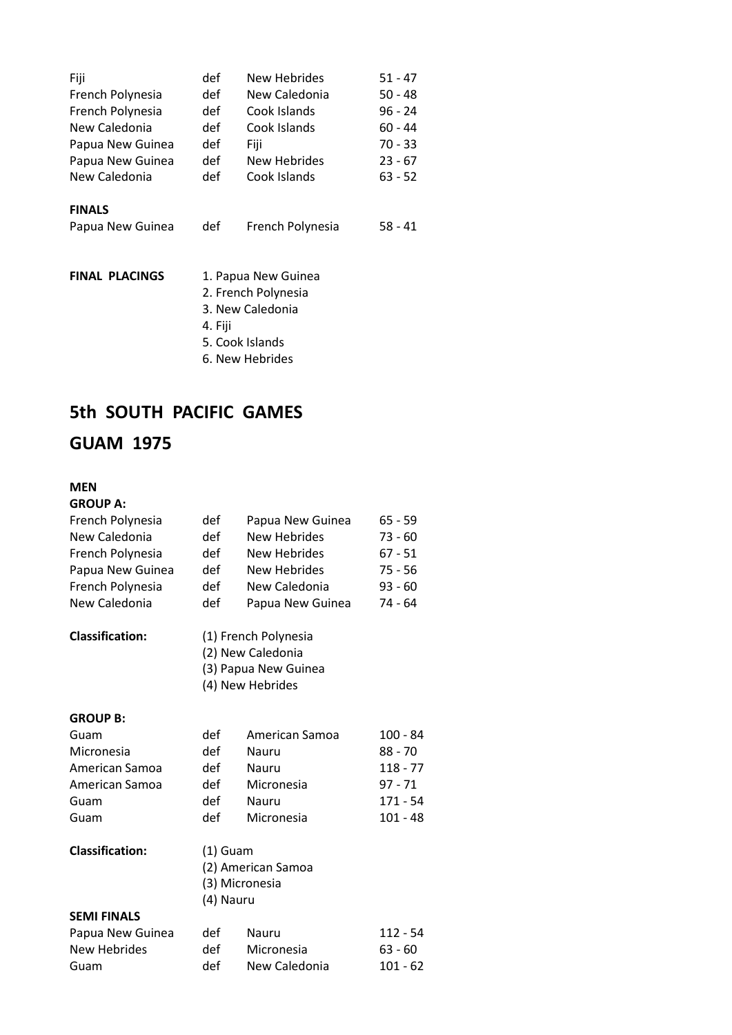| | | | |
|---|---|---|---|
| Fiji | def | New Hebrides | 51 - 47 |
| French Polynesia | def | New Caledonia | 50 - 48 |
| French Polynesia | def | Cook Islands | 96 - 24 |
| New Caledonia | def | Cook Islands | 60 - 44 |
| Papua New Guinea | def | Fiji | 70 - 33 |
| Papua New Guinea | def | New Hebrides | 23 - 67 |
| New Caledonia | def | Cook Islands | 63 - 52 |

**FINALS**

| | | | |
|---|---|---|---|
| Papua New Guinea | def | French Polynesia | 58 - 41 |

**FINAL PLACINGS**

1. Papua New Guinea
2. French Polynesia
3. New Caledonia
4. Fiji
5. Cook Islands
6. New Hebrides

## 5th SOUTH PACIFIC GAMES

## GUAM 1975

**MEN**

**GROUP A:**

| | | | |
|---|---|---|---|
| French Polynesia | def | Papua New Guinea | 65 - 59 |
| New Caledonia | def | New Hebrides | 73 - 60 |
| French Polynesia | def | New Hebrides | 67 - 51 |
| Papua New Guinea | def | New Hebrides | 75 - 56 |
| French Polynesia | def | New Caledonia | 93 - 60 |
| New Caledonia | def | Papua New Guinea | 74 - 64 |

**Classification:**

(1) French Polynesia
(2) New Caledonia
(3) Papua New Guinea
(4) New Hebrides

**GROUP B:**

| | | | |
|---|---|---|---|
| Guam | def | American Samoa | 100 - 84 |
| Micronesia | def | Nauru | 88 - 70 |
| American Samoa | def | Nauru | 118 - 77 |
| American Samoa | def | Micronesia | 97 - 71 |
| Guam | def | Nauru | 171 - 54 |
| Guam | def | Micronesia | 101 - 48 |

**Classification:**

(1) Guam
(2) American Samoa
(3) Micronesia
(4) Nauru

**SEMI FINALS**

| | | | |
|---|---|---|---|
| Papua New Guinea | def | Nauru | 112 - 54 |
| New Hebrides | def | Micronesia | 63 - 60 |
| Guam | def | New Caledonia | 101 - 62 |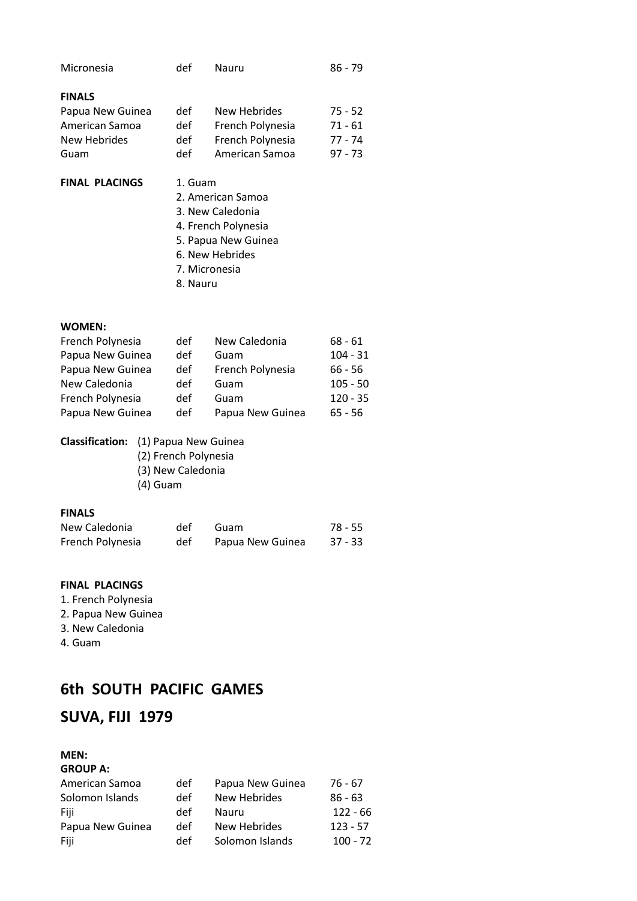| | | | |
|---|---|---|---|
| Micronesia | def | Nauru | 86 - 79 |

**FINALS**

| | | | |
|---|---|---|---|
| Papua New Guinea | def | New Hebrides | 75 - 52 |
| American Samoa | def | French Polynesia | 71 - 61 |
| New Hebrides | def | French Polynesia | 77 - 74 |
| Guam | def | American Samoa | 97 - 73 |

**FINAL PLACINGS**

1. Guam
2. American Samoa
3. New Caledonia
4. French Polynesia
5. Papua New Guinea
6. New Hebrides
7. Micronesia
8. Nauru

**WOMEN:**

| | | | |
|---|---|---|---|
| French Polynesia | def | New Caledonia | 68 - 61 |
| Papua New Guinea | def | Guam | 104 - 31 |
| Papua New Guinea | def | French Polynesia | 66 - 56 |
| New Caledonia | def | Guam | 105 - 50 |
| French Polynesia | def | Guam | 120 - 35 |
| Papua New Guinea | def | Papua New Guinea | 65 - 56 |

**Classification:** (1) Papua New Guinea
(2) French Polynesia
(3) New Caledonia
(4) Guam

**FINALS**

| | | | |
|---|---|---|---|
| New Caledonia | def | Guam | 78 - 55 |
| French Polynesia | def | Papua New Guinea | 37 - 33 |

**FINAL PLACINGS**

1. French Polynesia
2. Papua New Guinea
3. New Caledonia
4. Guam

## 6th SOUTH PACIFIC GAMES

## SUVA, FIJI 1979

**MEN:**

**GROUP A:**

| | | | |
|---|---|---|---|
| American Samoa | def | Papua New Guinea | 76 - 67 |
| Solomon Islands | def | New Hebrides | 86 - 63 |
| Fiji | def | Nauru | 122 - 66 |
| Papua New Guinea | def | New Hebrides | 123 - 57 |
| Fiji | def | Solomon Islands | 100 - 72 |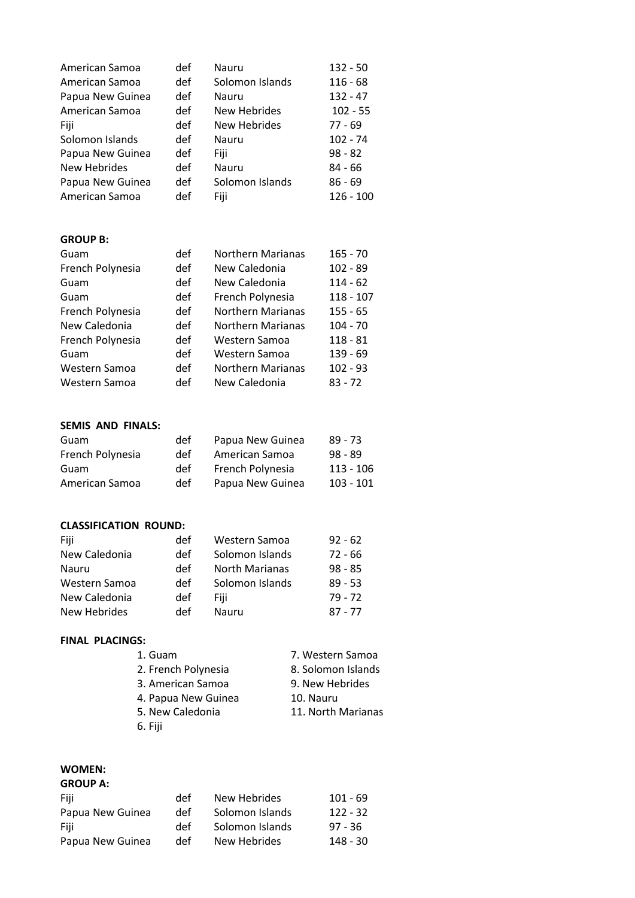| | | | |
|---|---|---|---|
| American Samoa | def | Nauru | 132 - 50 |
| American Samoa | def | Solomon Islands | 116 - 68 |
| Papua New Guinea | def | Nauru | 132 - 47 |
| American Samoa | def | New Hebrides | 102 - 55 |
| Fiji | def | New Hebrides | 77 - 69 |
| Solomon Islands | def | Nauru | 102 - 74 |
| Papua New Guinea | def | Fiji | 98 - 82 |
| New Hebrides | def | Nauru | 84 - 66 |
| Papua New Guinea | def | Solomon Islands | 86 - 69 |
| American Samoa | def | Fiji | 126 - 100 |

**GROUP B:**

| | | | |
|---|---|---|---|
| Guam | def | Northern Marianas | 165 - 70 |
| French Polynesia | def | New Caledonia | 102 - 89 |
| Guam | def | New Caledonia | 114 - 62 |
| Guam | def | French Polynesia | 118 - 107 |
| French Polynesia | def | Northern Marianas | 155 - 65 |
| New Caledonia | def | Northern Marianas | 104 - 70 |
| French Polynesia | def | Western Samoa | 118 - 81 |
| Guam | def | Western Samoa | 139 - 69 |
| Western Samoa | def | Northern Marianas | 102 - 93 |
| Western Samoa | def | New Caledonia | 83 - 72 |

**SEMIS AND FINALS:**

| | | | |
|---|---|---|---|
| Guam | def | Papua New Guinea | 89 - 73 |
| French Polynesia | def | American Samoa | 98 - 89 |
| Guam | def | French Polynesia | 113 - 106 |
| American Samoa | def | Papua New Guinea | 103 - 101 |

**CLASSIFICATION ROUND:**

| | | | |
|---|---|---|---|
| Fiji | def | Western Samoa | 92 - 62 |
| New Caledonia | def | Solomon Islands | 72 - 66 |
| Nauru | def | North Marianas | 98 - 85 |
| Western Samoa | def | Solomon Islands | 89 - 53 |
| New Caledonia | def | Fiji | 79 - 72 |
| New Hebrides | def | Nauru | 87 - 77 |

**FINAL PLACINGS:**

1. Guam
2. French Polynesia
3. American Samoa
4. Papua New Guinea
5. New Caledonia
6. Fiji
7. Western Samoa
8. Solomon Islands
9. New Hebrides
10. Nauru
11. North Marianas

**WOMEN:**

**GROUP A:**

| | | | |
|---|---|---|---|
| Fiji | def | New Hebrides | 101 - 69 |
| Papua New Guinea | def | Solomon Islands | 122 - 32 |
| Fiji | def | Solomon Islands | 97 - 36 |
| Papua New Guinea | def | New Hebrides | 148 - 30 |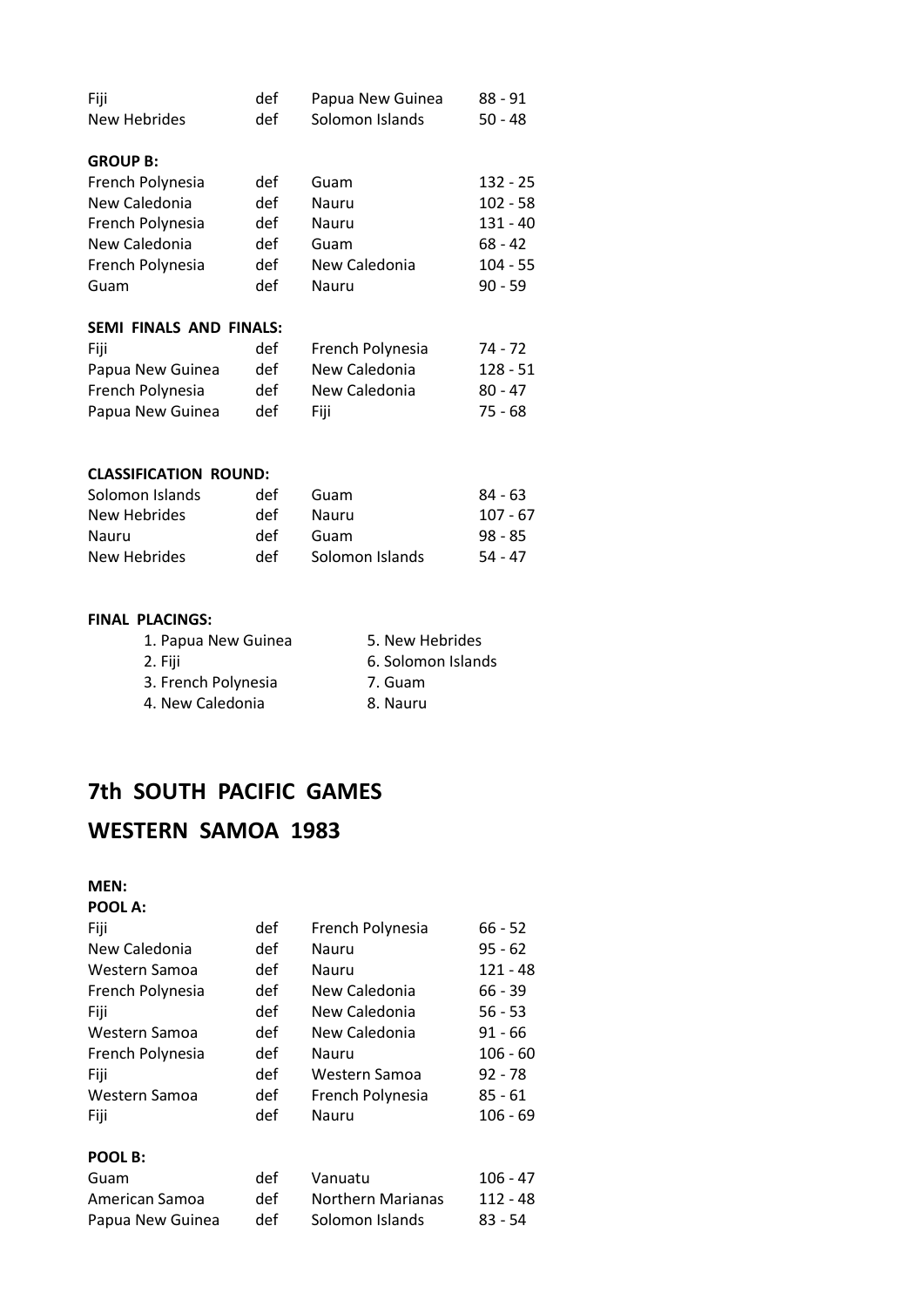| | | | |
|---|---|---|---|
| Fiji | def | Papua New Guinea | 88 - 91 |
| New Hebrides | def | Solomon Islands | 50 - 48 |

**GROUP B:**

| | | | |
|---|---|---|---|
| French Polynesia | def | Guam | 132 - 25 |
| New Caledonia | def | Nauru | 102 - 58 |
| French Polynesia | def | Nauru | 131 - 40 |
| New Caledonia | def | Guam | 68 - 42 |
| French Polynesia | def | New Caledonia | 104 - 55 |
| Guam | def | Nauru | 90 - 59 |

**SEMI FINALS AND FINALS:**

| | | | |
|---|---|---|---|
| Fiji | def | French Polynesia | 74 - 72 |
| Papua New Guinea | def | New Caledonia | 128 - 51 |
| French Polynesia | def | New Caledonia | 80 - 47 |
| Papua New Guinea | def | Fiji | 75 - 68 |

**CLASSIFICATION ROUND:**

| | | | |
|---|---|---|---|
| Solomon Islands | def | Guam | 84 - 63 |
| New Hebrides | def | Nauru | 107 - 67 |
| Nauru | def | Guam | 98 - 85 |
| New Hebrides | def | Solomon Islands | 54 - 47 |

**FINAL PLACINGS:**

1. Papua New Guinea
2. Fiji
3. French Polynesia
4. New Caledonia
5. New Hebrides
6. Solomon Islands
7. Guam
8. Nauru

## 7th SOUTH PACIFIC GAMES

## WESTERN SAMOA 1983

**MEN:**

**POOL A:**

| | | | |
|---|---|---|---|
| Fiji | def | French Polynesia | 66 - 52 |
| New Caledonia | def | Nauru | 95 - 62 |
| Western Samoa | def | Nauru | 121 - 48 |
| French Polynesia | def | New Caledonia | 66 - 39 |
| Fiji | def | New Caledonia | 56 - 53 |
| Western Samoa | def | New Caledonia | 91 - 66 |
| French Polynesia | def | Nauru | 106 - 60 |
| Fiji | def | Western Samoa | 92 - 78 |
| Western Samoa | def | French Polynesia | 85 - 61 |
| Fiji | def | Nauru | 106 - 69 |

**POOL B:**

| | | | |
|---|---|---|---|
| Guam | def | Vanuatu | 106 - 47 |
| American Samoa | def | Northern Marianas | 112 - 48 |
| Papua New Guinea | def | Solomon Islands | 83 - 54 |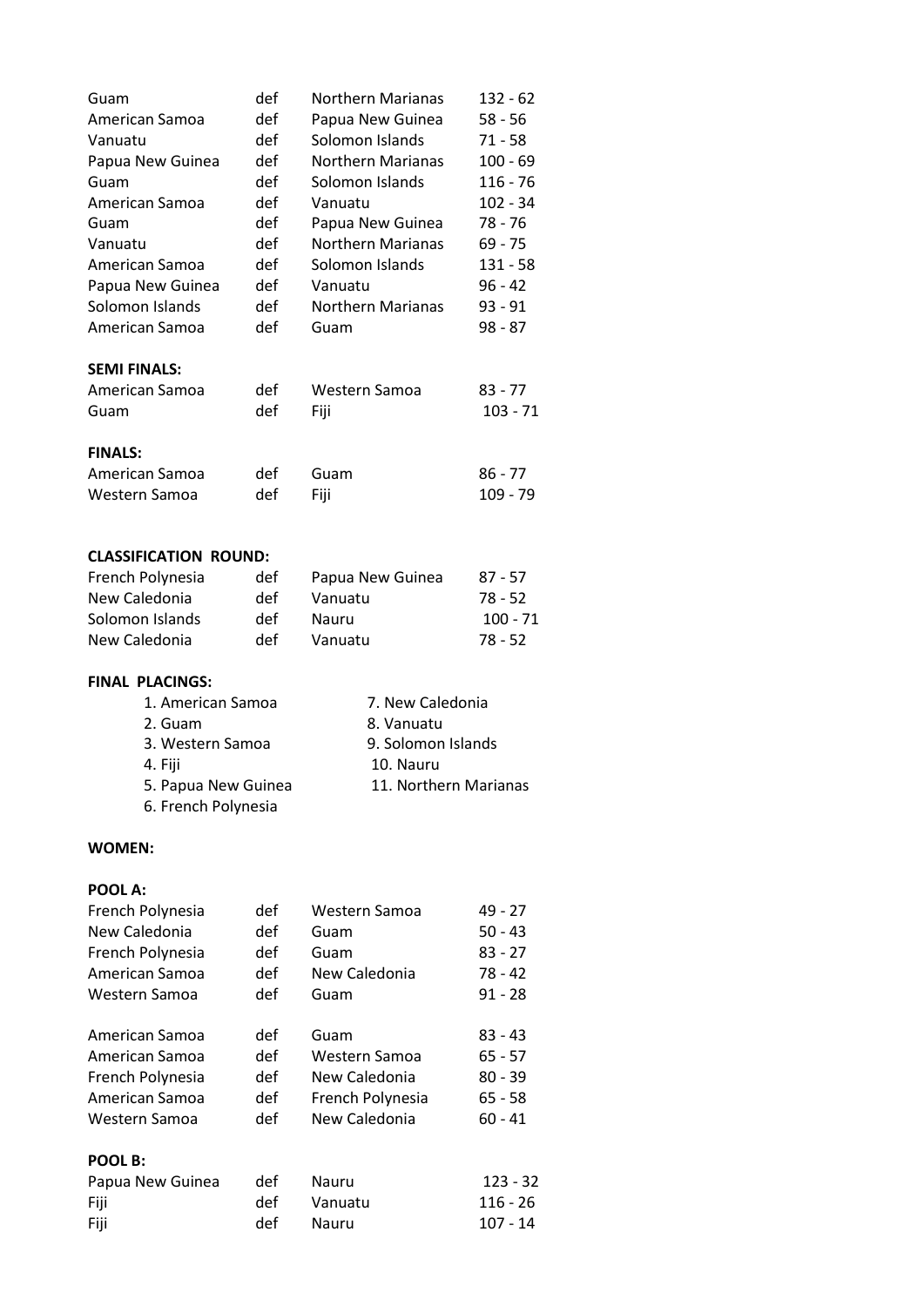| | | | |
|---|---|---|---|
| Guam | def | Northern Marianas | 132 - 62 |
| American Samoa | def | Papua New Guinea | 58 - 56 |
| Vanuatu | def | Solomon Islands | 71 - 58 |
| Papua New Guinea | def | Northern Marianas | 100 - 69 |
| Guam | def | Solomon Islands | 116 - 76 |
| American Samoa | def | Vanuatu | 102 - 34 |
| Guam | def | Papua New Guinea | 78 - 76 |
| Vanuatu | def | Northern Marianas | 69 - 75 |
| American Samoa | def | Solomon Islands | 131 - 58 |
| Papua New Guinea | def | Vanuatu | 96 - 42 |
| Solomon Islands | def | Northern Marianas | 93 - 91 |
| American Samoa | def | Guam | 98 - 87 |

**SEMI FINALS:**

| | | | |
|---|---|---|---|
| American Samoa | def | Western Samoa | 83 - 77 |
| Guam | def | Fiji | 103 - 71 |

**FINALS:**

| | | | |
|---|---|---|---|
| American Samoa | def | Guam | 86 - 77 |
| Western Samoa | def | Fiji | 109 - 79 |

**CLASSIFICATION ROUND:**

| | | | |
|---|---|---|---|
| French Polynesia | def | Papua New Guinea | 87 - 57 |
| New Caledonia | def | Vanuatu | 78 - 52 |
| Solomon Islands | def | Nauru | 100 - 71 |
| New Caledonia | def | Vanuatu | 78 - 52 |

**FINAL PLACINGS:**

1. American Samoa
2. Guam
3. Western Samoa
4. Fiji
5. Papua New Guinea
6. French Polynesia
7. New Caledonia
8. Vanuatu
9. Solomon Islands
10. Nauru
11. Northern Marianas

**WOMEN:**

**POOL A:**

| | | | |
|---|---|---|---|
| French Polynesia | def | Western Samoa | 49 - 27 |
| New Caledonia | def | Guam | 50 - 43 |
| French Polynesia | def | Guam | 83 - 27 |
| American Samoa | def | New Caledonia | 78 - 42 |
| Western Samoa | def | Guam | 91 - 28 |
| American Samoa | def | Guam | 83 - 43 |
| American Samoa | def | Western Samoa | 65 - 57 |
| French Polynesia | def | New Caledonia | 80 - 39 |
| American Samoa | def | French Polynesia | 65 - 58 |
| Western Samoa | def | New Caledonia | 60 - 41 |

**POOL B:**

| | | | |
|---|---|---|---|
| Papua New Guinea | def | Nauru | 123 - 32 |
| Fiji | def | Vanuatu | 116 - 26 |
| Fiji | def | Nauru | 107 - 14 |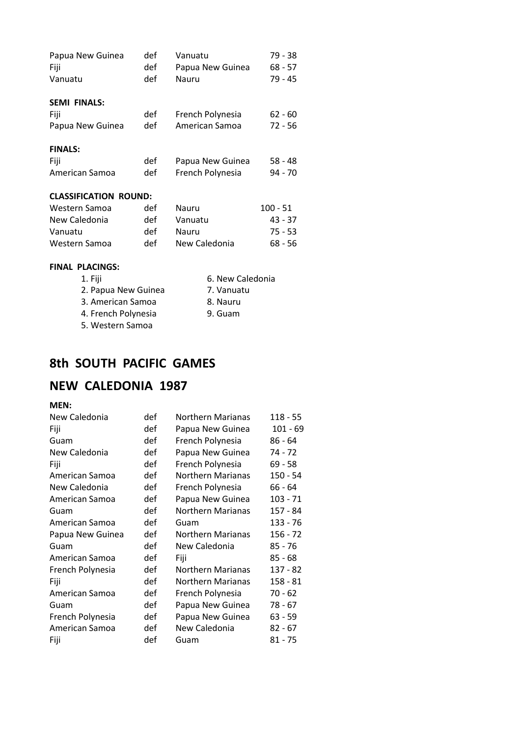| | | | |
|---|---|---|---|
| Papua New Guinea | def | Vanuatu | 79 - 38 |
| Fiji | def | Papua New Guinea | 68 - 57 |
| Vanuatu | def | Nauru | 79 - 45 |

**SEMI FINALS:**

| | | | |
|---|---|---|---|
| Fiji | def | French Polynesia | 62 - 60 |
| Papua New Guinea | def | American Samoa | 72 - 56 |

**FINALS:**

| | | | |
|---|---|---|---|
| Fiji | def | Papua New Guinea | 58 - 48 |
| American Samoa | def | French Polynesia | 94 - 70 |

**CLASSIFICATION ROUND:**

| | | | |
|---|---|---|---|
| Western Samoa | def | Nauru | 100 - 51 |
| New Caledonia | def | Vanuatu | 43 - 37 |
| Vanuatu | def | Nauru | 75 - 53 |
| Western Samoa | def | New Caledonia | 68 - 56 |

**FINAL PLACINGS:**

1. Fiji
2. Papua New Guinea
3. American Samoa
4. French Polynesia
5. Western Samoa
6. New Caledonia
7. Vanuatu
8. Nauru
9. Guam

## 8th SOUTH PACIFIC GAMES

## NEW CALEDONIA 1987

**MEN:**

| | | | |
|---|---|---|---|
| New Caledonia | def | Northern Marianas | 118 - 55 |
| Fiji | def | Papua New Guinea | 101 - 69 |
| Guam | def | French Polynesia | 86 - 64 |
| New Caledonia | def | Papua New Guinea | 74 - 72 |
| Fiji | def | French Polynesia | 69 - 58 |
| American Samoa | def | Northern Marianas | 150 - 54 |
| New Caledonia | def | French Polynesia | 66 - 64 |
| American Samoa | def | Papua New Guinea | 103 - 71 |
| Guam | def | Northern Marianas | 157 - 84 |
| American Samoa | def | Guam | 133 - 76 |
| Papua New Guinea | def | Northern Marianas | 156 - 72 |
| Guam | def | New Caledonia | 85 - 76 |
| American Samoa | def | Fiji | 85 - 68 |
| French Polynesia | def | Northern Marianas | 137 - 82 |
| Fiji | def | Northern Marianas | 158 - 81 |
| American Samoa | def | French Polynesia | 70 - 62 |
| Guam | def | Papua New Guinea | 78 - 67 |
| French Polynesia | def | Papua New Guinea | 63 - 59 |
| American Samoa | def | New Caledonia | 82 - 67 |
| Fiji | def | Guam | 81 - 75 |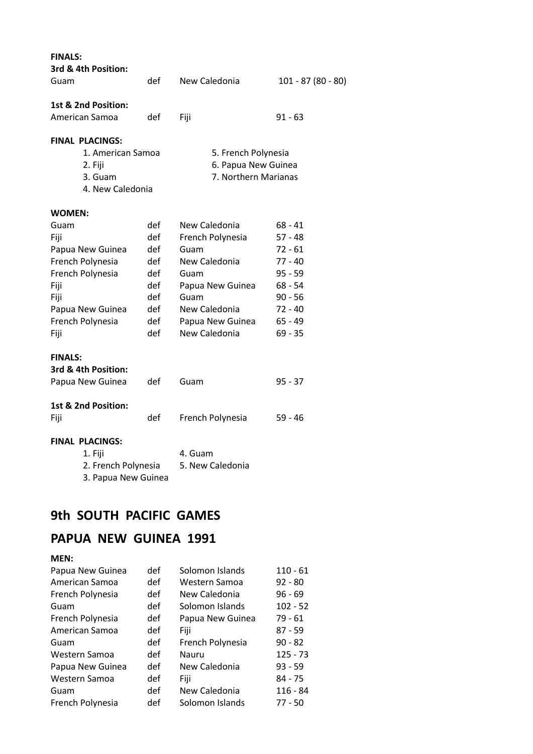**FINALS:**

**3rd & 4th Position:**

| | | | |
|---|---|---|---|
| Guam | def | New Caledonia | 101 - 87 (80 - 80) |

**1st & 2nd Position:**

| | | | |
|---|---|---|---|
| American Samoa | def | Fiji | 91 - 63 |

**FINAL PLACINGS:**

1. American Samoa
2. Fiji
3. Guam
4. New Caledonia
5. French Polynesia
6. Papua New Guinea
7. Northern Marianas

**WOMEN:**

| | | | |
|---|---|---|---|
| Guam | def | New Caledonia | 68 - 41 |
| Fiji | def | French Polynesia | 57 - 48 |
| Papua New Guinea | def | Guam | 72 - 61 |
| French Polynesia | def | New Caledonia | 77 - 40 |
| French Polynesia | def | Guam | 95 - 59 |
| Fiji | def | Papua New Guinea | 68 - 54 |
| Fiji | def | Guam | 90 - 56 |
| Papua New Guinea | def | New Caledonia | 72 - 40 |
| French Polynesia | def | Papua New Guinea | 65 - 49 |
| Fiji | def | New Caledonia | 69 - 35 |

**FINALS:**

**3rd & 4th Position:**

| | | | |
|---|---|---|---|
| Papua New Guinea | def | Guam | 95 - 37 |

**1st & 2nd Position:**

| | | | |
|---|---|---|---|
| Fiji | def | French Polynesia | 59 - 46 |

**FINAL PLACINGS:**

1. Fiji
2. French Polynesia
3. Papua New Guinea
4. Guam
5. New Caledonia

## 9th SOUTH PACIFIC GAMES

## PAPUA NEW GUINEA 1991

**MEN:**

| | | | |
|---|---|---|---|
| Papua New Guinea | def | Solomon Islands | 110 - 61 |
| American Samoa | def | Western Samoa | 92 - 80 |
| French Polynesia | def | New Caledonia | 96 - 69 |
| Guam | def | Solomon Islands | 102 - 52 |
| French Polynesia | def | Papua New Guinea | 79 - 61 |
| American Samoa | def | Fiji | 87 - 59 |
| Guam | def | French Polynesia | 90 - 82 |
| Western Samoa | def | Nauru | 125 - 73 |
| Papua New Guinea | def | New Caledonia | 93 - 59 |
| Western Samoa | def | Fiji | 84 - 75 |
| Guam | def | New Caledonia | 116 - 84 |
| French Polynesia | def | Solomon Islands | 77 - 50 |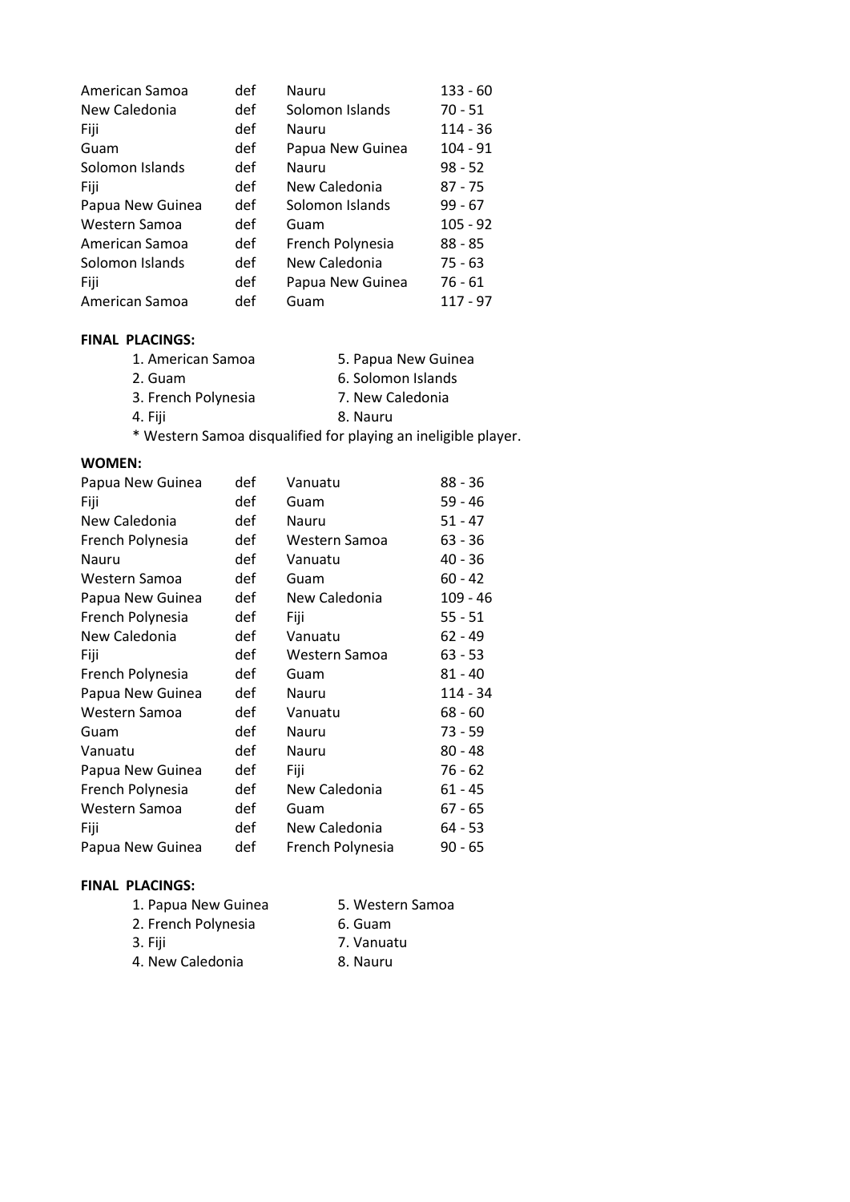| | | | |
|---|---|---|---|
| American Samoa | def | Nauru | 133 - 60 |
| New Caledonia | def | Solomon Islands | 70 - 51 |
| Fiji | def | Nauru | 114 - 36 |
| Guam | def | Papua New Guinea | 104 - 91 |
| Solomon Islands | def | Nauru | 98 - 52 |
| Fiji | def | New Caledonia | 87 - 75 |
| Papua New Guinea | def | Solomon Islands | 99 - 67 |
| Western Samoa | def | Guam | 105 - 92 |
| American Samoa | def | French Polynesia | 88 - 85 |
| Solomon Islands | def | New Caledonia | 75 - 63 |
| Fiji | def | Papua New Guinea | 76 - 61 |
| American Samoa | def | Guam | 117 - 97 |

**FINAL PLACINGS:**

1. American Samoa
2. Guam
3. French Polynesia
4. Fiji
5. Papua New Guinea
6. Solomon Islands
7. New Caledonia
8. Nauru

* Western Samoa disqualified for playing an ineligible player.

**WOMEN:**

| | | | |
|---|---|---|---|
| Papua New Guinea | def | Vanuatu | 88 - 36 |
| Fiji | def | Guam | 59 - 46 |
| New Caledonia | def | Nauru | 51 - 47 |
| French Polynesia | def | Western Samoa | 63 - 36 |
| Nauru | def | Vanuatu | 40 - 36 |
| Western Samoa | def | Guam | 60 - 42 |
| Papua New Guinea | def | New Caledonia | 109 - 46 |
| French Polynesia | def | Fiji | 55 - 51 |
| New Caledonia | def | Vanuatu | 62 - 49 |
| Fiji | def | Western Samoa | 63 - 53 |
| French Polynesia | def | Guam | 81 - 40 |
| Papua New Guinea | def | Nauru | 114 - 34 |
| Western Samoa | def | Vanuatu | 68 - 60 |
| Guam | def | Nauru | 73 - 59 |
| Vanuatu | def | Nauru | 80 - 48 |
| Papua New Guinea | def | Fiji | 76 - 62 |
| French Polynesia | def | New Caledonia | 61 - 45 |
| Western Samoa | def | Guam | 67 - 65 |
| Fiji | def | New Caledonia | 64 - 53 |
| Papua New Guinea | def | French Polynesia | 90 - 65 |

**FINAL PLACINGS:**

1. Papua New Guinea
2. French Polynesia
3. Fiji
4. New Caledonia
5. Western Samoa
6. Guam
7. Vanuatu
8. Nauru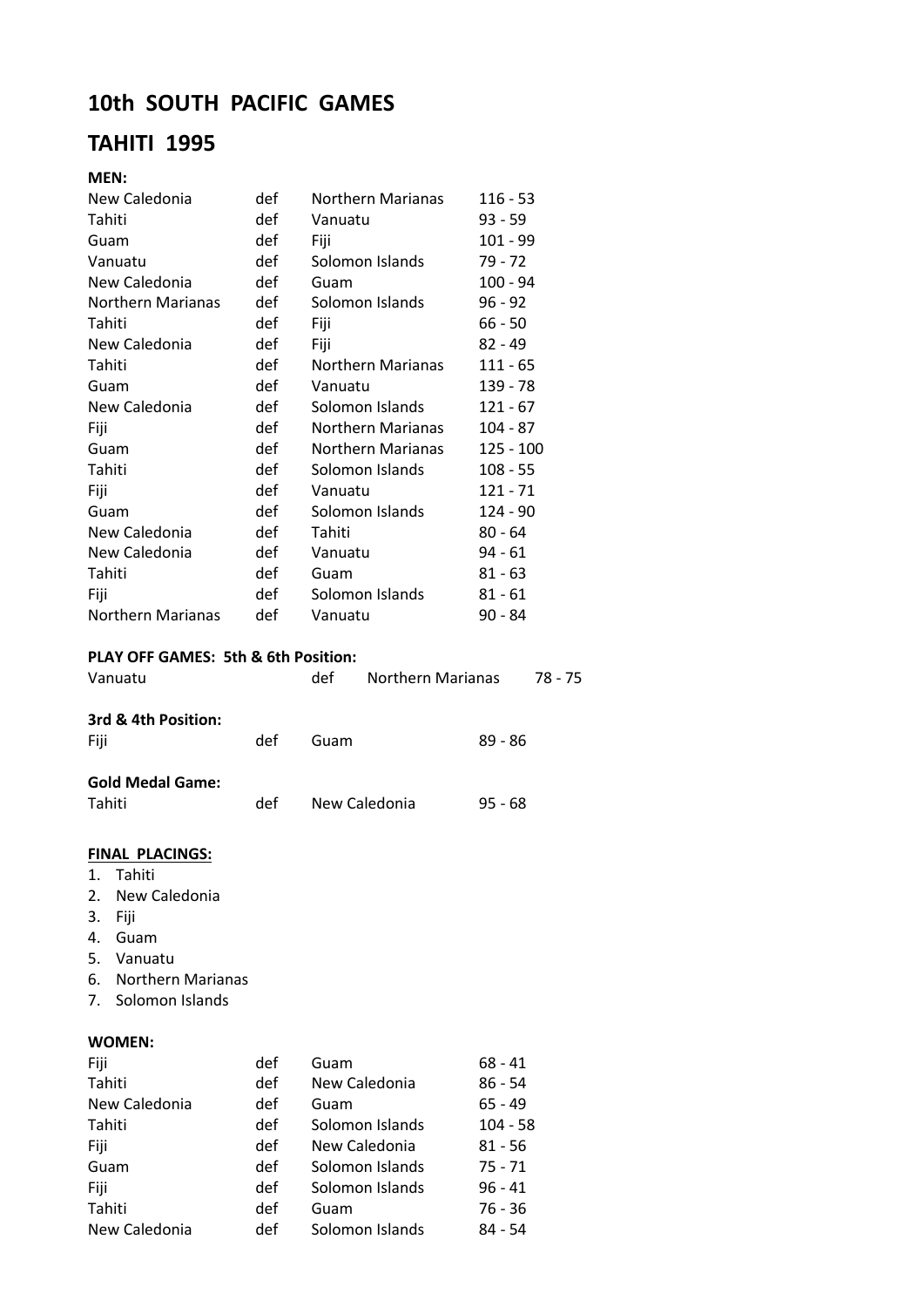# 10th SOUTH PACIFIC GAMES

# TAHITI 1995

**MEN:**

| | | | |
|---|---|---|---|
| New Caledonia | def | Northern Marianas | 116 - 53 |
| Tahiti | def | Vanuatu | 93 - 59 |
| Guam | def | Fiji | 101 - 99 |
| Vanuatu | def | Solomon Islands | 79 - 72 |
| New Caledonia | def | Guam | 100 - 94 |
| Northern Marianas | def | Solomon Islands | 96 - 92 |
| Tahiti | def | Fiji | 66 - 50 |
| New Caledonia | def | Fiji | 82 - 49 |
| Tahiti | def | Northern Marianas | 111 - 65 |
| Guam | def | Vanuatu | 139 - 78 |
| New Caledonia | def | Solomon Islands | 121 - 67 |
| Fiji | def | Northern Marianas | 104 - 87 |
| Guam | def | Northern Marianas | 125 - 100 |
| Tahiti | def | Solomon Islands | 108 - 55 |
| Fiji | def | Vanuatu | 121 - 71 |
| Guam | def | Solomon Islands | 124 - 90 |
| New Caledonia | def | Tahiti | 80 - 64 |
| New Caledonia | def | Vanuatu | 94 - 61 |
| Tahiti | def | Guam | 81 - 63 |
| Fiji | def | Solomon Islands | 81 - 61 |
| Northern Marianas | def | Vanuatu | 90 - 84 |

**PLAY OFF GAMES: 5th & 6th Position:**

| | | | |
|---|---|---|---|
| Vanuatu | def | Northern Marianas | 78 - 75 |

**3rd & 4th Position:**

| | | | |
|---|---|---|---|
| Fiji | def | Guam | 89 - 86 |

**Gold Medal Game:**

| | | | |
|---|---|---|---|
| Tahiti | def | New Caledonia | 95 - 68 |

**FINAL PLACINGS:**

1. Tahiti
2. New Caledonia
3. Fiji
4. Guam
5. Vanuatu
6. Northern Marianas
7. Solomon Islands

**WOMEN:**

| | | | |
|---|---|---|---|
| Fiji | def | Guam | 68 - 41 |
| Tahiti | def | New Caledonia | 86 - 54 |
| New Caledonia | def | Guam | 65 - 49 |
| Tahiti | def | Solomon Islands | 104 - 58 |
| Fiji | def | New Caledonia | 81 - 56 |
| Guam | def | Solomon Islands | 75 - 71 |
| Fiji | def | Solomon Islands | 96 - 41 |
| Tahiti | def | Guam | 76 - 36 |
| New Caledonia | def | Solomon Islands | 84 - 54 |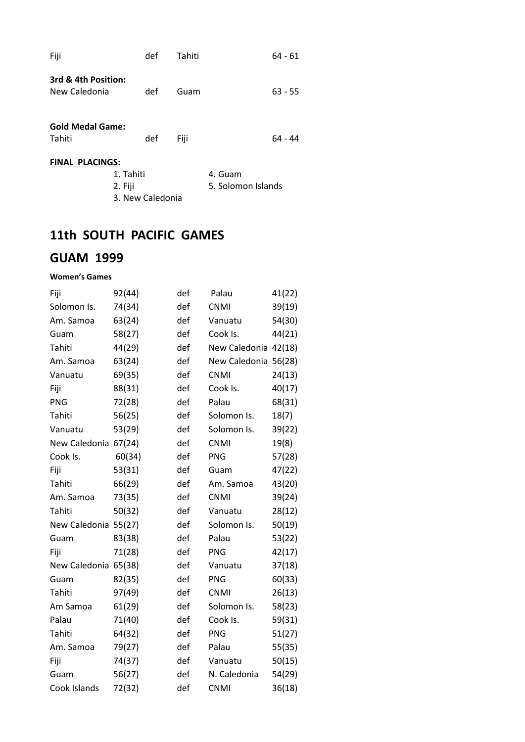| | | | |
|---|---|---|---|
| Fiji | def | Tahiti | 64 - 61 |

**3rd & 4th Position:**

| | | | |
|---|---|---|---|
| New Caledonia | def | Guam | 63 - 55 |

**Gold Medal Game:**

| | | | |
|---|---|---|---|
| Tahiti | def | Fiji | 64 - 44 |

**FINAL PLACINGS:**

1. Tahiti
2. Fiji
3. New Caledonia
4. Guam
5. Solomon Islands

## 11th SOUTH PACIFIC GAMES

## GUAM 1999

**Women's Games**

| | | | | |
|---|---|---|---|---|
| Fiji | 92(44) | def | Palau | 41(22) |
| Solomon Is. | 74(34) | def | CNMI | 39(19) |
| Am. Samoa | 63(24) | def | Vanuatu | 54(30) |
| Guam | 58(27) | def | Cook Is. | 44(21) |
| Tahiti | 44(29) | def | New Caledonia | 42(18) |
| Am. Samoa | 63(24) | def | New Caledonia | 56(28) |
| Vanuatu | 69(35) | def | CNMI | 24(13) |
| Fiji | 88(31) | def | Cook Is. | 40(17) |
| PNG | 72(28) | def | Palau | 68(31) |
| Tahiti | 56(25) | def | Solomon Is. | 18(7) |
| Vanuatu | 53(29) | def | Solomon Is. | 39(22) |
| New Caledonia | 67(24) | def | CNMI | 19(8) |
| Cook Is. | 60(34) | def | PNG | 57(28) |
| Fiji | 53(31) | def | Guam | 47(22) |
| Tahiti | 66(29) | def | Am. Samoa | 43(20) |
| Am. Samoa | 73(35) | def | CNMI | 39(24) |
| Tahiti | 50(32) | def | Vanuatu | 28(12) |
| New Caledonia | 55(27) | def | Solomon Is. | 50(19) |
| Guam | 83(38) | def | Palau | 53(22) |
| Fiji | 71(28) | def | PNG | 42(17) |
| New Caledonia | 65(38) | def | Vanuatu | 37(18) |
| Guam | 82(35) | def | PNG | 60(33) |
| Tahiti | 97(49) | def | CNMI | 26(13) |
| Am Samoa | 61(29) | def | Solomon Is. | 58(23) |
| Palau | 71(40) | def | Cook Is. | 59(31) |
| Tahiti | 64(32) | def | PNG | 51(27) |
| Am. Samoa | 79(27) | def | Palau | 55(35) |
| Fiji | 74(37) | def | Vanuatu | 50(15) |
| Guam | 56(27) | def | N. Caledonia | 54(29) |
| Cook Islands | 72(32) | def | CNMI | 36(18) |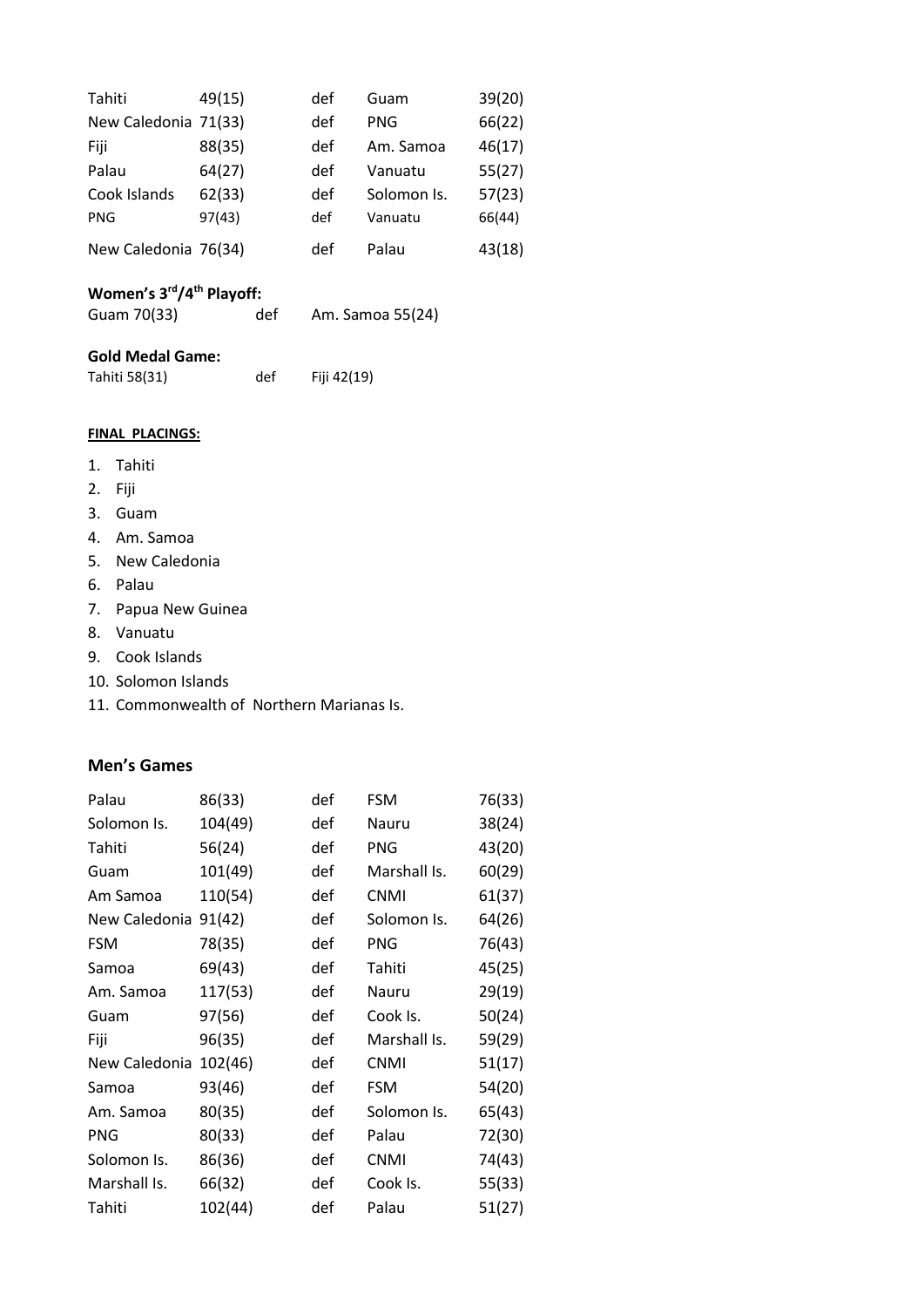| | | | | |
|---|---|---|---|---|
| Tahiti | 49(15) | def | Guam | 39(20) |
| New Caledonia | 71(33) | def | PNG | 66(22) |
| Fiji | 88(35) | def | Am. Samoa | 46(17) |
| Palau | 64(27) | def | Vanuatu | 55(27) |
| Cook Islands | 62(33) | def | Solomon Is. | 57(23) |
| PNG | 97(43) | def | Vanuatu | 66(44) |
| New Caledonia | 76(34) | def | Palau | 43(18) |

**Women's 3rd/4th Playoff:**

Guam 70(33) def Am. Samoa 55(24)

**Gold Medal Game:**

Tahiti 58(31) def Fiji 42(19)

**FINAL PLACINGS:**

1. Tahiti
2. Fiji
3. Guam
4. Am. Samoa
5. New Caledonia
6. Palau
7. Papua New Guinea
8. Vanuatu
9. Cook Islands
10. Solomon Islands
11. Commonwealth of Northern Marianas Is.

## Men's Games

| | | | | |
|---|---|---|---|---|
| Palau | 86(33) | def | FSM | 76(33) |
| Solomon Is. | 104(49) | def | Nauru | 38(24) |
| Tahiti | 56(24) | def | PNG | 43(20) |
| Guam | 101(49) | def | Marshall Is. | 60(29) |
| Am Samoa | 110(54) | def | CNMI | 61(37) |
| New Caledonia | 91(42) | def | Solomon Is. | 64(26) |
| FSM | 78(35) | def | PNG | 76(43) |
| Samoa | 69(43) | def | Tahiti | 45(25) |
| Am. Samoa | 117(53) | def | Nauru | 29(19) |
| Guam | 97(56) | def | Cook Is. | 50(24) |
| Fiji | 96(35) | def | Marshall Is. | 59(29) |
| New Caledonia | 102(46) | def | CNMI | 51(17) |
| Samoa | 93(46) | def | FSM | 54(20) |
| Am. Samoa | 80(35) | def | Solomon Is. | 65(43) |
| PNG | 80(33) | def | Palau | 72(30) |
| Solomon Is. | 86(36) | def | CNMI | 74(43) |
| Marshall Is. | 66(32) | def | Cook Is. | 55(33) |
| Tahiti | 102(44) | def | Palau | 51(27) |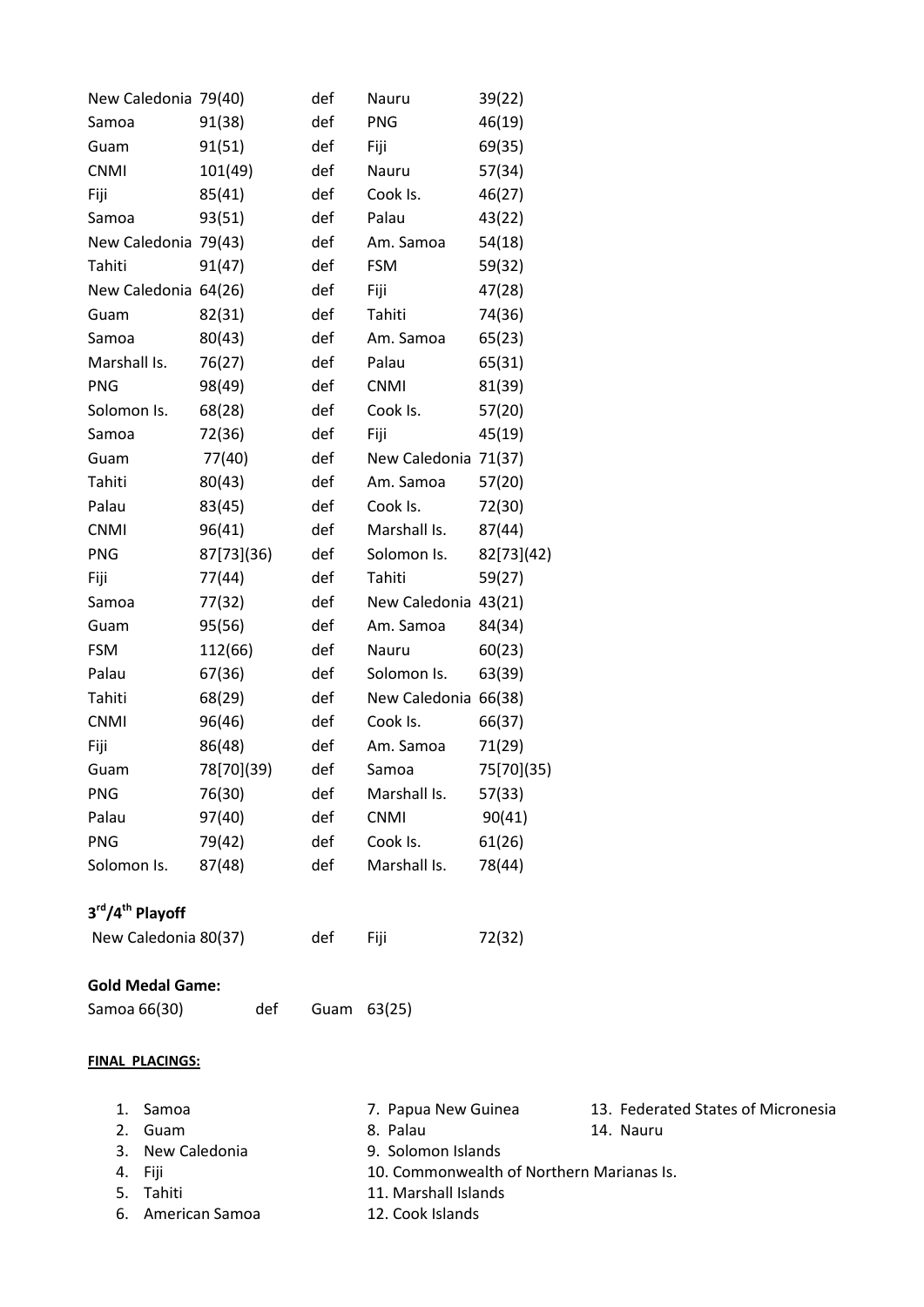| | | | | |
|---|---|---|---|---|
| New Caledonia | 79(40) | def | Nauru | 39(22) |
| Samoa | 91(38) | def | PNG | 46(19) |
| Guam | 91(51) | def | Fiji | 69(35) |
| CNMI | 101(49) | def | Nauru | 57(34) |
| Fiji | 85(41) | def | Cook Is. | 46(27) |
| Samoa | 93(51) | def | Palau | 43(22) |
| New Caledonia | 79(43) | def | Am. Samoa | 54(18) |
| Tahiti | 91(47) | def | FSM | 59(32) |
| New Caledonia | 64(26) | def | Fiji | 47(28) |
| Guam | 82(31) | def | Tahiti | 74(36) |
| Samoa | 80(43) | def | Am. Samoa | 65(23) |
| Marshall Is. | 76(27) | def | Palau | 65(31) |
| PNG | 98(49) | def | CNMI | 81(39) |
| Solomon Is. | 68(28) | def | Cook Is. | 57(20) |
| Samoa | 72(36) | def | Fiji | 45(19) |
| Guam | 77(40) | def | New Caledonia | 71(37) |
| Tahiti | 80(43) | def | Am. Samoa | 57(20) |
| Palau | 83(45) | def | Cook Is. | 72(30) |
| CNMI | 96(41) | def | Marshall Is. | 87(44) |
| PNG | 87[73](36) | def | Solomon Is. | 82[73](42) |
| Fiji | 77(44) | def | Tahiti | 59(27) |
| Samoa | 77(32) | def | New Caledonia | 43(21) |
| Guam | 95(56) | def | Am. Samoa | 84(34) |
| FSM | 112(66) | def | Nauru | 60(23) |
| Palau | 67(36) | def | Solomon Is. | 63(39) |
| Tahiti | 68(29) | def | New Caledonia | 66(38) |
| CNMI | 96(46) | def | Cook Is. | 66(37) |
| Fiji | 86(48) | def | Am. Samoa | 71(29) |
| Guam | 78[70](39) | def | Samoa | 75[70](35) |
| PNG | 76(30) | def | Marshall Is. | 57(33) |
| Palau | 97(40) | def | CNMI | 90(41) |
| PNG | 79(42) | def | Cook Is. | 61(26) |
| Solomon Is. | 87(48) | def | Marshall Is. | 78(44) |

**3rd/4th Playoff**

New Caledonia 80(37) def Fiji 72(32)

**Gold Medal Game:**

Samoa 66(30) def Guam 63(25)

**FINAL PLACINGS:**

1. Samoa
2. Guam
3. New Caledonia
4. Fiji
5. Tahiti
6. American Samoa
7. Papua New Guinea
8. Palau
9. Solomon Islands
10. Commonwealth of Northern Marianas Is.
11. Marshall Islands
12. Cook Islands
13. Federated States of Micronesia
14. Nauru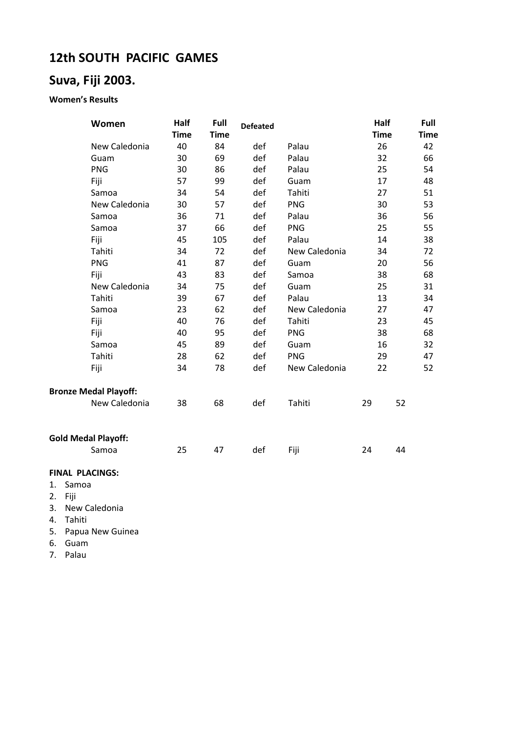## 12th SOUTH PACIFIC GAMES

## Suva, Fiji 2003.

**Women's Results**

| Women | Half Time | Full Time | Defeated | | Half Time | Full Time |
|---|---|---|---|---|---|---|
| New Caledonia | 40 | 84 | def | Palau | 26 | 42 |
| Guam | 30 | 69 | def | Palau | 32 | 66 |
| PNG | 30 | 86 | def | Palau | 25 | 54 |
| Fiji | 57 | 99 | def | Guam | 17 | 48 |
| Samoa | 34 | 54 | def | Tahiti | 27 | 51 |
| New Caledonia | 30 | 57 | def | PNG | 30 | 53 |
| Samoa | 36 | 71 | def | Palau | 36 | 56 |
| Samoa | 37 | 66 | def | PNG | 25 | 55 |
| Fiji | 45 | 105 | def | Palau | 14 | 38 |
| Tahiti | 34 | 72 | def | New Caledonia | 34 | 72 |
| PNG | 41 | 87 | def | Guam | 20 | 56 |
| Fiji | 43 | 83 | def | Samoa | 38 | 68 |
| New Caledonia | 34 | 75 | def | Guam | 25 | 31 |
| Tahiti | 39 | 67 | def | Palau | 13 | 34 |
| Samoa | 23 | 62 | def | New Caledonia | 27 | 47 |
| Fiji | 40 | 76 | def | Tahiti | 23 | 45 |
| Fiji | 40 | 95 | def | PNG | 38 | 68 |
| Samoa | 45 | 89 | def | Guam | 16 | 32 |
| Tahiti | 28 | 62 | def | PNG | 29 | 47 |
| Fiji | 34 | 78 | def | New Caledonia | 22 | 52 |

**Bronze Medal Playoff:**

| | | | | | | |
|---|---|---|---|---|---|---|
| New Caledonia | 38 | 68 | def | Tahiti | 29 | 52 |

**Gold Medal Playoff:**

| | | | | | | |
|---|---|---|---|---|---|---|
| Samoa | 25 | 47 | def | Fiji | 24 | 44 |

**FINAL PLACINGS:**

1. Samoa
2. Fiji
3. New Caledonia
4. Tahiti
5. Papua New Guinea
6. Guam
7. Palau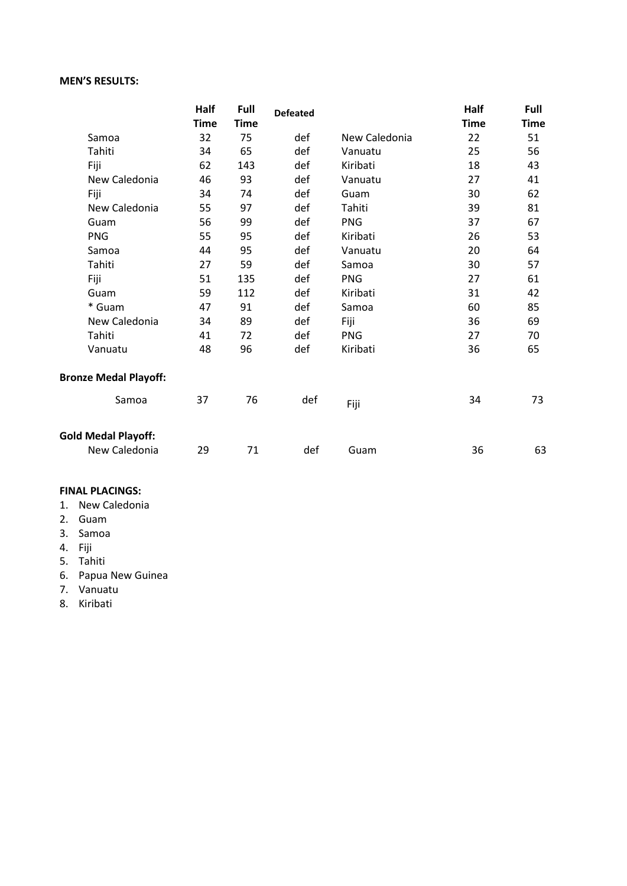**MEN'S RESULTS:**

| | Half Time | Full Time | Defeated | | Half Time | Full Time |
|---|---|---|---|---|---|---|
| Samoa | 32 | 75 | def | New Caledonia | 22 | 51 |
| Tahiti | 34 | 65 | def | Vanuatu | 25 | 56 |
| Fiji | 62 | 143 | def | Kiribati | 18 | 43 |
| New Caledonia | 46 | 93 | def | Vanuatu | 27 | 41 |
| Fiji | 34 | 74 | def | Guam | 30 | 62 |
| New Caledonia | 55 | 97 | def | Tahiti | 39 | 81 |
| Guam | 56 | 99 | def | PNG | 37 | 67 |
| PNG | 55 | 95 | def | Kiribati | 26 | 53 |
| Samoa | 44 | 95 | def | Vanuatu | 20 | 64 |
| Tahiti | 27 | 59 | def | Samoa | 30 | 57 |
| Fiji | 51 | 135 | def | PNG | 27 | 61 |
| Guam | 59 | 112 | def | Kiribati | 31 | 42 |
| * Guam | 47 | 91 | def | Samoa | 60 | 85 |
| New Caledonia | 34 | 89 | def | Fiji | 36 | 69 |
| Tahiti | 41 | 72 | def | PNG | 27 | 70 |
| Vanuatu | 48 | 96 | def | Kiribati | 36 | 65 |

**Bronze Medal Playoff:**

| | Half Time | Full Time | Defeated | | Half Time | Full Time |
|---|---|---|---|---|---|---|
| Samoa | 37 | 76 | def | Fiji | 34 | 73 |

**Gold Medal Playoff:**

| | Half Time | Full Time | Defeated | | Half Time | Full Time |
|---|---|---|---|---|---|---|
| New Caledonia | 29 | 71 | def | Guam | 36 | 63 |

**FINAL PLACINGS:**

1. New Caledonia
2. Guam
3. Samoa
4. Fiji
5. Tahiti
6. Papua New Guinea
7. Vanuatu
8. Kiribati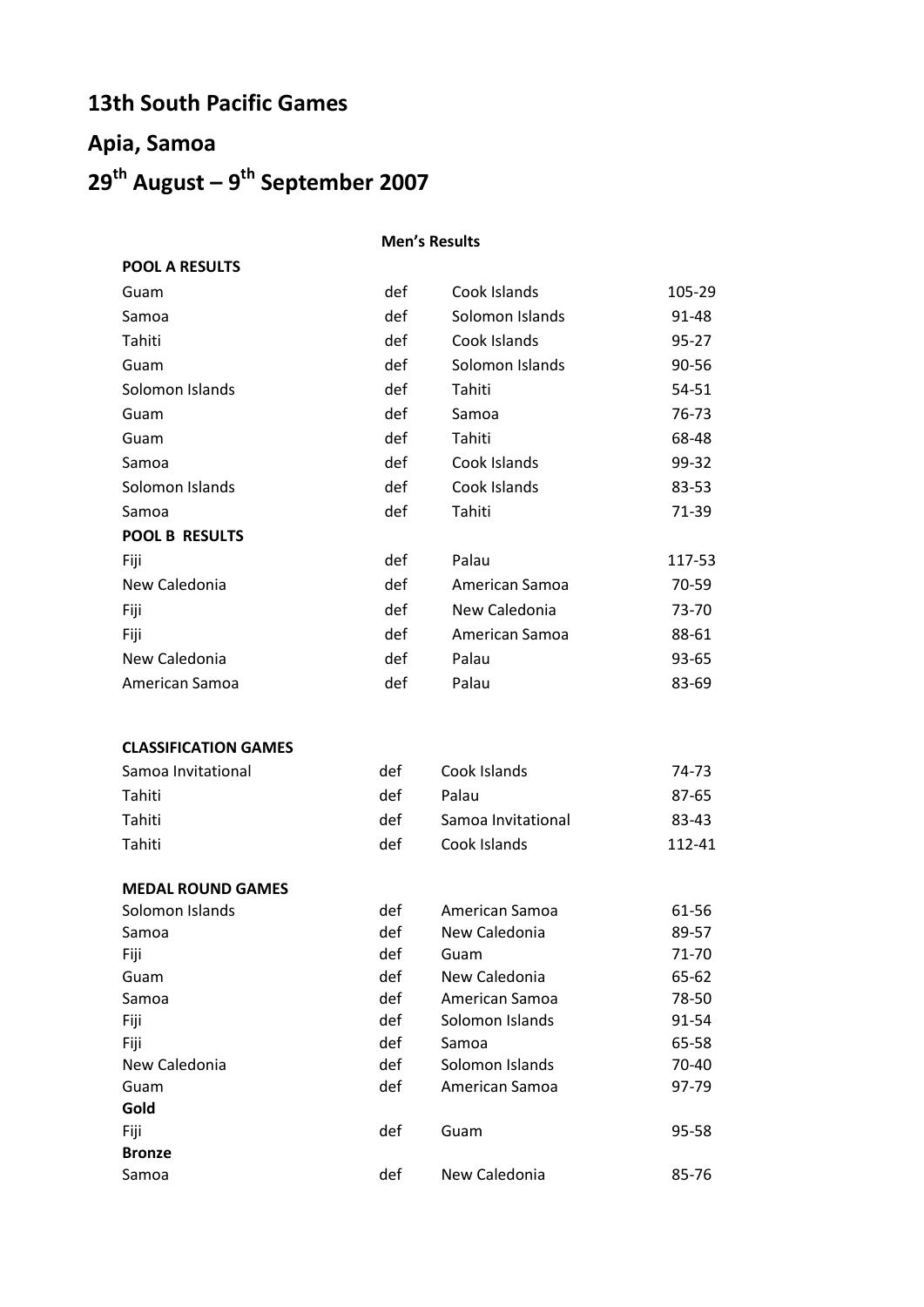# 13th South Pacific Games

# Apia, Samoa

# 29th August – 9th September 2007

**Men's Results**

**POOL A RESULTS**

| | | | |
|---|---|---|---|
| Guam | def | Cook Islands | 105-29 |
| Samoa | def | Solomon Islands | 91-48 |
| Tahiti | def | Cook Islands | 95-27 |
| Guam | def | Solomon Islands | 90-56 |
| Solomon Islands | def | Tahiti | 54-51 |
| Guam | def | Samoa | 76-73 |
| Guam | def | Tahiti | 68-48 |
| Samoa | def | Cook Islands | 99-32 |
| Solomon Islands | def | Cook Islands | 83-53 |
| Samoa | def | Tahiti | 71-39 |

**POOL B RESULTS**

| | | | |
|---|---|---|---|
| Fiji | def | Palau | 117-53 |
| New Caledonia | def | American Samoa | 70-59 |
| Fiji | def | New Caledonia | 73-70 |
| Fiji | def | American Samoa | 88-61 |
| New Caledonia | def | Palau | 93-65 |
| American Samoa | def | Palau | 83-69 |

**CLASSIFICATION GAMES**

| | | | |
|---|---|---|---|
| Samoa Invitational | def | Cook Islands | 74-73 |
| Tahiti | def | Palau | 87-65 |
| Tahiti | def | Samoa Invitational | 83-43 |
| Tahiti | def | Cook Islands | 112-41 |

**MEDAL ROUND GAMES**

| | | | |
|---|---|---|---|
| Solomon Islands | def | American Samoa | 61-56 |
| Samoa | def | New Caledonia | 89-57 |
| Fiji | def | Guam | 71-70 |
| Guam | def | New Caledonia | 65-62 |
| Samoa | def | American Samoa | 78-50 |
| Fiji | def | Solomon Islands | 91-54 |
| Fiji | def | Samoa | 65-58 |
| New Caledonia | def | Solomon Islands | 70-40 |
| Guam | def | American Samoa | 97-79 |

**Gold**

| | | | |
|---|---|---|---|
| Fiji | def | Guam | 95-58 |

**Bronze**

| | | | |
|---|---|---|---|
| Samoa | def | New Caledonia | 85-76 |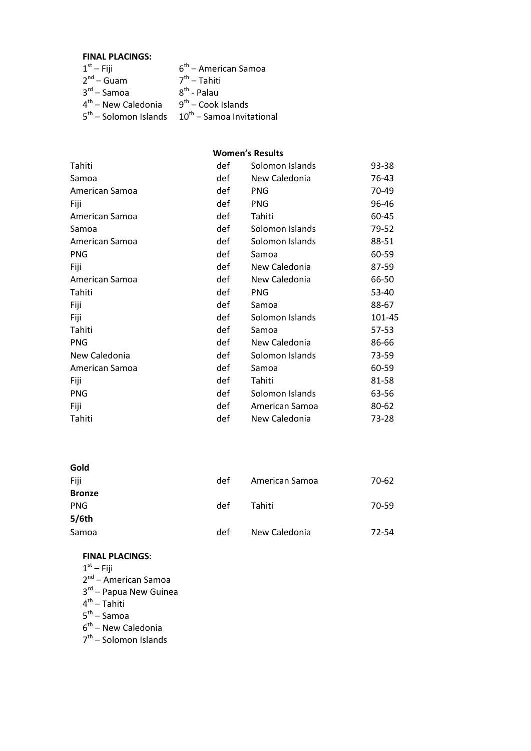**FINAL PLACINGS:**

1st – Fiji
2nd – Guam
3rd – Samoa
4th – New Caledonia
5th – Solomon Islands
6th – American Samoa
7th – Tahiti
8th - Palau
9th – Cook Islands
10th – Samoa Invitational

**Women's Results**

| | | | |
|---|---|---|---|
| Tahiti | def | Solomon Islands | 93-38 |
| Samoa | def | New Caledonia | 76-43 |
| American Samoa | def | PNG | 70-49 |
| Fiji | def | PNG | 96-46 |
| American Samoa | def | Tahiti | 60-45 |
| Samoa | def | Solomon Islands | 79-52 |
| American Samoa | def | Solomon Islands | 88-51 |
| PNG | def | Samoa | 60-59 |
| Fiji | def | New Caledonia | 87-59 |
| American Samoa | def | New Caledonia | 66-50 |
| Tahiti | def | PNG | 53-40 |
| Fiji | def | Samoa | 88-67 |
| Fiji | def | Solomon Islands | 101-45 |
| Tahiti | def | Samoa | 57-53 |
| PNG | def | New Caledonia | 86-66 |
| New Caledonia | def | Solomon Islands | 73-59 |
| American Samoa | def | Samoa | 60-59 |
| Fiji | def | Tahiti | 81-58 |
| PNG | def | Solomon Islands | 63-56 |
| Fiji | def | American Samoa | 80-62 |
| Tahiti | def | New Caledonia | 73-28 |

| | | | |
|---|---|---|---|
| **Gold** | | | |
| Fiji | def | American Samoa | 70-62 |
| **Bronze** | | | |
| PNG | def | Tahiti | 70-59 |
| **5/6th** | | | |
| Samoa | def | New Caledonia | 72-54 |

**FINAL PLACINGS:**

1st – Fiji
2nd – American Samoa
3rd – Papua New Guinea
4th – Tahiti
5th – Samoa
6th – New Caledonia
7th – Solomon Islands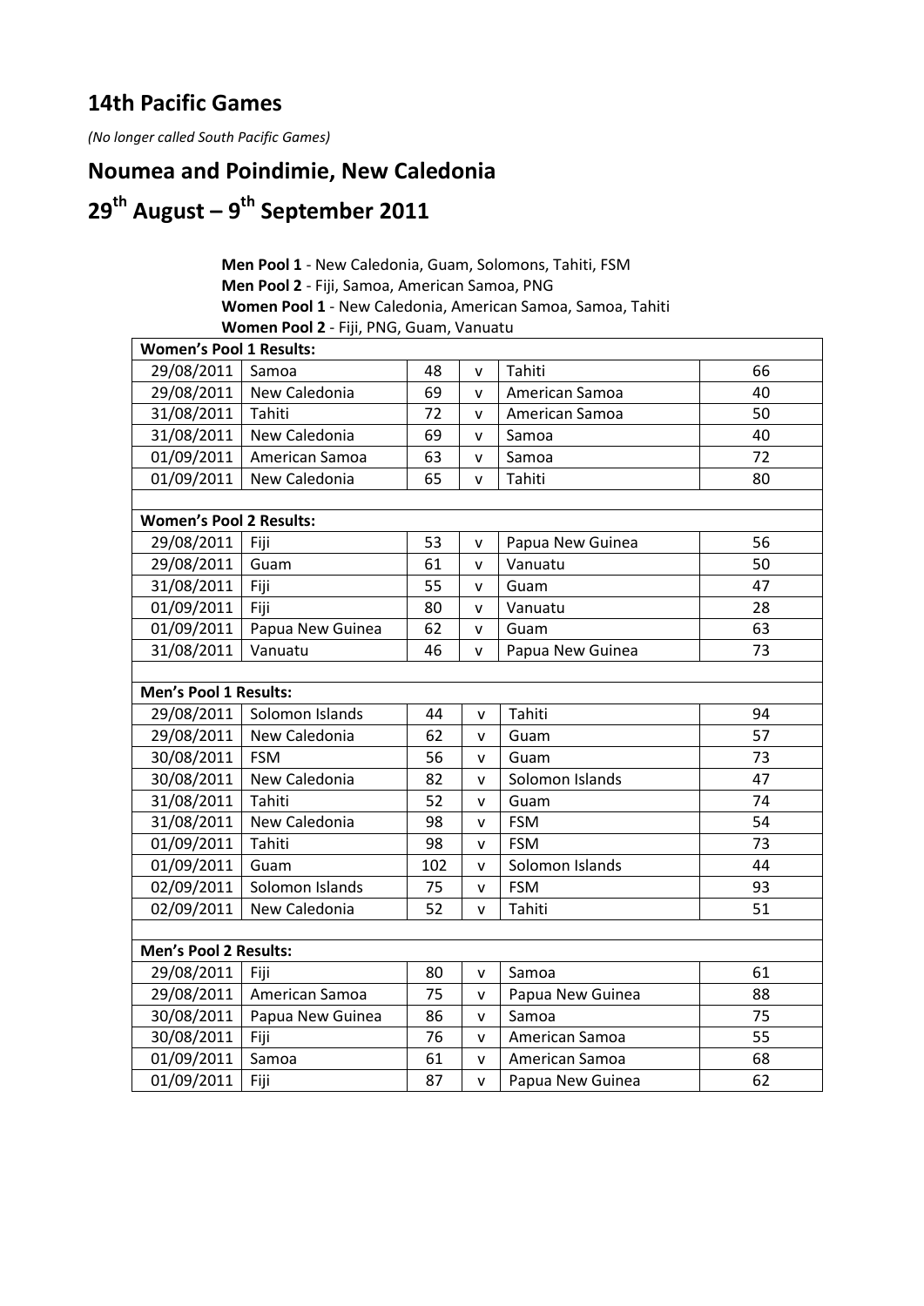## 14th Pacific Games

*(No longer called South Pacific Games)*

## Noumea and Poindimie, New Caledonia

## 29th August – 9th September 2011

**Men Pool 1** - New Caledonia, Guam, Solomons, Tahiti, FSM
**Men Pool 2** - Fiji, Samoa, American Samoa, PNG
**Women Pool 1** - New Caledonia, American Samoa, Samoa, Tahiti
**Women Pool 2** - Fiji, PNG, Guam, Vanuatu

| **Women's Pool 1 Results:** | | | | | |
|---|---|---|---|---|---|
| 29/08/2011 | Samoa | 48 | v | Tahiti | 66 |
| 29/08/2011 | New Caledonia | 69 | v | American Samoa | 40 |
| 31/08/2011 | Tahiti | 72 | v | American Samoa | 50 |
| 31/08/2011 | New Caledonia | 69 | v | Samoa | 40 |
| 01/09/2011 | American Samoa | 63 | v | Samoa | 72 |
| 01/09/2011 | New Caledonia | 65 | v | Tahiti | 80 |
| | | | | | |
| **Women's Pool 2 Results:** | | | | | |
| 29/08/2011 | Fiji | 53 | v | Papua New Guinea | 56 |
| 29/08/2011 | Guam | 61 | v | Vanuatu | 50 |
| 31/08/2011 | Fiji | 55 | v | Guam | 47 |
| 01/09/2011 | Fiji | 80 | v | Vanuatu | 28 |
| 01/09/2011 | Papua New Guinea | 62 | v | Guam | 63 |
| 31/08/2011 | Vanuatu | 46 | v | Papua New Guinea | 73 |
| | | | | | |
| **Men's Pool 1 Results:** | | | | | |
| 29/08/2011 | Solomon Islands | 44 | v | Tahiti | 94 |
| 29/08/2011 | New Caledonia | 62 | v | Guam | 57 |
| 30/08/2011 | FSM | 56 | v | Guam | 73 |
| 30/08/2011 | New Caledonia | 82 | v | Solomon Islands | 47 |
| 31/08/2011 | Tahiti | 52 | v | Guam | 74 |
| 31/08/2011 | New Caledonia | 98 | v | FSM | 54 |
| 01/09/2011 | Tahiti | 98 | v | FSM | 73 |
| 01/09/2011 | Guam | 102 | v | Solomon Islands | 44 |
| 02/09/2011 | Solomon Islands | 75 | v | FSM | 93 |
| 02/09/2011 | New Caledonia | 52 | v | Tahiti | 51 |
| | | | | | |
| **Men's Pool 2 Results:** | | | | | |
| 29/08/2011 | Fiji | 80 | v | Samoa | 61 |
| 29/08/2011 | American Samoa | 75 | v | Papua New Guinea | 88 |
| 30/08/2011 | Papua New Guinea | 86 | v | Samoa | 75 |
| 30/08/2011 | Fiji | 76 | v | American Samoa | 55 |
| 01/09/2011 | Samoa | 61 | v | American Samoa | 68 |
| 01/09/2011 | Fiji | 87 | v | Papua New Guinea | 62 |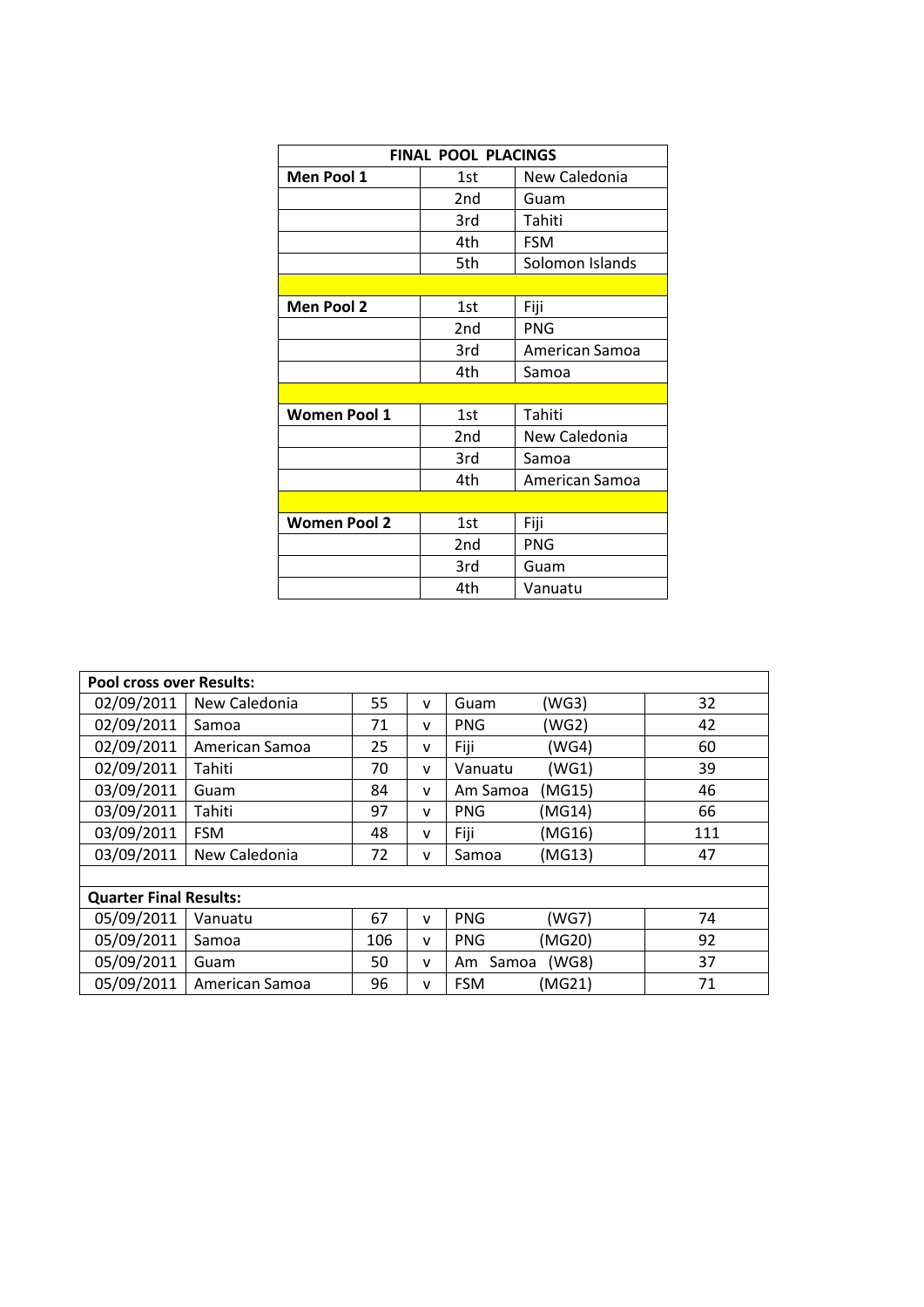| FINAL POOL PLACINGS | | |
|---|---|---|
| **Men Pool 1** | 1st | New Caledonia |
| | 2nd | Guam |
| | 3rd | Tahiti |
| | 4th | FSM |
| | 5th | Solomon Islands |
| | | |
| **Men Pool 2** | 1st | Fiji |
| | 2nd | PNG |
| | 3rd | American Samoa |
| | 4th | Samoa |
| | | |
| **Women Pool 1** | 1st | Tahiti |
| | 2nd | New Caledonia |
| | 3rd | Samoa |
| | 4th | American Samoa |
| | | |
| **Women Pool 2** | 1st | Fiji |
| | 2nd | PNG |
| | 3rd | Guam |
| | 4th | Vanuatu |

| **Pool cross over Results:** | | | | | |
|---|---|---|---|---|---|
| 02/09/2011 | New Caledonia | 55 | v | Guam (WG3) | 32 |
| 02/09/2011 | Samoa | 71 | v | PNG (WG2) | 42 |
| 02/09/2011 | American Samoa | 25 | v | Fiji (WG4) | 60 |
| 02/09/2011 | Tahiti | 70 | v | Vanuatu (WG1) | 39 |
| 03/09/2011 | Guam | 84 | v | Am Samoa (MG15) | 46 |
| 03/09/2011 | Tahiti | 97 | v | PNG (MG14) | 66 |
| 03/09/2011 | FSM | 48 | v | Fiji (MG16) | 111 |
| 03/09/2011 | New Caledonia | 72 | v | Samoa (MG13) | 47 |
| | | | | | |
| **Quarter Final Results:** | | | | | |
| 05/09/2011 | Vanuatu | 67 | v | PNG (WG7) | 74 |
| 05/09/2011 | Samoa | 106 | v | PNG (MG20) | 92 |
| 05/09/2011 | Guam | 50 | v | Am Samoa (WG8) | 37 |
| 05/09/2011 | American Samoa | 96 | v | FSM (MG21) | 71 |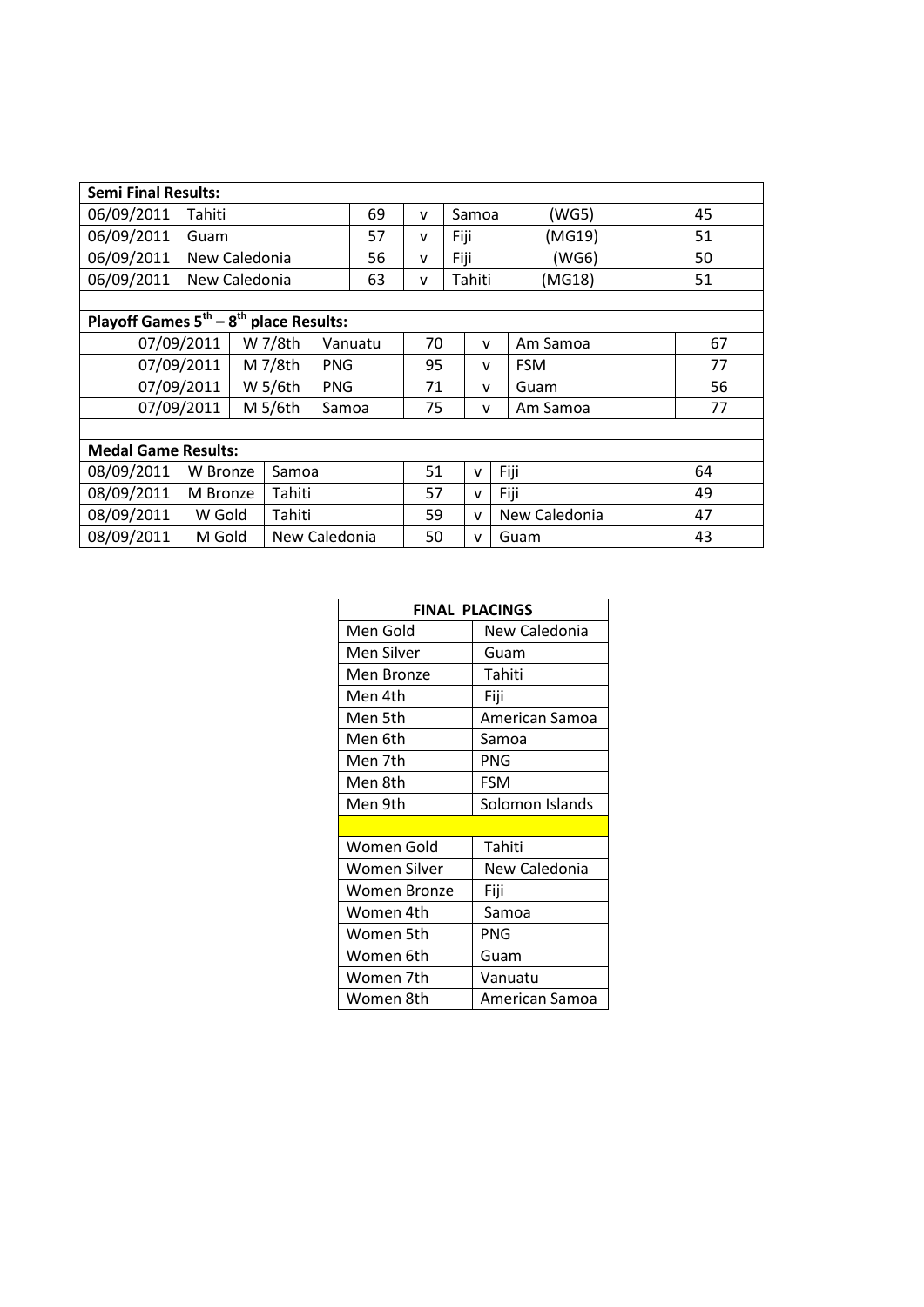| Semi Final Results: | | | | | | |
|---|---|---|---|---|---|---|
| 06/09/2011 | Tahiti | 69 | v | Samoa | (WG5) | 45 |
| 06/09/2011 | Guam | 57 | v | Fiji | (MG19) | 51 |
| 06/09/2011 | New Caledonia | 56 | v | Fiji | (WG6) | 50 |
| 06/09/2011 | New Caledonia | 63 | v | Tahiti | (MG18) | 51 |

| Playoff Games $5^{th}$ – $8^{th}$ place Results: | | | | | | |
|---|---|---|---|---|---|---|
| 07/09/2011 | W 7/8th | Vanuatu | 70 | v | Am Samoa | 67 |
| 07/09/2011 | M 7/8th | PNG | 95 | v | FSM | 77 |
| 07/09/2011 | W 5/6th | PNG | 71 | v | Guam | 56 |
| 07/09/2011 | M 5/6th | Samoa | 75 | v | Am Samoa | 77 |

| Medal Game Results: | | | | | | |
|---|---|---|---|---|---|---|
| 08/09/2011 | W Bronze | Samoa | 51 | v | Fiji | 64 |
| 08/09/2011 | M Bronze | Tahiti | 57 | v | Fiji | 49 |
| 08/09/2011 | W Gold | Tahiti | 59 | v | New Caledonia | 47 |
| 08/09/2011 | M Gold | New Caledonia | 50 | v | Guam | 43 |

| FINAL PLACINGS | |
|---|---|
| Men Gold | New Caledonia |
| Men Silver | Guam |
| Men Bronze | Tahiti |
| Men 4th | Fiji |
| Men 5th | American Samoa |
| Men 6th | Samoa |
| Men 7th | PNG |
| Men 8th | FSM |
| Men 9th | Solomon Islands |
| | |
| Women Gold | Tahiti |
| Women Silver | New Caledonia |
| Women Bronze | Fiji |
| Women 4th | Samoa |
| Women 5th | PNG |
| Women 6th | Guam |
| Women 7th | Vanuatu |
| Women 8th | American Samoa |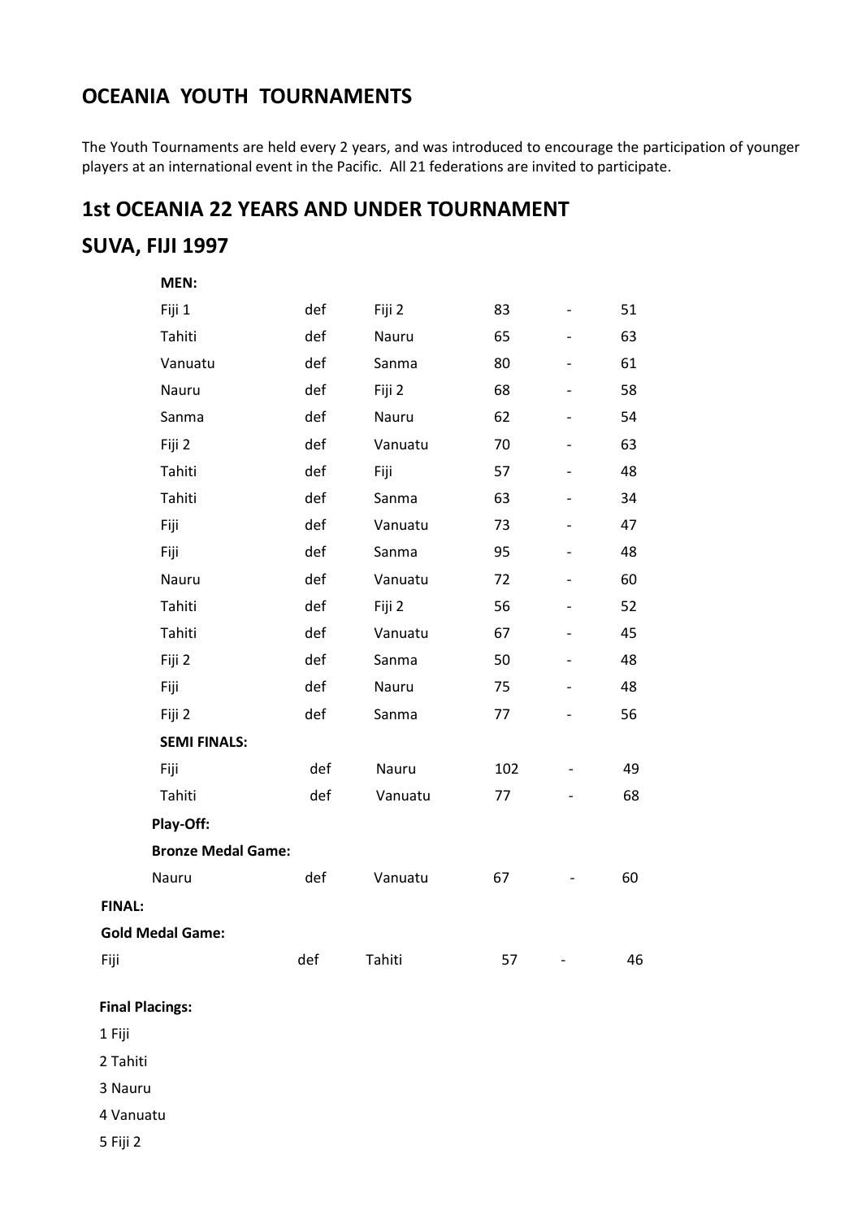## OCEANIA YOUTH TOURNAMENTS

The Youth Tournaments are held every 2 years, and was introduced to encourage the participation of younger players at an international event in the Pacific. All 21 federations are invited to participate.

## 1st OCEANIA 22 YEARS AND UNDER TOURNAMENT

## SUVA, FIJI 1997

**MEN:**

| | | | | | |
|---|---|---|---|---|---|
| Fiji 1 | def | Fiji 2 | 83 | - | 51 |
| Tahiti | def | Nauru | 65 | - | 63 |
| Vanuatu | def | Sanma | 80 | - | 61 |
| Nauru | def | Fiji 2 | 68 | - | 58 |
| Sanma | def | Nauru | 62 | - | 54 |
| Fiji 2 | def | Vanuatu | 70 | - | 63 |
| Tahiti | def | Fiji | 57 | - | 48 |
| Tahiti | def | Sanma | 63 | - | 34 |
| Fiji | def | Vanuatu | 73 | - | 47 |
| Fiji | def | Sanma | 95 | - | 48 |
| Nauru | def | Vanuatu | 72 | - | 60 |
| Tahiti | def | Fiji 2 | 56 | - | 52 |
| Tahiti | def | Vanuatu | 67 | - | 45 |
| Fiji 2 | def | Sanma | 50 | - | 48 |
| Fiji | def | Nauru | 75 | - | 48 |
| Fiji 2 | def | Sanma | 77 | - | 56 |

**SEMI FINALS:**

| | | | | | |
|---|---|---|---|---|---|
| Fiji | def | Nauru | 102 | - | 49 |
| Tahiti | def | Vanuatu | 77 | - | 68 |

**Play-Off:**

**Bronze Medal Game:**

| | | | | | |
|---|---|---|---|---|---|
| Nauru | def | Vanuatu | 67 | - | 60 |

**FINAL:**

**Gold Medal Game:**

| | | | | | |
|---|---|---|---|---|---|
| Fiji | def | Tahiti | 57 | - | 46 |

**Final Placings:**

1 Fiji

2 Tahiti

3 Nauru

4 Vanuatu

5 Fiji 2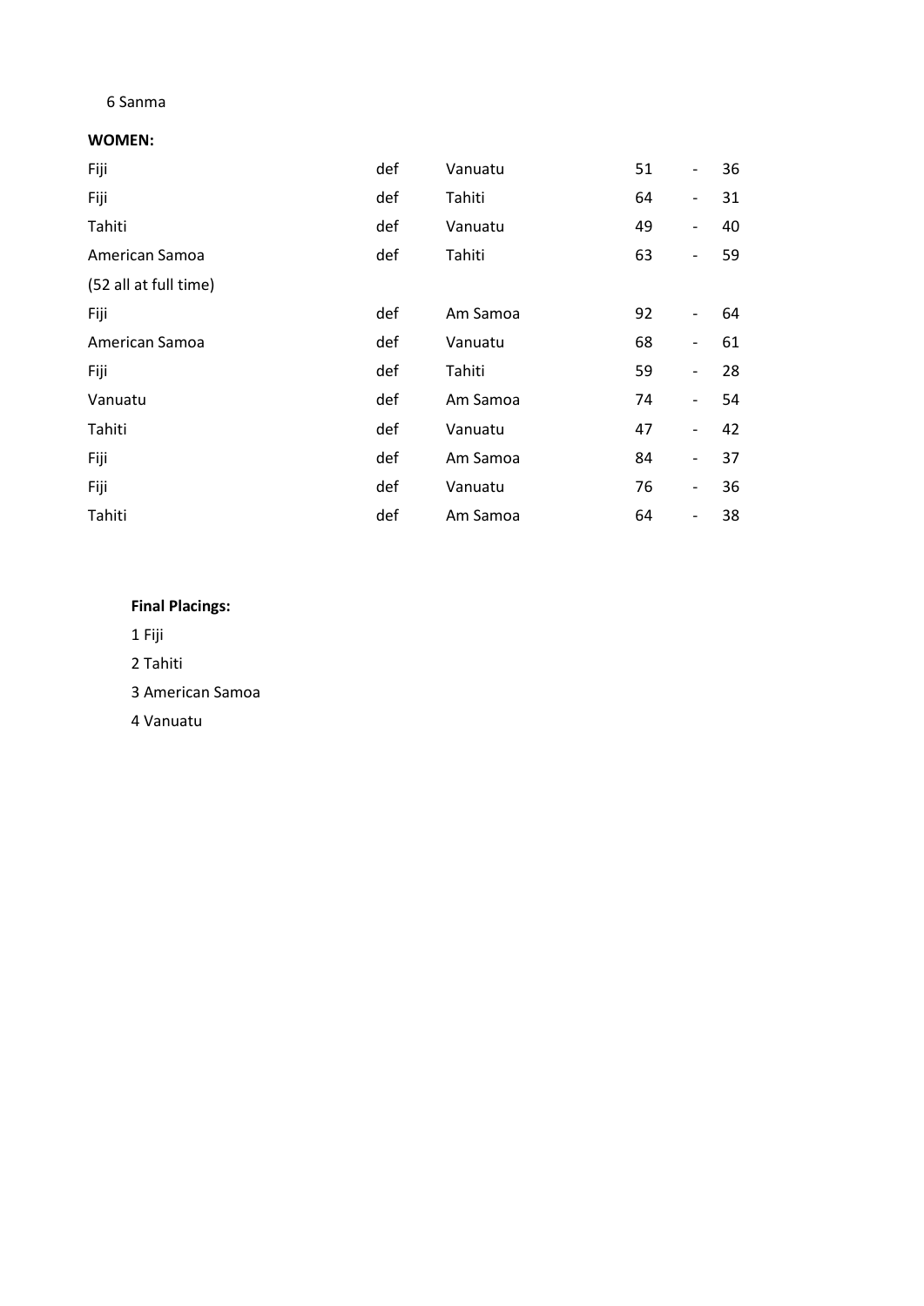6 Sanma

**WOMEN:**

| | | | | | |
|---|---|---|---|---|---|
| Fiji | def | Vanuatu | 51 | - | 36 |
| Fiji | def | Tahiti | 64 | - | 31 |
| Tahiti | def | Vanuatu | 49 | - | 40 |
| American Samoa | def | Tahiti | 63 | - | 59 |
| (52 all at full time) | | | | | |
| Fiji | def | Am Samoa | 92 | - | 64 |
| American Samoa | def | Vanuatu | 68 | - | 61 |
| Fiji | def | Tahiti | 59 | - | 28 |
| Vanuatu | def | Am Samoa | 74 | - | 54 |
| Tahiti | def | Vanuatu | 47 | - | 42 |
| Fiji | def | Am Samoa | 84 | - | 37 |
| Fiji | def | Vanuatu | 76 | - | 36 |
| Tahiti | def | Am Samoa | 64 | - | 38 |

**Final Placings:**

1 Fiji

2 Tahiti

3 American Samoa

4 Vanuatu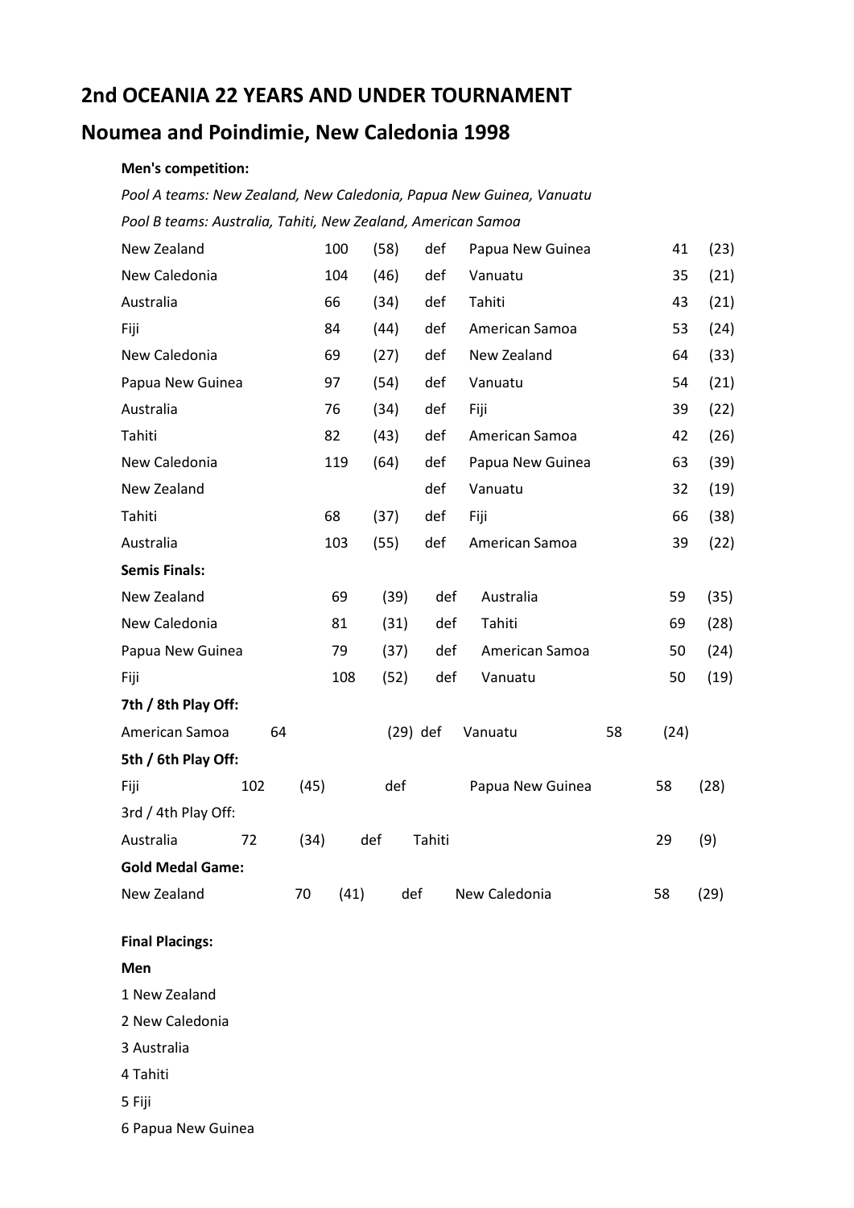# 2nd OCEANIA 22 YEARS AND UNDER TOURNAMENT

## Noumea and Poindimie, New Caledonia 1998

**Men's competition:**

*Pool A teams: New Zealand, New Caledonia, Papua New Guinea, Vanuatu*

*Pool B teams: Australia, Tahiti, New Zealand, American Samoa*

| | | | | | | |
|---|---|---|---|---|---|---|
| New Zealand | 100 | (58) | def | Papua New Guinea | 41 | (23) |
| New Caledonia | 104 | (46) | def | Vanuatu | 35 | (21) |
| Australia | 66 | (34) | def | Tahiti | 43 | (21) |
| Fiji | 84 | (44) | def | American Samoa | 53 | (24) |
| New Caledonia | 69 | (27) | def | New Zealand | 64 | (33) |
| Papua New Guinea | 97 | (54) | def | Vanuatu | 54 | (21) |
| Australia | 76 | (34) | def | Fiji | 39 | (22) |
| Tahiti | 82 | (43) | def | American Samoa | 42 | (26) |
| New Caledonia | 119 | (64) | def | Papua New Guinea | 63 | (39) |
| New Zealand | | | def | Vanuatu | 32 | (19) |
| Tahiti | 68 | (37) | def | Fiji | 66 | (38) |
| Australia | 103 | (55) | def | American Samoa | 39 | (22) |

**Semis Finals:**

| | | | | | | |
|---|---|---|---|---|---|---|
| New Zealand | 69 | (39) | def | Australia | 59 | (35) |
| New Caledonia | 81 | (31) | def | Tahiti | 69 | (28) |
| Papua New Guinea | 79 | (37) | def | American Samoa | 50 | (24) |
| Fiji | 108 | (52) | def | Vanuatu | 50 | (19) |

**7th / 8th Play Off:**

American Samoa 64 (29) def Vanuatu 58 (24)

**5th / 6th Play Off:**

Fiji 102 (45) def Papua New Guinea 58 (28)

3rd / 4th Play Off:

Australia 72 (34) def Tahiti 29 (9)

**Gold Medal Game:**

New Zealand 70 (41) def New Caledonia 58 (29)

**Final Placings:**

**Men**

1 New Zealand

2 New Caledonia

3 Australia

4 Tahiti

5 Fiji

6 Papua New Guinea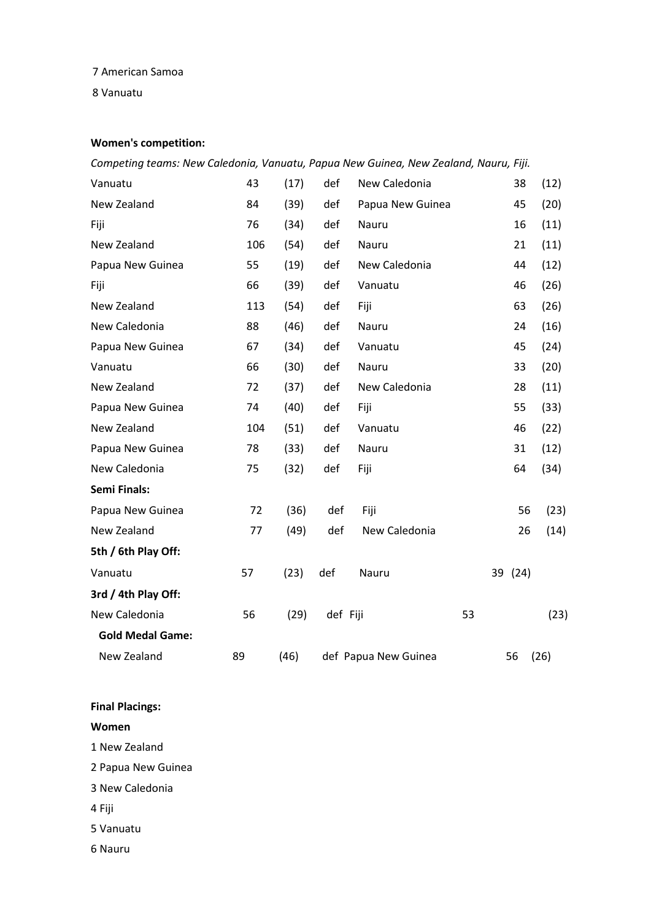7 American Samoa

8 Vanuatu

**Women's competition:**

*Competing teams: New Caledonia, Vanuatu, Papua New Guinea, New Zealand, Nauru, Fiji.*

| | | | | | | |
|---|---|---|---|---|---|---|
| Vanuatu | 43 | (17) | def | New Caledonia | 38 | (12) |
| New Zealand | 84 | (39) | def | Papua New Guinea | 45 | (20) |
| Fiji | 76 | (34) | def | Nauru | 16 | (11) |
| New Zealand | 106 | (54) | def | Nauru | 21 | (11) |
| Papua New Guinea | 55 | (19) | def | New Caledonia | 44 | (12) |
| Fiji | 66 | (39) | def | Vanuatu | 46 | (26) |
| New Zealand | 113 | (54) | def | Fiji | 63 | (26) |
| New Caledonia | 88 | (46) | def | Nauru | 24 | (16) |
| Papua New Guinea | 67 | (34) | def | Vanuatu | 45 | (24) |
| Vanuatu | 66 | (30) | def | Nauru | 33 | (20) |
| New Zealand | 72 | (37) | def | New Caledonia | 28 | (11) |
| Papua New Guinea | 74 | (40) | def | Fiji | 55 | (33) |
| New Zealand | 104 | (51) | def | Vanuatu | 46 | (22) |
| Papua New Guinea | 78 | (33) | def | Nauru | 31 | (12) |
| New Caledonia | 75 | (32) | def | Fiji | 64 | (34) |
| **Semi Finals:** | | | | | | |
| Papua New Guinea | 72 | (36) | def | Fiji | 56 | (23) |
| New Zealand | 77 | (49) | def | New Caledonia | 26 | (14) |
| **5th / 6th Play Off:** | | | | | | |
| Vanuatu | 57 | (23) | def | Nauru | 39 | (24) |
| **3rd / 4th Play Off:** | | | | | | |
| New Caledonia | 56 | (29) | def | Fiji | 53 | (23) |
| **Gold Medal Game:** | | | | | | |
| New Zealand | 89 | (46) | def | Papua New Guinea | 56 | (26) |

**Final Placings:**

**Women**

1 New Zealand

2 Papua New Guinea

3 New Caledonia

4 Fiji

5 Vanuatu

6 Nauru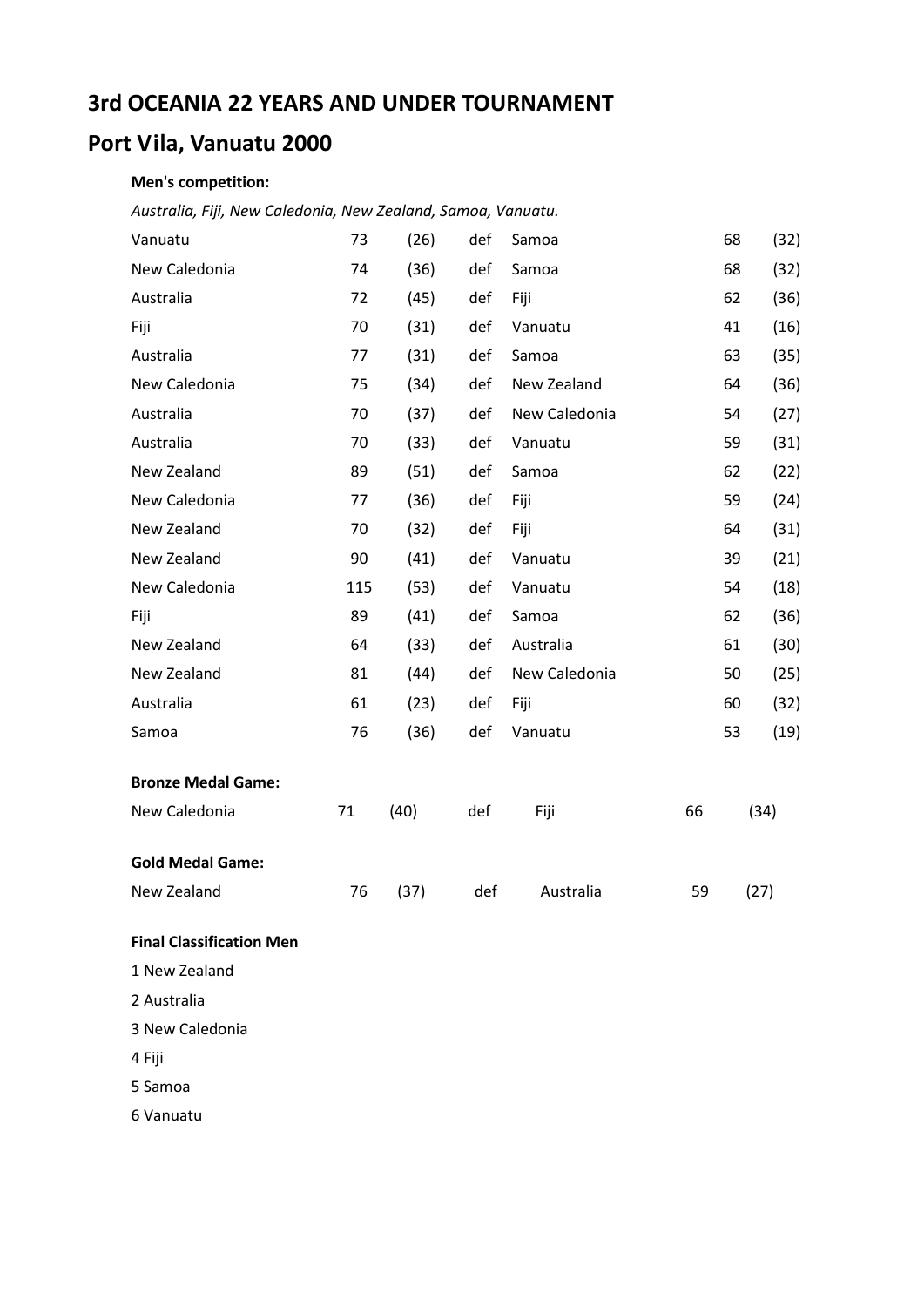# 3rd OCEANIA 22 YEARS AND UNDER TOURNAMENT

## Port Vila, Vanuatu 2000

**Men's competition:**

*Australia, Fiji, New Caledonia, New Zealand, Samoa, Vanuatu.*

| | | | | | | |
|---|---|---|---|---|---|---|
| Vanuatu | 73 | (26) | def | Samoa | 68 | (32) |
| New Caledonia | 74 | (36) | def | Samoa | 68 | (32) |
| Australia | 72 | (45) | def | Fiji | 62 | (36) |
| Fiji | 70 | (31) | def | Vanuatu | 41 | (16) |
| Australia | 77 | (31) | def | Samoa | 63 | (35) |
| New Caledonia | 75 | (34) | def | New Zealand | 64 | (36) |
| Australia | 70 | (37) | def | New Caledonia | 54 | (27) |
| Australia | 70 | (33) | def | Vanuatu | 59 | (31) |
| New Zealand | 89 | (51) | def | Samoa | 62 | (22) |
| New Caledonia | 77 | (36) | def | Fiji | 59 | (24) |
| New Zealand | 70 | (32) | def | Fiji | 64 | (31) |
| New Zealand | 90 | (41) | def | Vanuatu | 39 | (21) |
| New Caledonia | 115 | (53) | def | Vanuatu | 54 | (18) |
| Fiji | 89 | (41) | def | Samoa | 62 | (36) |
| New Zealand | 64 | (33) | def | Australia | 61 | (30) |
| New Zealand | 81 | (44) | def | New Caledonia | 50 | (25) |
| Australia | 61 | (23) | def | Fiji | 60 | (32) |
| Samoa | 76 | (36) | def | Vanuatu | 53 | (19) |

**Bronze Medal Game:**

| | | | | | | |
|---|---|---|---|---|---|---|
| New Caledonia | 71 | (40) | def | Fiji | 66 | (34) |

**Gold Medal Game:**

| | | | | | | |
|---|---|---|---|---|---|---|
| New Zealand | 76 | (37) | def | Australia | 59 | (27) |

**Final Classification Men**

1 New Zealand

2 Australia

3 New Caledonia

4 Fiji

5 Samoa

6 Vanuatu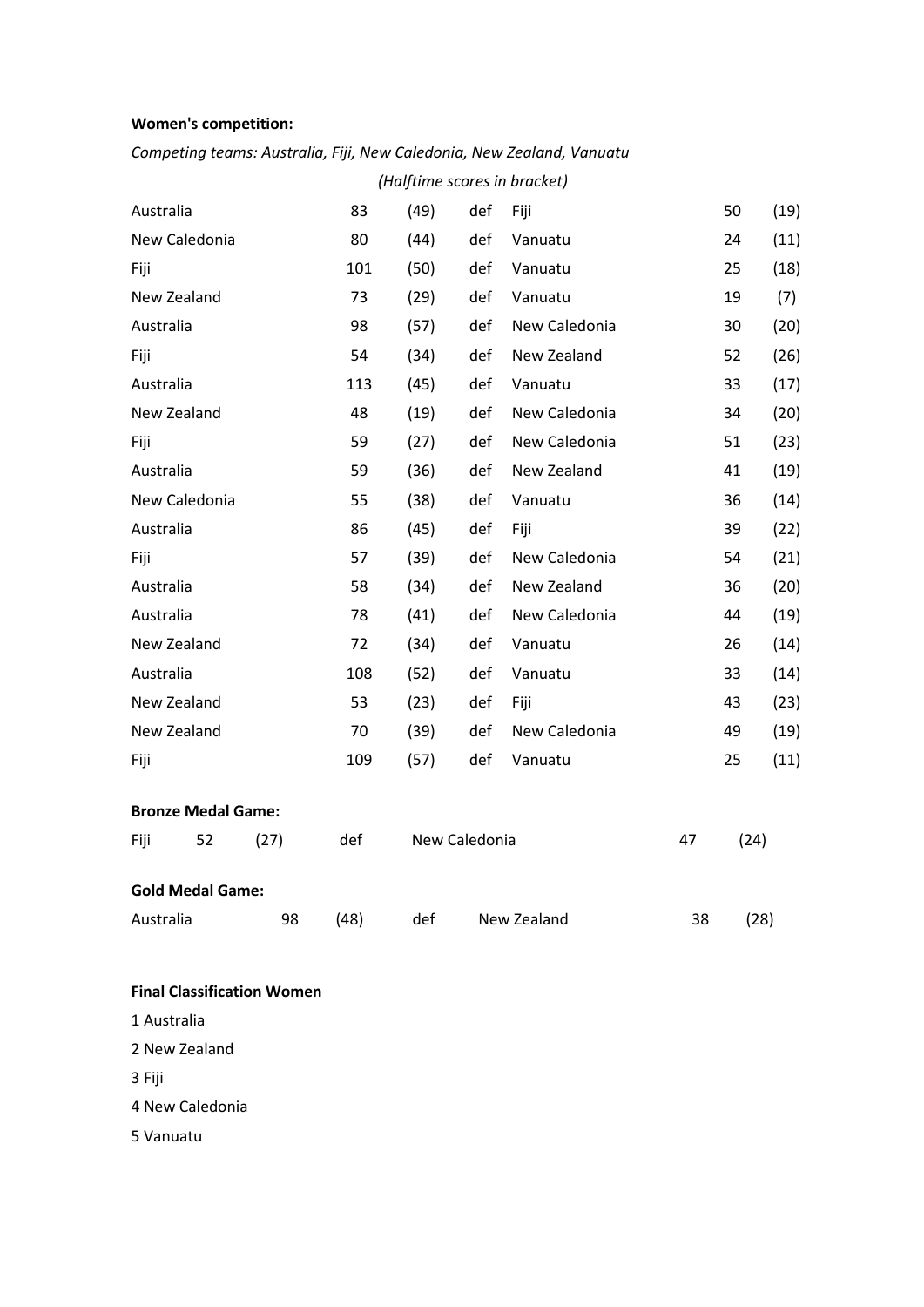**Women's competition:**

*Competing teams: Australia, Fiji, New Caledonia, New Zealand, Vanuatu*

*(Halftime scores in bracket)*

| | | | | | | |
|---|---|---|---|---|---|---|
| Australia | 83 | (49) | def | Fiji | 50 | (19) |
| New Caledonia | 80 | (44) | def | Vanuatu | 24 | (11) |
| Fiji | 101 | (50) | def | Vanuatu | 25 | (18) |
| New Zealand | 73 | (29) | def | Vanuatu | 19 | (7) |
| Australia | 98 | (57) | def | New Caledonia | 30 | (20) |
| Fiji | 54 | (34) | def | New Zealand | 52 | (26) |
| Australia | 113 | (45) | def | Vanuatu | 33 | (17) |
| New Zealand | 48 | (19) | def | New Caledonia | 34 | (20) |
| Fiji | 59 | (27) | def | New Caledonia | 51 | (23) |
| Australia | 59 | (36) | def | New Zealand | 41 | (19) |
| New Caledonia | 55 | (38) | def | Vanuatu | 36 | (14) |
| Australia | 86 | (45) | def | Fiji | 39 | (22) |
| Fiji | 57 | (39) | def | New Caledonia | 54 | (21) |
| Australia | 58 | (34) | def | New Zealand | 36 | (20) |
| Australia | 78 | (41) | def | New Caledonia | 44 | (19) |
| New Zealand | 72 | (34) | def | Vanuatu | 26 | (14) |
| Australia | 108 | (52) | def | Vanuatu | 33 | (14) |
| New Zealand | 53 | (23) | def | Fiji | 43 | (23) |
| New Zealand | 70 | (39) | def | New Caledonia | 49 | (19) |
| Fiji | 109 | (57) | def | Vanuatu | 25 | (11) |

**Bronze Medal Game:**

| | | | | | | |
|---|---|---|---|---|---|---|
| Fiji | 52 | (27) | def | New Caledonia | 47 | (24) |

**Gold Medal Game:**

| | | | | | | |
|---|---|---|---|---|---|---|
| Australia | 98 | (48) | def | New Zealand | 38 | (28) |

**Final Classification Women**

1 Australia

2 New Zealand

3 Fiji

4 New Caledonia

5 Vanuatu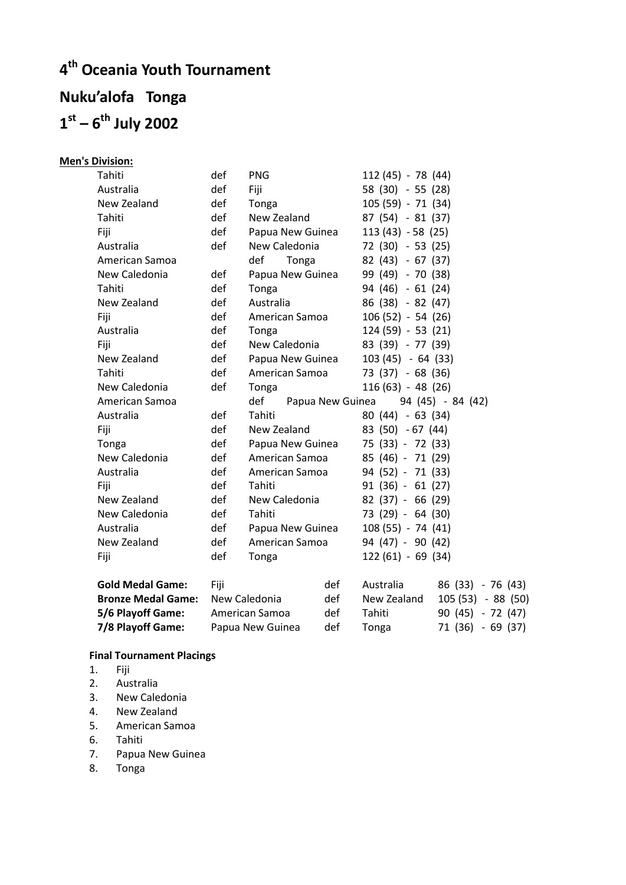# 4th Oceania Youth Tournament

# Nuku'alofa Tonga

# 1st – 6th July 2002

**Men's Division:**

| | | | |
|---|---|---|---|
| Tahiti | def | PNG | 112 (45) - 78 (44) |
| Australia | def | Fiji | 58 (30) - 55 (28) |
| New Zealand | def | Tonga | 105 (59) - 71 (34) |
| Tahiti | def | New Zealand | 87 (54) - 81 (37) |
| Fiji | def | Papua New Guinea | 113 (43) - 58 (25) |
| Australia | def | New Caledonia | 72 (30) - 53 (25) |
| American Samoa | def | Tonga | 82 (43) - 67 (37) |
| New Caledonia | def | Papua New Guinea | 99 (49) - 70 (38) |
| Tahiti | def | Tonga | 94 (46) - 61 (24) |
| New Zealand | def | Australia | 86 (38) - 82 (47) |
| Fiji | def | American Samoa | 106 (52) - 54 (26) |
| Australia | def | Tonga | 124 (59) - 53 (21) |
| Fiji | def | New Caledonia | 83 (39) - 77 (39) |
| New Zealand | def | Papua New Guinea | 103 (45) - 64 (33) |
| Tahiti | def | American Samoa | 73 (37) - 68 (36) |
| New Caledonia | def | Tonga | 116 (63) - 48 (26) |
| American Samoa | def | Papua New Guinea | 94 (45) - 84 (42) |
| Australia | def | Tahiti | 80 (44) - 63 (34) |
| Fiji | def | New Zealand | 83 (50) - 67 (44) |
| Tonga | def | Papua New Guinea | 75 (33) - 72 (33) |
| New Caledonia | def | American Samoa | 85 (46) - 71 (29) |
| Australia | def | American Samoa | 94 (52) - 71 (33) |
| Fiji | def | Tahiti | 91 (36) - 61 (27) |
| New Zealand | def | New Caledonia | 82 (37) - 66 (29) |
| New Caledonia | def | Tahiti | 73 (29) - 64 (30) |
| Australia | def | Papua New Guinea | 108 (55) - 74 (41) |
| New Zealand | def | American Samoa | 94 (47) - 90 (42) |
| Fiji | def | Tonga | 122 (61) - 69 (34) |

| | | | | |
|---|---|---|---|---|
| **Gold Medal Game:** | Fiji | def | Australia | 86 (33) - 76 (43) |
| **Bronze Medal Game:** | New Caledonia | def | New Zealand | 105 (53) - 88 (50) |
| **5/6 Playoff Game:** | American Samoa | def | Tahiti | 90 (45) - 72 (47) |
| **7/8 Playoff Game:** | Papua New Guinea | def | Tonga | 71 (36) - 69 (37) |

**Final Tournament Placings**

1. Fiji
2. Australia
3. New Caledonia
4. New Zealand
5. American Samoa
6. Tahiti
7. Papua New Guinea
8. Tonga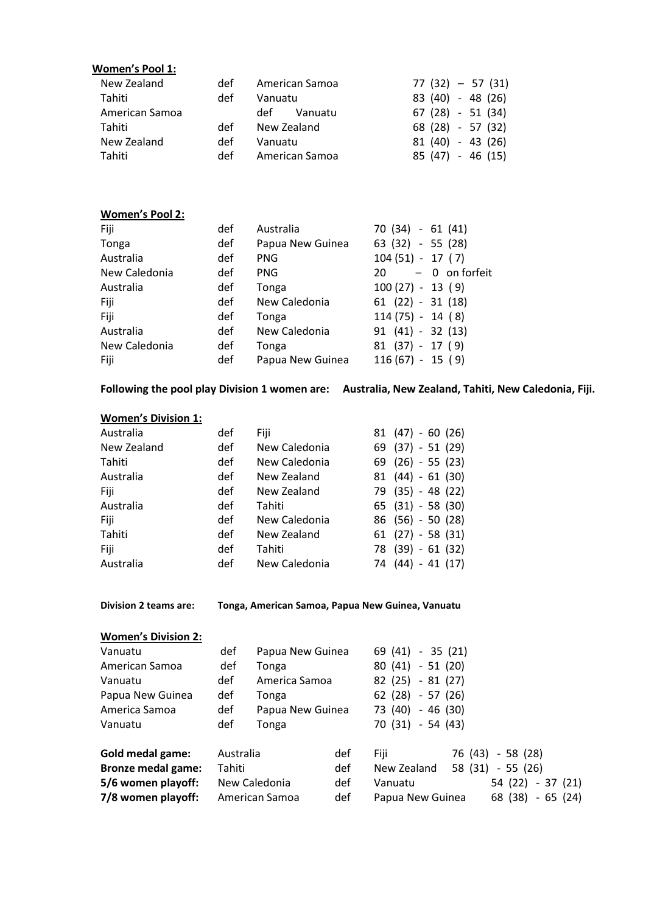**Women's Pool 1:**

| | | | |
|---|---|---|---|
| New Zealand | def | American Samoa | 77 (32) – 57 (31) |
| Tahiti | def | Vanuatu | 83 (40) - 48 (26) |
| American Samoa | def | Vanuatu | 67 (28) - 51 (34) |
| Tahiti | def | New Zealand | 68 (28) - 57 (32) |
| New Zealand | def | Vanuatu | 81 (40) - 43 (26) |
| Tahiti | def | American Samoa | 85 (47) - 46 (15) |

**Women's Pool 2:**

| | | | |
|---|---|---|---|
| Fiji | def | Australia | 70 (34) - 61 (41) |
| Tonga | def | Papua New Guinea | 63 (32) - 55 (28) |
| Australia | def | PNG | 104 (51) - 17 ( 7) |
| New Caledonia | def | PNG | 20 – 0 on forfeit |
| Australia | def | Tonga | 100 (27) - 13 ( 9) |
| Fiji | def | New Caledonia | 61 (22) - 31 (18) |
| Fiji | def | Tonga | 114 (75) - 14 ( 8) |
| Australia | def | New Caledonia | 91 (41) - 32 (13) |
| New Caledonia | def | Tonga | 81 (37) - 17 ( 9) |
| Fiji | def | Papua New Guinea | 116 (67) - 15 ( 9) |

**Following the pool play Division 1 women are: Australia, New Zealand, Tahiti, New Caledonia, Fiji.**

**Women's Division 1:**

| | | | |
|---|---|---|---|
| Australia | def | Fiji | 81 (47) - 60 (26) |
| New Zealand | def | New Caledonia | 69 (37) - 51 (29) |
| Tahiti | def | New Caledonia | 69 (26) - 55 (23) |
| Australia | def | New Zealand | 81 (44) - 61 (30) |
| Fiji | def | New Zealand | 79 (35) - 48 (22) |
| Australia | def | Tahiti | 65 (31) - 58 (30) |
| Fiji | def | New Caledonia | 86 (56) - 50 (28) |
| Tahiti | def | New Zealand | 61 (27) - 58 (31) |
| Fiji | def | Tahiti | 78 (39) - 61 (32) |
| Australia | def | New Caledonia | 74 (44) - 41 (17) |

**Division 2 teams are: Tonga, American Samoa, Papua New Guinea, Vanuatu**

**Women's Division 2:**

| | | | |
|---|---|---|---|
| Vanuatu | def | Papua New Guinea | 69 (41) - 35 (21) |
| American Samoa | def | Tonga | 80 (41) - 51 (20) |
| Vanuatu | def | America Samoa | 82 (25) - 81 (27) |
| Papua New Guinea | def | Tonga | 62 (28) - 57 (26) |
| America Samoa | def | Papua New Guinea | 73 (40) - 46 (30) |
| Vanuatu | def | Tonga | 70 (31) - 54 (43) |

| | | | | |
|---|---|---|---|---|
| **Gold medal game:** | Australia | def | Fiji | 76 (43) - 58 (28) |
| **Bronze medal game:** | Tahiti | def | New Zealand | 58 (31) - 55 (26) |
| **5/6 women playoff:** | New Caledonia | def | Vanuatu | 54 (22) - 37 (21) |
| **7/8 women playoff:** | American Samoa | def | Papua New Guinea | 68 (38) - 65 (24) |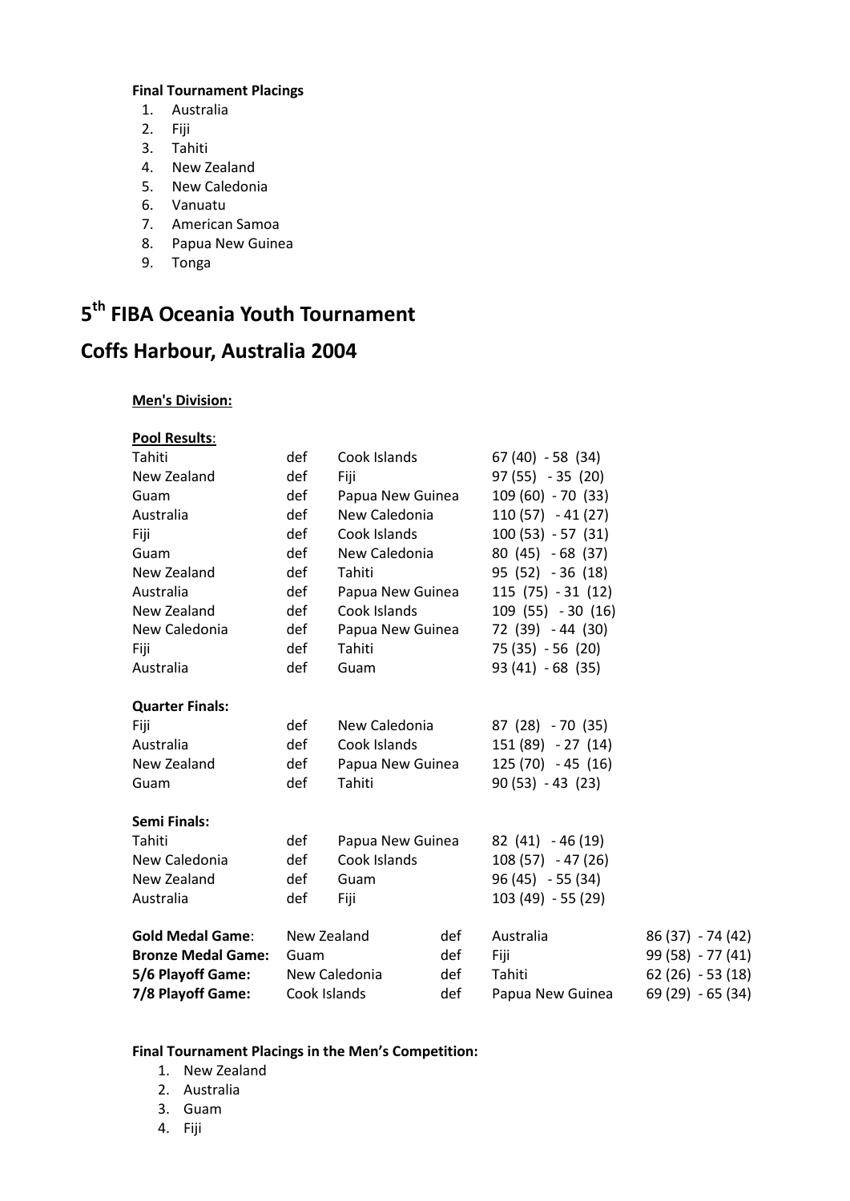**Final Tournament Placings**

1. Australia
2. Fiji
3. Tahiti
4. New Zealand
5. New Caledonia
6. Vanuatu
7. American Samoa
8. Papua New Guinea
9. Tonga

# 5th FIBA Oceania Youth Tournament

# Coffs Harbour, Australia 2004

**Men's Division:**

**Pool Results**:

| | | | |
|---|---|---|---|
| Tahiti | def | Cook Islands | 67 (40) - 58 (34) |
| New Zealand | def | Fiji | 97 (55) - 35 (20) |
| Guam | def | Papua New Guinea | 109 (60) - 70 (33) |
| Australia | def | New Caledonia | 110 (57) - 41 (27) |
| Fiji | def | Cook Islands | 100 (53) - 57 (31) |
| Guam | def | New Caledonia | 80 (45) - 68 (37) |
| New Zealand | def | Tahiti | 95 (52) - 36 (18) |
| Australia | def | Papua New Guinea | 115 (75) - 31 (12) |
| New Zealand | def | Cook Islands | 109 (55) - 30 (16) |
| New Caledonia | def | Papua New Guinea | 72 (39) - 44 (30) |
| Fiji | def | Tahiti | 75 (35) - 56 (20) |
| Australia | def | Guam | 93 (41) - 68 (35) |

**Quarter Finals:**

| | | | |
|---|---|---|---|
| Fiji | def | New Caledonia | 87 (28) - 70 (35) |
| Australia | def | Cook Islands | 151 (89) - 27 (14) |
| New Zealand | def | Papua New Guinea | 125 (70) - 45 (16) |
| Guam | def | Tahiti | 90 (53) - 43 (23) |

**Semi Finals:**

| | | | |
|---|---|---|---|
| Tahiti | def | Papua New Guinea | 82 (41) - 46 (19) |
| New Caledonia | def | Cook Islands | 108 (57) - 47 (26) |
| New Zealand | def | Guam | 96 (45) - 55 (34) |
| Australia | def | Fiji | 103 (49) - 55 (29) |

| | | | | |
|---|---|---|---|---|
| **Gold Medal Game**: | New Zealand | def | Australia | 86 (37) - 74 (42) |
| **Bronze Medal Game:** | Guam | def | Fiji | 99 (58) - 77 (41) |
| **5/6 Playoff Game:** | New Caledonia | def | Tahiti | 62 (26) - 53 (18) |
| **7/8 Playoff Game:** | Cook Islands | def | Papua New Guinea | 69 (29) - 65 (34) |

**Final Tournament Placings in the Men's Competition:**

1. New Zealand
2. Australia
3. Guam
4. Fiji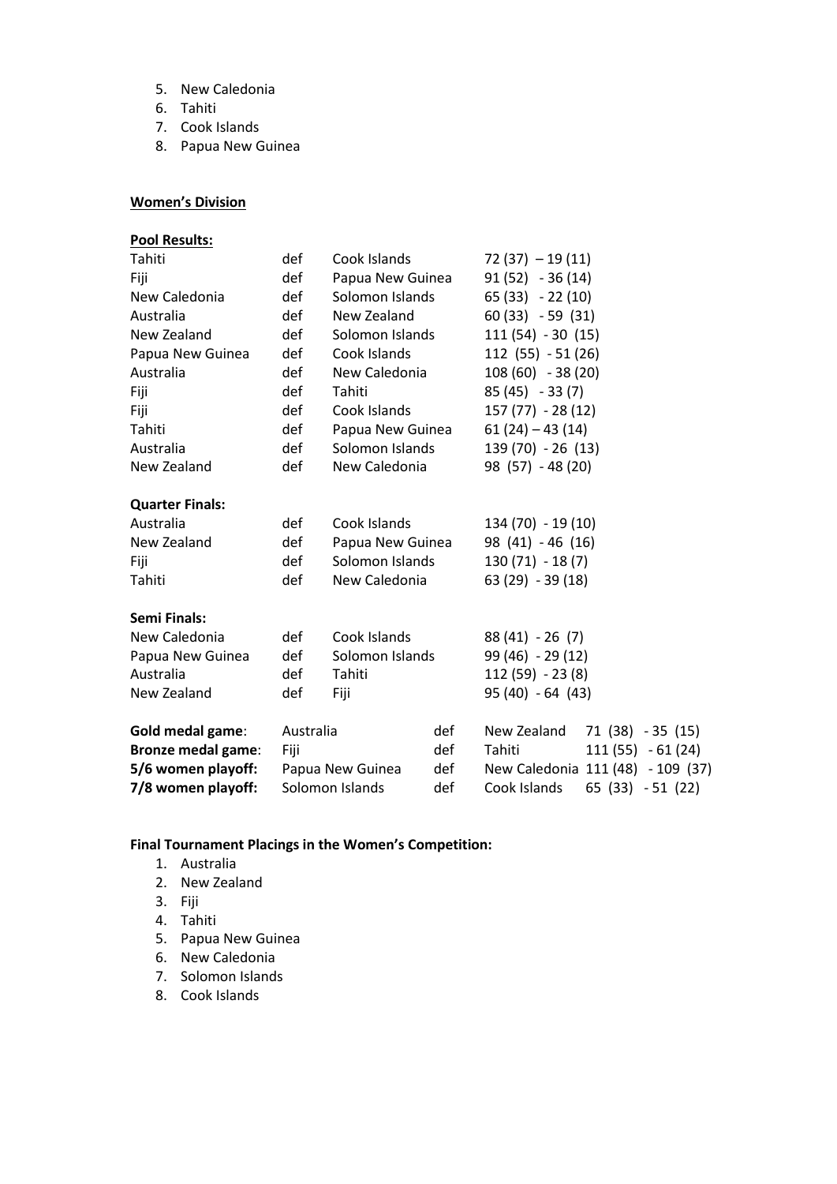5. New Caledonia
6. Tahiti
7. Cook Islands
8. Papua New Guinea

**Women's Division**

**Pool Results:**

| | | | |
|---|---|---|---|
| Tahiti | def | Cook Islands | 72 (37) – 19 (11) |
| Fiji | def | Papua New Guinea | 91 (52) - 36 (14) |
| New Caledonia | def | Solomon Islands | 65 (33) - 22 (10) |
| Australia | def | New Zealand | 60 (33) - 59 (31) |
| New Zealand | def | Solomon Islands | 111 (54) - 30 (15) |
| Papua New Guinea | def | Cook Islands | 112 (55) - 51 (26) |
| Australia | def | New Caledonia | 108 (60) - 38 (20) |
| Fiji | def | Tahiti | 85 (45) - 33 (7) |
| Fiji | def | Cook Islands | 157 (77) - 28 (12) |
| Tahiti | def | Papua New Guinea | 61 (24) – 43 (14) |
| Australia | def | Solomon Islands | 139 (70) - 26 (13) |
| New Zealand | def | New Caledonia | 98 (57) - 48 (20) |

**Quarter Finals:**

| | | | |
|---|---|---|---|
| Australia | def | Cook Islands | 134 (70) - 19 (10) |
| New Zealand | def | Papua New Guinea | 98 (41) - 46 (16) |
| Fiji | def | Solomon Islands | 130 (71) - 18 (7) |
| Tahiti | def | New Caledonia | 63 (29) - 39 (18) |

**Semi Finals:**

| | | | |
|---|---|---|---|
| New Caledonia | def | Cook Islands | 88 (41) - 26 (7) |
| Papua New Guinea | def | Solomon Islands | 99 (46) - 29 (12) |
| Australia | def | Tahiti | 112 (59) - 23 (8) |
| New Zealand | def | Fiji | 95 (40) - 64 (43) |

| | | | | |
|---|---|---|---|---|
| **Gold medal game**: | Australia | def | New Zealand | 71 (38) - 35 (15) |
| **Bronze medal game**: | Fiji | def | Tahiti | 111 (55) - 61 (24) |
| **5/6 women playoff:** | Papua New Guinea | def | New Caledonia | 111 (48) - 109 (37) |
| **7/8 women playoff:** | Solomon Islands | def | Cook Islands | 65 (33) - 51 (22) |

**Final Tournament Placings in the Women's Competition:**

1. Australia
2. New Zealand
3. Fiji
4. Tahiti
5. Papua New Guinea
6. New Caledonia
7. Solomon Islands
8. Cook Islands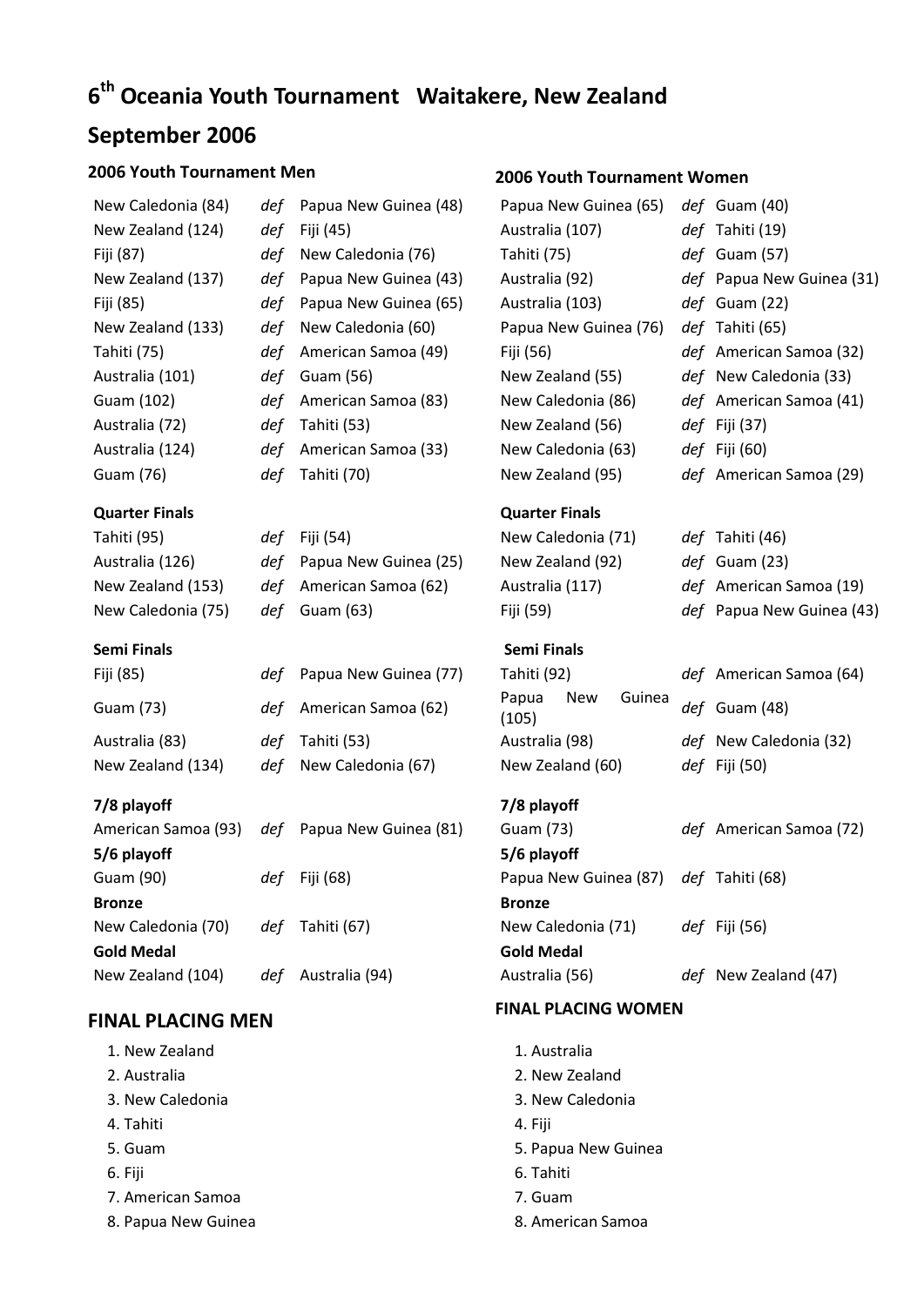# 6th Oceania Youth Tournament Waitakere, New Zealand

# September 2006

## 2006 Youth Tournament Men

| | | |
|---|---|---|
| New Caledonia (84) | *def* | Papua New Guinea (48) |
| New Zealand (124) | *def* | Fiji (45) |
| Fiji (87) | *def* | New Caledonia (76) |
| New Zealand (137) | *def* | Papua New Guinea (43) |
| Fiji (85) | *def* | Papua New Guinea (65) |
| New Zealand (133) | *def* | New Caledonia (60) |
| Tahiti (75) | *def* | American Samoa (49) |
| Australia (101) | *def* | Guam (56) |
| Guam (102) | *def* | American Samoa (83) |
| Australia (72) | *def* | Tahiti (53) |
| Australia (124) | *def* | American Samoa (33) |
| Guam (76) | *def* | Tahiti (70) |

**Quarter Finals**

| | | |
|---|---|---|
| Tahiti (95) | *def* | Fiji (54) |
| Australia (126) | *def* | Papua New Guinea (25) |
| New Zealand (153) | *def* | American Samoa (62) |
| New Caledonia (75) | *def* | Guam (63) |

**Semi Finals**

| | | |
|---|---|---|
| Fiji (85) | *def* | Papua New Guinea (77) |
| Guam (73) | *def* | American Samoa (62) |
| Australia (83) | *def* | Tahiti (53) |
| New Zealand (134) | *def* | New Caledonia (67) |

**7/8 playoff**

American Samoa (93) *def* Papua New Guinea (81)

**5/6 playoff**

Guam (90) *def* Fiji (68)

**Bronze**

New Caledonia (70) *def* Tahiti (67)

**Gold Medal**

New Zealand (104) *def* Australia (94)

## FINAL PLACING MEN

1. New Zealand
2. Australia
3. New Caledonia
4. Tahiti
5. Guam
6. Fiji
7. American Samoa
8. Papua New Guinea

## 2006 Youth Tournament Women

| | | |
|---|---|---|
| Papua New Guinea (65) | *def* | Guam (40) |
| Australia (107) | *def* | Tahiti (19) |
| Tahiti (75) | *def* | Guam (57) |
| Australia (92) | *def* | Papua New Guinea (31) |
| Australia (103) | *def* | Guam (22) |
| Papua New Guinea (76) | *def* | Tahiti (65) |
| Fiji (56) | *def* | American Samoa (32) |
| New Zealand (55) | *def* | New Caledonia (33) |
| New Caledonia (86) | *def* | American Samoa (41) |
| New Zealand (56) | *def* | Fiji (37) |
| New Caledonia (63) | *def* | Fiji (60) |
| New Zealand (95) | *def* | American Samoa (29) |

**Quarter Finals**

| | | |
|---|---|---|
| New Caledonia (71) | *def* | Tahiti (46) |
| New Zealand (92) | *def* | Guam (23) |
| Australia (117) | *def* | American Samoa (19) |
| Fiji (59) | *def* | Papua New Guinea (43) |

**Semi Finals**

| | | |
|---|---|---|
| Tahiti (92) | *def* | American Samoa (64) |
| Papua New Guinea (105) | *def* | Guam (48) |
| Australia (98) | *def* | New Caledonia (32) |
| New Zealand (60) | *def* | Fiji (50) |

**7/8 playoff**

Guam (73) *def* American Samoa (72)

**5/6 playoff**

Papua New Guinea (87) *def* Tahiti (68)

**Bronze**

New Caledonia (71) *def* Fiji (56)

**Gold Medal**

Australia (56) *def* New Zealand (47)

## FINAL PLACING WOMEN

1. Australia
2. New Zealand
3. New Caledonia
4. Fiji
5. Papua New Guinea
6. Tahiti
7. Guam
8. American Samoa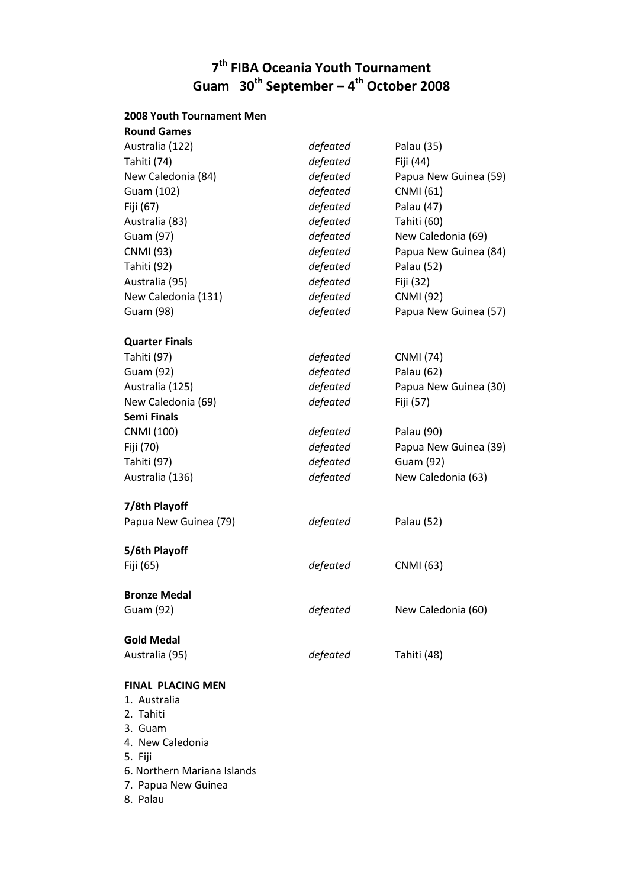# 7th FIBA Oceania Youth Tournament
# Guam 30th September – 4th October 2008

**2008 Youth Tournament Men**

**Round Games**

| | | |
|---|---|---|
| Australia (122) | *defeated* | Palau (35) |
| Tahiti (74) | *defeated* | Fiji (44) |
| New Caledonia (84) | *defeated* | Papua New Guinea (59) |
| Guam (102) | *defeated* | CNMI (61) |
| Fiji (67) | *defeated* | Palau (47) |
| Australia (83) | *defeated* | Tahiti (60) |
| Guam (97) | *defeated* | New Caledonia (69) |
| CNMI (93) | *defeated* | Papua New Guinea (84) |
| Tahiti (92) | *defeated* | Palau (52) |
| Australia (95) | *defeated* | Fiji (32) |
| New Caledonia (131) | *defeated* | CNMI (92) |
| Guam (98) | *defeated* | Papua New Guinea (57) |

**Quarter Finals**

| | | |
|---|---|---|
| Tahiti (97) | *defeated* | CNMI (74) |
| Guam (92) | *defeated* | Palau (62) |
| Australia (125) | *defeated* | Papua New Guinea (30) |
| New Caledonia (69) | *defeated* | Fiji (57) |

**Semi Finals**

| | | |
|---|---|---|
| CNMI (100) | *defeated* | Palau (90) |
| Fiji (70) | *defeated* | Papua New Guinea (39) |
| Tahiti (97) | *defeated* | Guam (92) |
| Australia (136) | *defeated* | New Caledonia (63) |

**7/8th Playoff**

| | | |
|---|---|---|
| Papua New Guinea (79) | *defeated* | Palau (52) |

**5/6th Playoff**

| | | |
|---|---|---|
| Fiji (65) | *defeated* | CNMI (63) |

**Bronze Medal**

| | | |
|---|---|---|
| Guam (92) | *defeated* | New Caledonia (60) |

**Gold Medal**

| | | |
|---|---|---|
| Australia (95) | *defeated* | Tahiti (48) |

**FINAL PLACING MEN**

1. Australia
2. Tahiti
3. Guam
4. New Caledonia
5. Fiji
6. Northern Mariana Islands
7. Papua New Guinea
8. Palau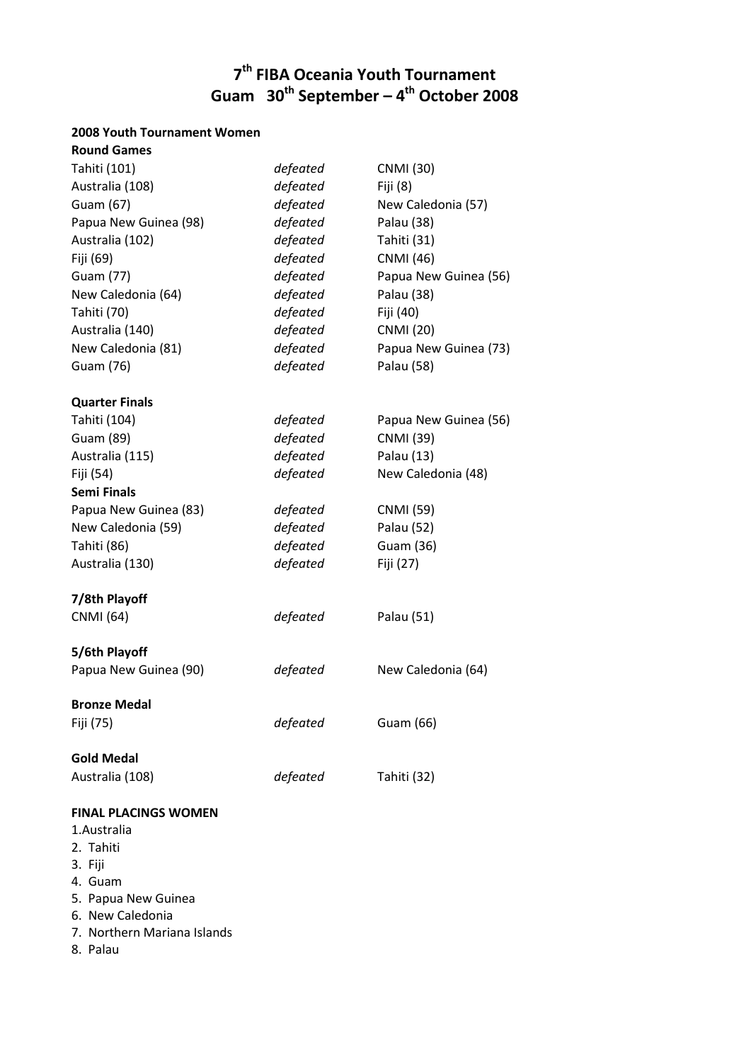# 7th FIBA Oceania Youth Tournament
# Guam 30th September – 4th October 2008

**2008 Youth Tournament Women**

**Round Games**

| | | |
|---|---|---|
| Tahiti (101) | *defeated* | CNMI (30) |
| Australia (108) | *defeated* | Fiji (8) |
| Guam (67) | *defeated* | New Caledonia (57) |
| Papua New Guinea (98) | *defeated* | Palau (38) |
| Australia (102) | *defeated* | Tahiti (31) |
| Fiji (69) | *defeated* | CNMI (46) |
| Guam (77) | *defeated* | Papua New Guinea (56) |
| New Caledonia (64) | *defeated* | Palau (38) |
| Tahiti (70) | *defeated* | Fiji (40) |
| Australia (140) | *defeated* | CNMI (20) |
| New Caledonia (81) | *defeated* | Papua New Guinea (73) |
| Guam (76) | *defeated* | Palau (58) |

**Quarter Finals**

| | | |
|---|---|---|
| Tahiti (104) | *defeated* | Papua New Guinea (56) |
| Guam (89) | *defeated* | CNMI (39) |
| Australia (115) | *defeated* | Palau (13) |
| Fiji (54) | *defeated* | New Caledonia (48) |

**Semi Finals**

| | | |
|---|---|---|
| Papua New Guinea (83) | *defeated* | CNMI (59) |
| New Caledonia (59) | *defeated* | Palau (52) |
| Tahiti (86) | *defeated* | Guam (36) |
| Australia (130) | *defeated* | Fiji (27) |

**7/8th Playoff**

| | | |
|---|---|---|
| CNMI (64) | *defeated* | Palau (51) |

**5/6th Playoff**

| | | |
|---|---|---|
| Papua New Guinea (90) | *defeated* | New Caledonia (64) |

**Bronze Medal**

| | | |
|---|---|---|
| Fiji (75) | *defeated* | Guam (66) |

**Gold Medal**

| | | |
|---|---|---|
| Australia (108) | *defeated* | Tahiti (32) |

**FINAL PLACINGS WOMEN**

1. Australia
2. Tahiti
3. Fiji
4. Guam
5. Papua New Guinea
6. New Caledonia
7. Northern Mariana Islands
8. Palau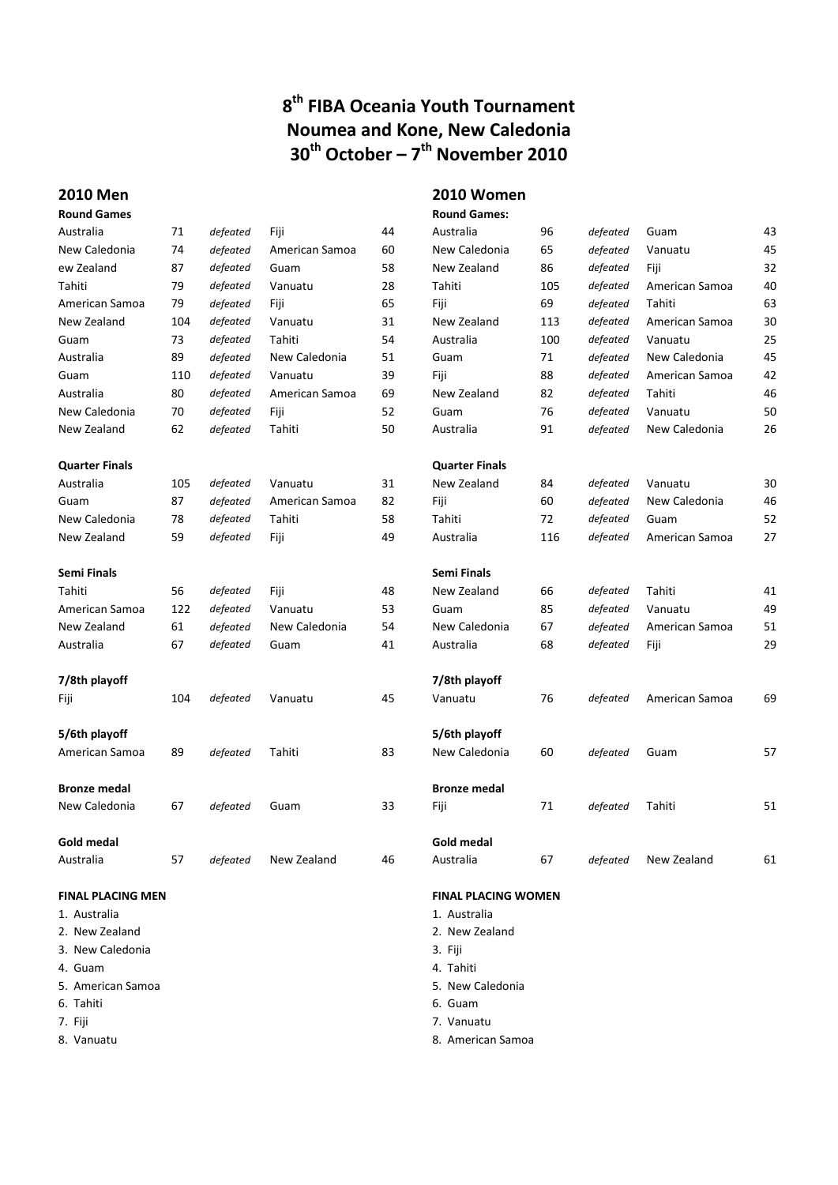# 8th FIBA Oceania Youth Tournament
# Noumea and Kone, New Caledonia
# 30th October – 7th November 2010

## 2010 Men

**Round Games**

| | | | | |
|---|---|---|---|---|
| Australia | 71 | *defeated* | Fiji | 44 |
| New Caledonia | 74 | *defeated* | American Samoa | 60 |
| ew Zealand | 87 | *defeated* | Guam | 58 |
| Tahiti | 79 | *defeated* | Vanuatu | 28 |
| American Samoa | 79 | *defeated* | Fiji | 65 |
| New Zealand | 104 | *defeated* | Vanuatu | 31 |
| Guam | 73 | *defeated* | Tahiti | 54 |
| Australia | 89 | *defeated* | New Caledonia | 51 |
| Guam | 110 | *defeated* | Vanuatu | 39 |
| Australia | 80 | *defeated* | American Samoa | 69 |
| New Caledonia | 70 | *defeated* | Fiji | 52 |
| New Zealand | 62 | *defeated* | Tahiti | 50 |

**Quarter Finals**

| | | | | |
|---|---|---|---|---|
| Australia | 105 | *defeated* | Vanuatu | 31 |
| Guam | 87 | *defeated* | American Samoa | 82 |
| New Caledonia | 78 | *defeated* | Tahiti | 58 |
| New Zealand | 59 | *defeated* | Fiji | 49 |

**Semi Finals**

| | | | | |
|---|---|---|---|---|
| Tahiti | 56 | *defeated* | Fiji | 48 |
| American Samoa | 122 | *defeated* | Vanuatu | 53 |
| New Zealand | 61 | *defeated* | New Caledonia | 54 |
| Australia | 67 | *defeated* | Guam | 41 |

**7/8th playoff**

| | | | | |
|---|---|---|---|---|
| Fiji | 104 | *defeated* | Vanuatu | 45 |

**5/6th playoff**

| | | | | |
|---|---|---|---|---|
| American Samoa | 89 | *defeated* | Tahiti | 83 |

**Bronze medal**

| | | | | |
|---|---|---|---|---|
| New Caledonia | 67 | *defeated* | Guam | 33 |

**Gold medal**

| | | | | |
|---|---|---|---|---|
| Australia | 57 | *defeated* | New Zealand | 46 |

**FINAL PLACING MEN**

1. Australia
2. New Zealand
3. New Caledonia
4. Guam
5. American Samoa
6. Tahiti
7. Fiji
8. Vanuatu

## 2010 Women

**Round Games:**

| | | | | |
|---|---|---|---|---|
| Australia | 96 | *defeated* | Guam | 43 |
| New Caledonia | 65 | *defeated* | Vanuatu | 45 |
| New Zealand | 86 | *defeated* | Fiji | 32 |
| Tahiti | 105 | *defeated* | American Samoa | 40 |
| Fiji | 69 | *defeated* | Tahiti | 63 |
| New Zealand | 113 | *defeated* | American Samoa | 30 |
| Australia | 100 | *defeated* | Vanuatu | 25 |
| Guam | 71 | *defeated* | New Caledonia | 45 |
| Fiji | 88 | *defeated* | American Samoa | 42 |
| New Zealand | 82 | *defeated* | Tahiti | 46 |
| Guam | 76 | *defeated* | Vanuatu | 50 |
| Australia | 91 | *defeated* | New Caledonia | 26 |

**Quarter Finals**

| | | | | |
|---|---|---|---|---|
| New Zealand | 84 | *defeated* | Vanuatu | 30 |
| Fiji | 60 | *defeated* | New Caledonia | 46 |
| Tahiti | 72 | *defeated* | Guam | 52 |
| Australia | 116 | *defeated* | American Samoa | 27 |

**Semi Finals**

| | | | | |
|---|---|---|---|---|
| New Zealand | 66 | *defeated* | Tahiti | 41 |
| Guam | 85 | *defeated* | Vanuatu | 49 |
| New Caledonia | 67 | *defeated* | American Samoa | 51 |
| Australia | 68 | *defeated* | Fiji | 29 |

**7/8th playoff**

| | | | | |
|---|---|---|---|---|
| Vanuatu | 76 | *defeated* | American Samoa | 69 |

**5/6th playoff**

| | | | | |
|---|---|---|---|---|
| New Caledonia | 60 | *defeated* | Guam | 57 |

**Bronze medal**

| | | | | |
|---|---|---|---|---|
| Fiji | 71 | *defeated* | Tahiti | 51 |

**Gold medal**

| | | | | |
|---|---|---|---|---|
| Australia | 67 | *defeated* | New Zealand | 61 |

**FINAL PLACING WOMEN**

1. Australia
2. New Zealand
3. Fiji
4. Tahiti
5. New Caledonia
6. Guam
7. Vanuatu
8. American Samoa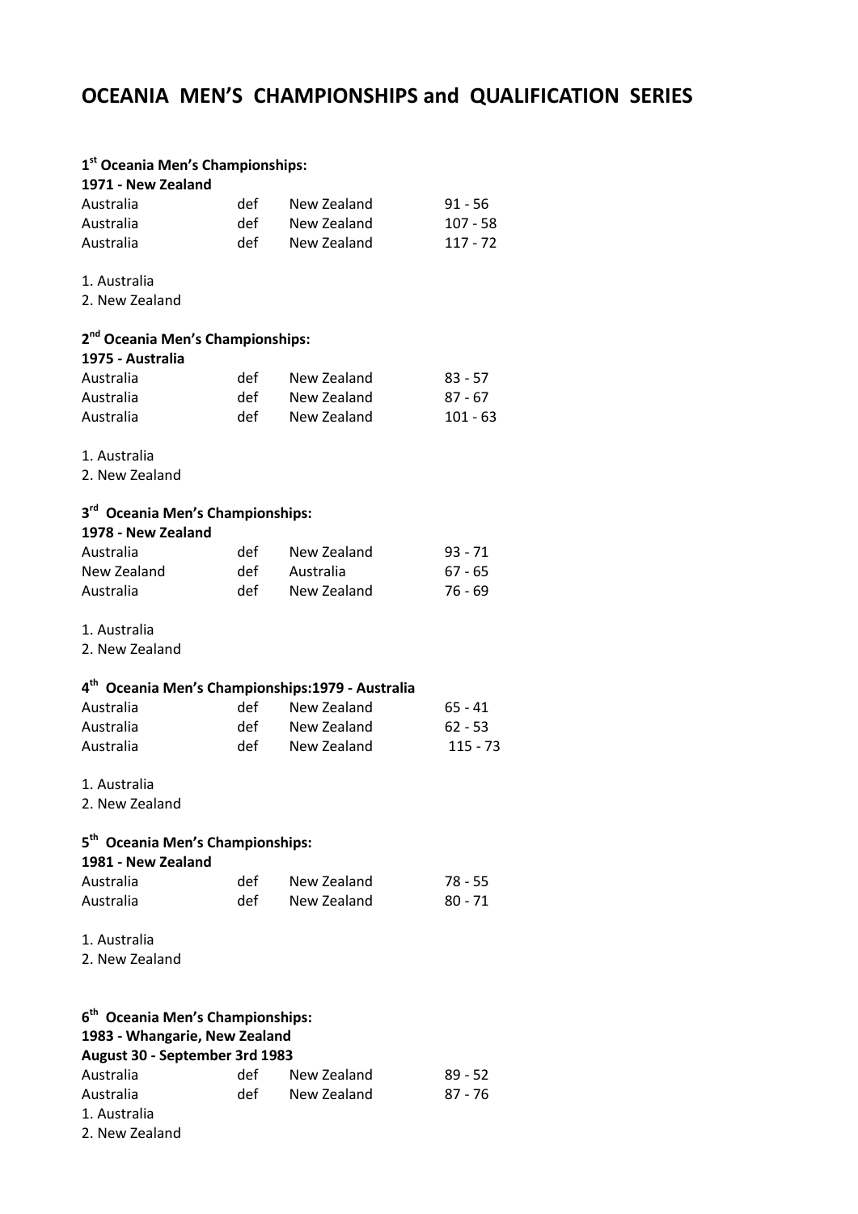# OCEANIA MEN'S CHAMPIONSHIPS and QUALIFICATION SERIES

**1st Oceania Men's Championships:**
**1971 - New Zealand**

| | | | |
|---|---|---|---|
| Australia | def | New Zealand | 91 - 56 |
| Australia | def | New Zealand | 107 - 58 |
| Australia | def | New Zealand | 117 - 72 |

1. Australia
2. New Zealand

**2nd Oceania Men's Championships:**
**1975 - Australia**

| | | | |
|---|---|---|---|
| Australia | def | New Zealand | 83 - 57 |
| Australia | def | New Zealand | 87 - 67 |
| Australia | def | New Zealand | 101 - 63 |

1. Australia
2. New Zealand

**3rd Oceania Men's Championships:**
**1978 - New Zealand**

| | | | |
|---|---|---|---|
| Australia | def | New Zealand | 93 - 71 |
| New Zealand | def | Australia | 67 - 65 |
| Australia | def | New Zealand | 76 - 69 |

1. Australia
2. New Zealand

**4th Oceania Men's Championships:1979 - Australia**

| | | | |
|---|---|---|---|
| Australia | def | New Zealand | 65 - 41 |
| Australia | def | New Zealand | 62 - 53 |
| Australia | def | New Zealand | 115 - 73 |

1. Australia
2. New Zealand

**5th Oceania Men's Championships:**
**1981 - New Zealand**

| | | | |
|---|---|---|---|
| Australia | def | New Zealand | 78 - 55 |
| Australia | def | New Zealand | 80 - 71 |

1. Australia
2. New Zealand

**6th Oceania Men's Championships:**
**1983 - Whangarie, New Zealand**
**August 30 - September 3rd 1983**

| | | | |
|---|---|---|---|
| Australia | def | New Zealand | 89 - 52 |
| Australia | def | New Zealand | 87 - 76 |

1. Australia
2. New Zealand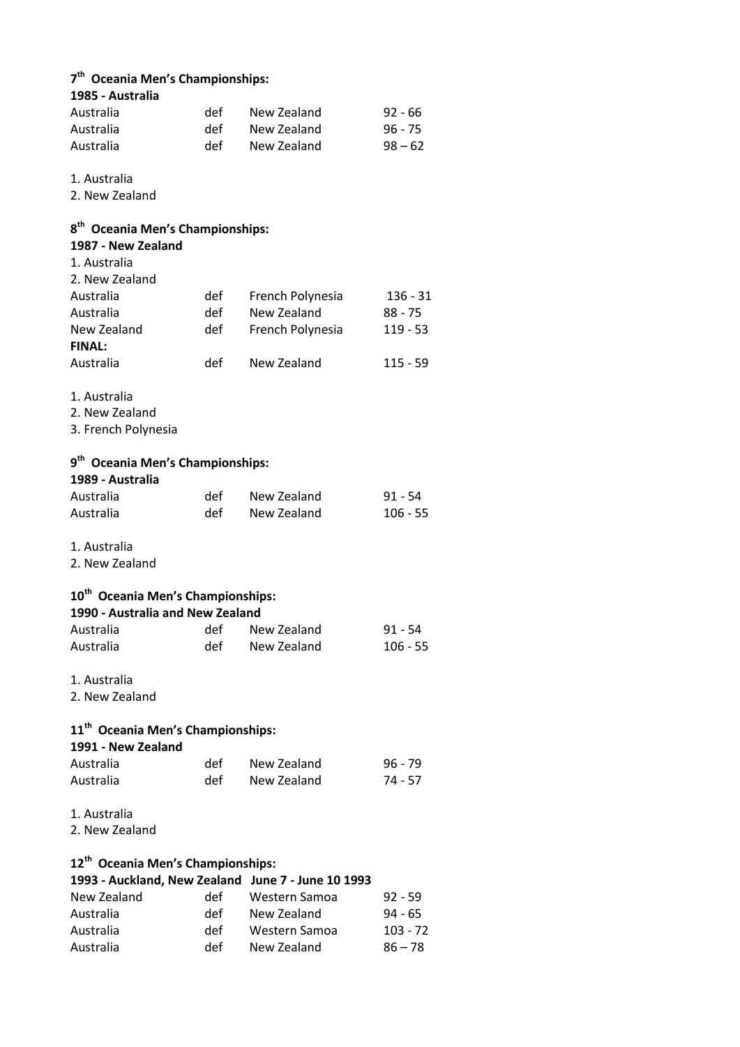### 7th Oceania Men's Championships:

**1985 - Australia**

| | | | |
|---|---|---|---|
| Australia | def | New Zealand | 92 - 66 |
| Australia | def | New Zealand | 96 - 75 |
| Australia | def | New Zealand | 98 – 62 |

1. Australia
2. New Zealand

### 8th Oceania Men's Championships:

**1987 - New Zealand**

1. Australia
2. New Zealand

| | | | |
|---|---|---|---|
| Australia | def | French Polynesia | 136 - 31 |
| Australia | def | New Zealand | 88 - 75 |
| New Zealand | def | French Polynesia | 119 - 53 |
| **FINAL:** | | | |
| Australia | def | New Zealand | 115 - 59 |

1. Australia
2. New Zealand
3. French Polynesia

### 9th Oceania Men's Championships:

**1989 - Australia**

| | | | |
|---|---|---|---|
| Australia | def | New Zealand | 91 - 54 |
| Australia | def | New Zealand | 106 - 55 |

1. Australia
2. New Zealand

### 10th Oceania Men's Championships:

**1990 - Australia and New Zealand**

| | | | |
|---|---|---|---|
| Australia | def | New Zealand | 91 - 54 |
| Australia | def | New Zealand | 106 - 55 |

1. Australia
2. New Zealand

### 11th Oceania Men's Championships:

**1991 - New Zealand**

| | | | |
|---|---|---|---|
| Australia | def | New Zealand | 96 - 79 |
| Australia | def | New Zealand | 74 - 57 |

1. Australia
2. New Zealand

### 12th Oceania Men's Championships:

**1993 - Auckland, New Zealand June 7 - June 10 1993**

| | | | |
|---|---|---|---|
| New Zealand | def | Western Samoa | 92 - 59 |
| Australia | def | New Zealand | 94 - 65 |
| Australia | def | Western Samoa | 103 - 72 |
| Australia | def | New Zealand | 86 – 78 |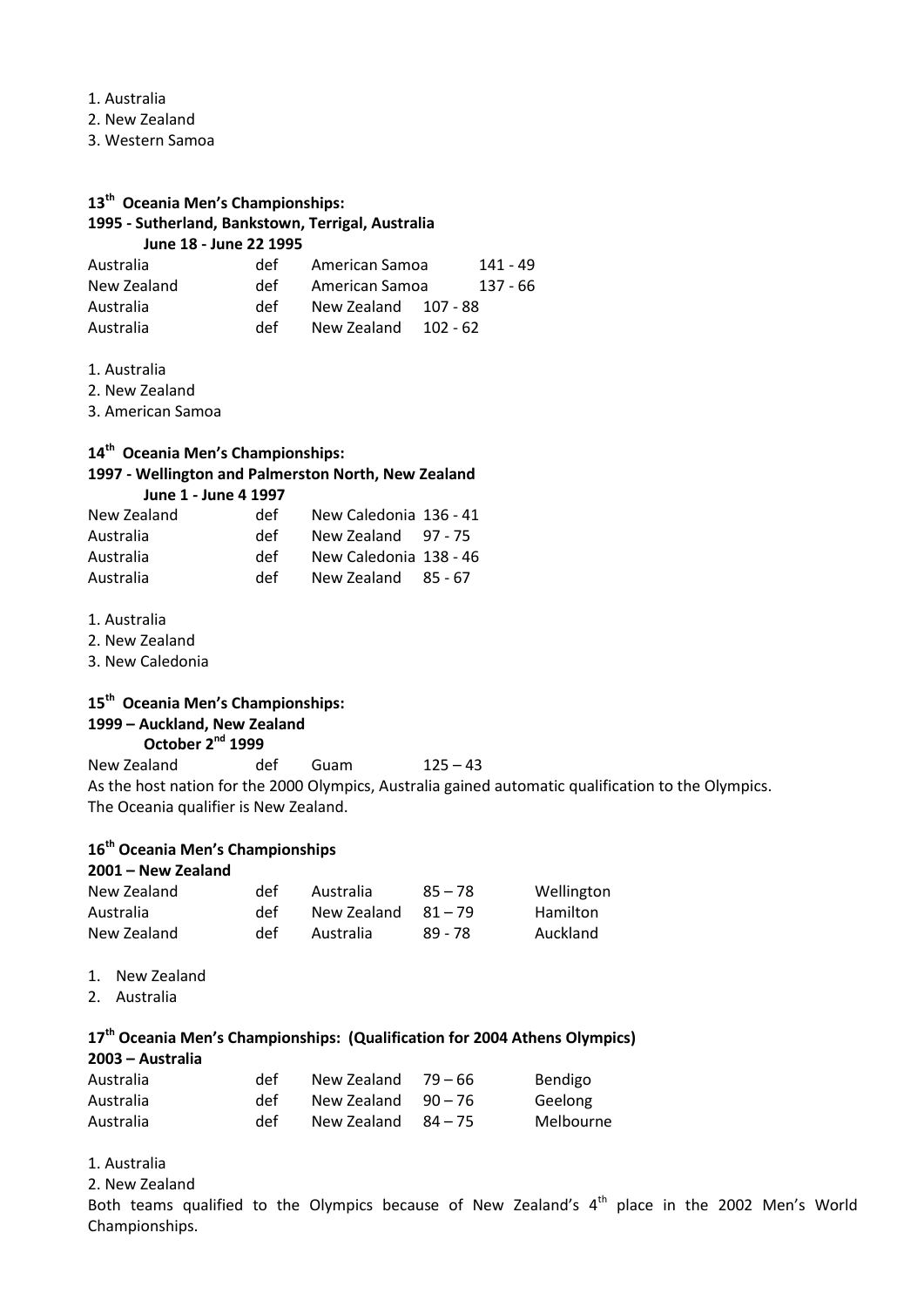1. Australia
2. New Zealand
3. Western Samoa

### 13th Oceania Men's Championships:

**1995 - Sutherland, Bankstown, Terrigal, Australia**
**June 18 - June 22 1995**

| | | | |
|---|---|---|---|
| Australia | def | American Samoa | 141 - 49 |
| New Zealand | def | American Samoa | 137 - 66 |
| Australia | def | New Zealand | 107 - 88 |
| Australia | def | New Zealand | 102 - 62 |

1. Australia
2. New Zealand
3. American Samoa

### 14th Oceania Men's Championships:

**1997 - Wellington and Palmerston North, New Zealand**
**June 1 - June 4 1997**

| | | | |
|---|---|---|---|
| New Zealand | def | New Caledonia | 136 - 41 |
| Australia | def | New Zealand | 97 - 75 |
| Australia | def | New Caledonia | 138 - 46 |
| Australia | def | New Zealand | 85 - 67 |

1. Australia
2. New Zealand
3. New Caledonia

### 15th Oceania Men's Championships:

**1999 – Auckland, New Zealand**
**October 2nd 1999**

New Zealand def Guam 125 – 43

As the host nation for the 2000 Olympics, Australia gained automatic qualification to the Olympics. The Oceania qualifier is New Zealand.

### 16th Oceania Men's Championships

**2001 – New Zealand**

| | | | | |
|---|---|---|---|---|
| New Zealand | def | Australia | 85 – 78 | Wellington |
| Australia | def | New Zealand | 81 – 79 | Hamilton |
| New Zealand | def | Australia | 89 - 78 | Auckland |

1. New Zealand
2. Australia

### 17th Oceania Men's Championships: (Qualification for 2004 Athens Olympics)

**2003 – Australia**

| | | | | |
|---|---|---|---|---|
| Australia | def | New Zealand | 79 – 66 | Bendigo |
| Australia | def | New Zealand | 90 – 76 | Geelong |
| Australia | def | New Zealand | 84 – 75 | Melbourne |

1. Australia
2. New Zealand

Both teams qualified to the Olympics because of New Zealand's 4th place in the 2002 Men's World Championships.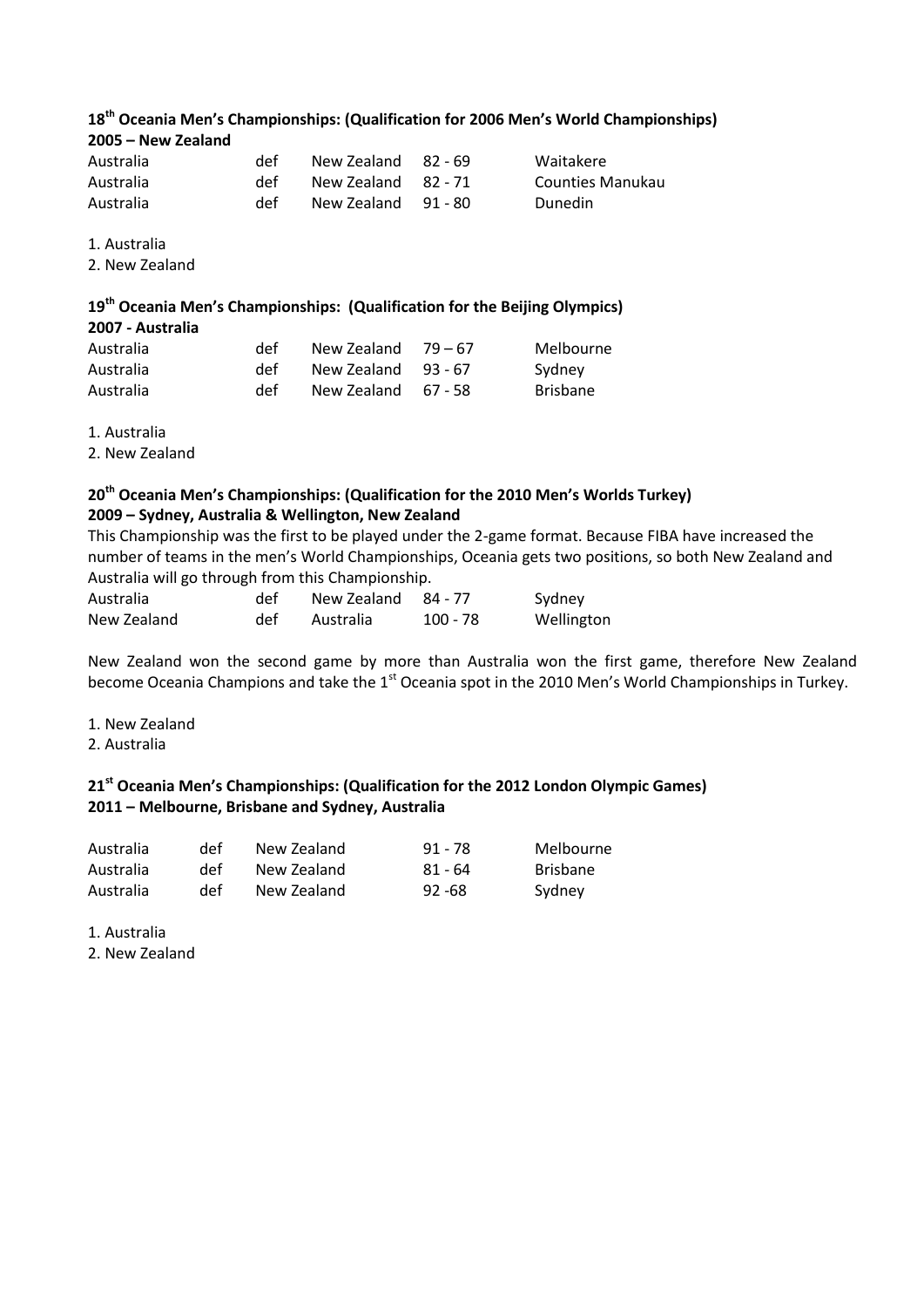**18th Oceania Men's Championships: (Qualification for 2006 Men's World Championships)**
**2005 – New Zealand**

| | | | | |
|---|---|---|---|---|
| Australia | def | New Zealand | 82 - 69 | Waitakere |
| Australia | def | New Zealand | 82 - 71 | Counties Manukau |
| Australia | def | New Zealand | 91 - 80 | Dunedin |

1. Australia
2. New Zealand

**19th Oceania Men's Championships: (Qualification for the Beijing Olympics)**
**2007 - Australia**

| | | | | |
|---|---|---|---|---|
| Australia | def | New Zealand | 79 – 67 | Melbourne |
| Australia | def | New Zealand | 93 - 67 | Sydney |
| Australia | def | New Zealand | 67 - 58 | Brisbane |

1. Australia
2. New Zealand

**20th Oceania Men's Championships: (Qualification for the 2010 Men's Worlds Turkey)**
**2009 – Sydney, Australia & Wellington, New Zealand**

This Championship was the first to be played under the 2-game format. Because FIBA have increased the number of teams in the men's World Championships, Oceania gets two positions, so both New Zealand and Australia will go through from this Championship.

| | | | | |
|---|---|---|---|---|
| Australia | def | New Zealand | 84 - 77 | Sydney |
| New Zealand | def | Australia | 100 - 78 | Wellington |

New Zealand won the second game by more than Australia won the first game, therefore New Zealand become Oceania Champions and take the 1st Oceania spot in the 2010 Men's World Championships in Turkey.

1. New Zealand
2. Australia

**21st Oceania Men's Championships: (Qualification for the 2012 London Olympic Games)**
**2011 – Melbourne, Brisbane and Sydney, Australia**

| | | | | |
|---|---|---|---|---|
| Australia | def | New Zealand | 91 - 78 | Melbourne |
| Australia | def | New Zealand | 81 - 64 | Brisbane |
| Australia | def | New Zealand | 92 -68 | Sydney |

1. Australia
2. New Zealand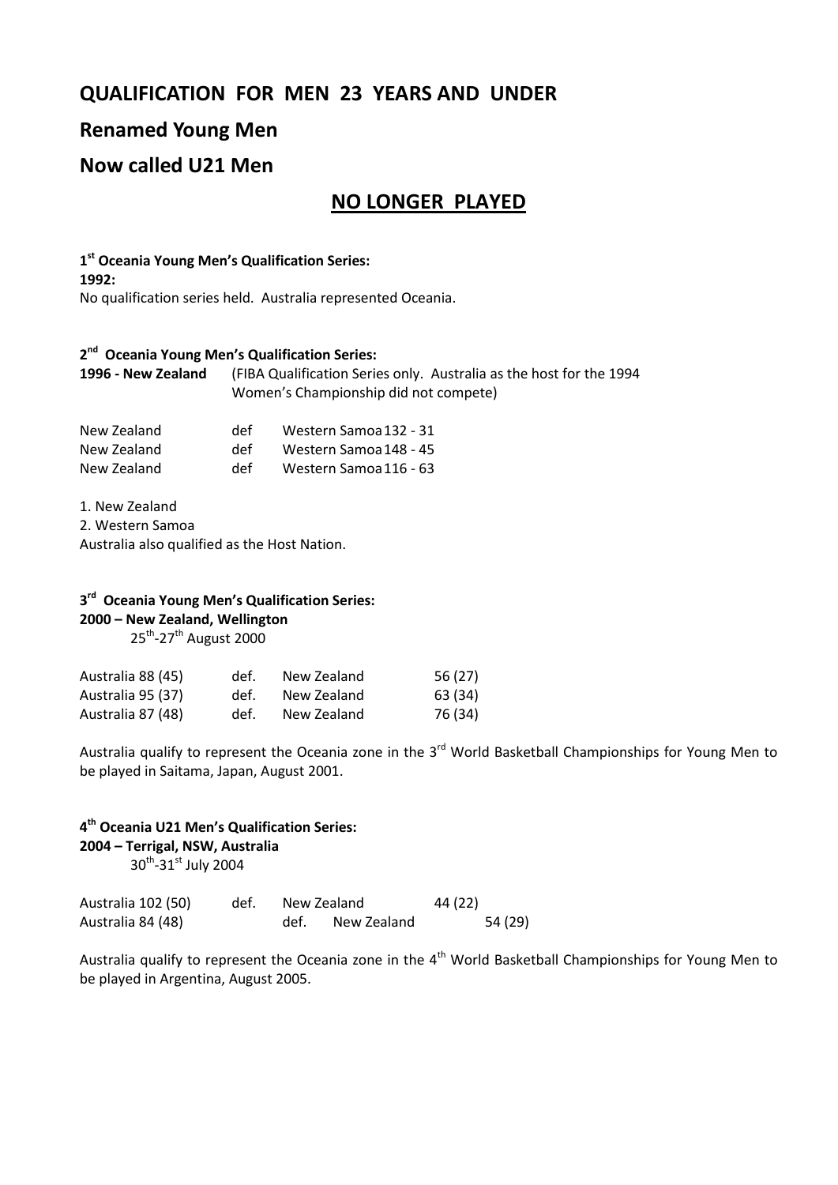# QUALIFICATION FOR MEN 23 YEARS AND UNDER

## Renamed Young Men

## Now called U21 Men

## NO LONGER PLAYED

**1st Oceania Young Men's Qualification Series:**

**1992:**

No qualification series held. Australia represented Oceania.

**2nd Oceania Young Men's Qualification Series:**

**1996 - New Zealand** (FIBA Qualification Series only. Australia as the host for the 1994 Women's Championship did not compete)

| | | |
|---|---|---|
| New Zealand | def | Western Samoa 132 - 31 |
| New Zealand | def | Western Samoa 148 - 45 |
| New Zealand | def | Western Samoa 116 - 63 |

1. New Zealand
2. Western Samoa

Australia also qualified as the Host Nation.

**3rd Oceania Young Men's Qualification Series:**

**2000 – New Zealand, Wellington**

25th-27th August 2000

| | | | |
|---|---|---|---|
| Australia 88 (45) | def. | New Zealand | 56 (27) |
| Australia 95 (37) | def. | New Zealand | 63 (34) |
| Australia 87 (48) | def. | New Zealand | 76 (34) |

Australia qualify to represent the Oceania zone in the 3rd World Basketball Championships for Young Men to be played in Saitama, Japan, August 2001.

**4th Oceania U21 Men's Qualification Series:**

**2004 – Terrigal, NSW, Australia**

30th-31st July 2004

| | | | |
|---|---|---|---|
| Australia 102 (50) | def. | New Zealand | 44 (22) |
| Australia 84 (48) | def. | New Zealand | 54 (29) |

Australia qualify to represent the Oceania zone in the 4th World Basketball Championships for Young Men to be played in Argentina, August 2005.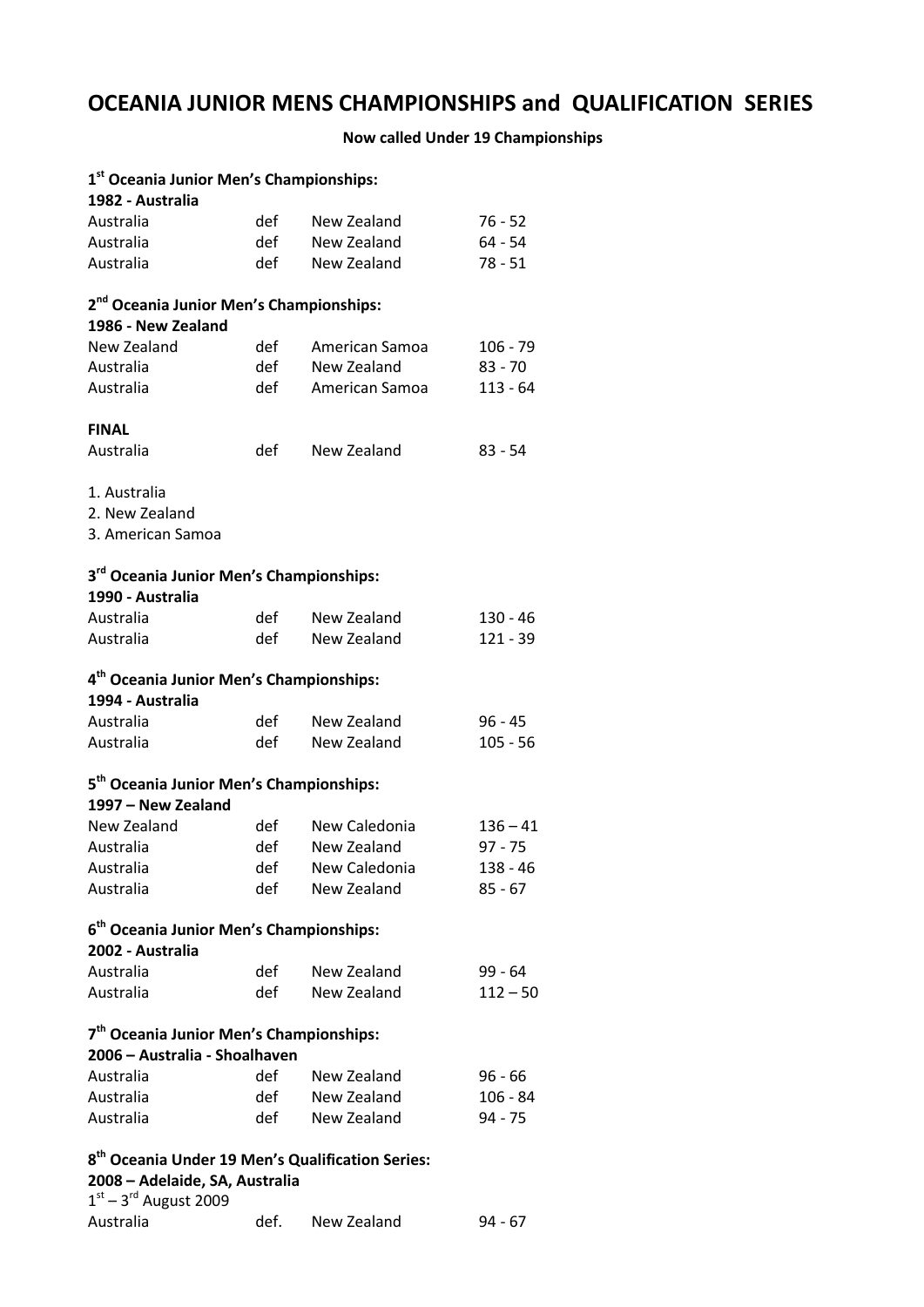# OCEANIA JUNIOR MENS CHAMPIONSHIPS and QUALIFICATION SERIES

**Now called Under 19 Championships**

**1st Oceania Junior Men's Championships:**
**1982 - Australia**

| | | | |
|---|---|---|---|
| Australia | def | New Zealand | 76 - 52 |
| Australia | def | New Zealand | 64 - 54 |
| Australia | def | New Zealand | 78 - 51 |

**2nd Oceania Junior Men's Championships:**
**1986 - New Zealand**

| | | | |
|---|---|---|---|
| New Zealand | def | American Samoa | 106 - 79 |
| Australia | def | New Zealand | 83 - 70 |
| Australia | def | American Samoa | 113 - 64 |

**FINAL**

| | | | |
|---|---|---|---|
| Australia | def | New Zealand | 83 - 54 |

1. Australia
2. New Zealand
3. American Samoa

**3rd Oceania Junior Men's Championships:**
**1990 - Australia**

| | | | |
|---|---|---|---|
| Australia | def | New Zealand | 130 - 46 |
| Australia | def | New Zealand | 121 - 39 |

**4th Oceania Junior Men's Championships:**
**1994 - Australia**

| | | | |
|---|---|---|---|
| Australia | def | New Zealand | 96 - 45 |
| Australia | def | New Zealand | 105 - 56 |

**5th Oceania Junior Men's Championships:**
**1997 – New Zealand**

| | | | |
|---|---|---|---|
| New Zealand | def | New Caledonia | 136 – 41 |
| Australia | def | New Zealand | 97 - 75 |
| Australia | def | New Caledonia | 138 - 46 |
| Australia | def | New Zealand | 85 - 67 |

**6th Oceania Junior Men's Championships:**
**2002 - Australia**

| | | | |
|---|---|---|---|
| Australia | def | New Zealand | 99 - 64 |
| Australia | def | New Zealand | 112 – 50 |

**7th Oceania Junior Men's Championships:**
**2006 – Australia - Shoalhaven**

| | | | |
|---|---|---|---|
| Australia | def | New Zealand | 96 - 66 |
| Australia | def | New Zealand | 106 - 84 |
| Australia | def | New Zealand | 94 - 75 |

**8th Oceania Under 19 Men's Qualification Series:**
**2008 – Adelaide, SA, Australia**
1st – 3rd August 2009

| | | | |
|---|---|---|---|
| Australia | def. | New Zealand | 94 - 67 |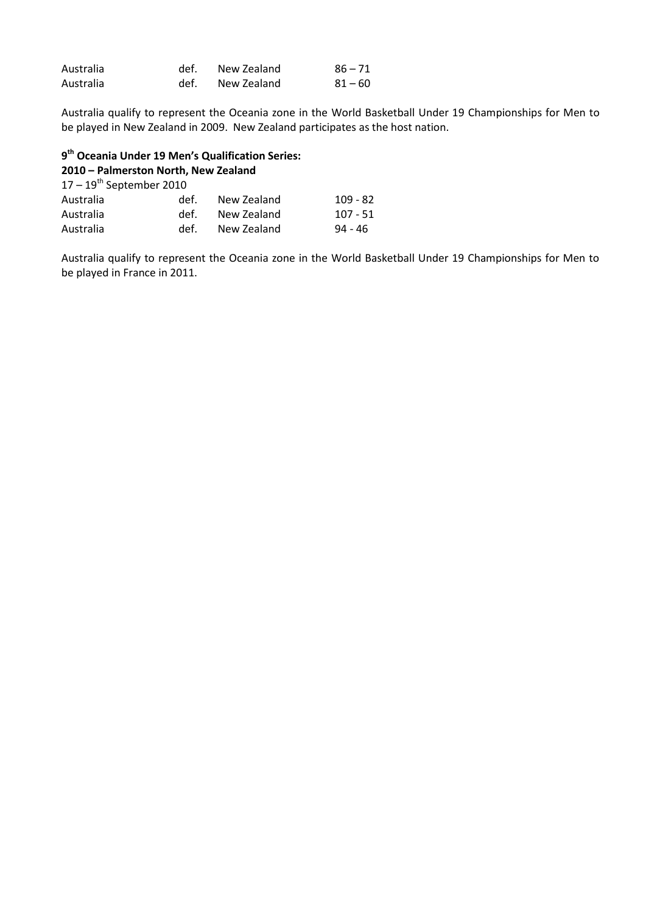| | | | |
|---|---|---|---|
| Australia | def. | New Zealand | 86 – 71 |
| Australia | def. | New Zealand | 81 – 60 |

Australia qualify to represent the Oceania zone in the World Basketball Under 19 Championships for Men to be played in New Zealand in 2009. New Zealand participates as the host nation.

**9th Oceania Under 19 Men's Qualification Series:**
**2010 – Palmerston North, New Zealand**

17 – 19th September 2010

| | | | |
|---|---|---|---|
| Australia | def. | New Zealand | 109 - 82 |
| Australia | def. | New Zealand | 107 - 51 |
| Australia | def. | New Zealand | 94 - 46 |

Australia qualify to represent the Oceania zone in the World Basketball Under 19 Championships for Men to be played in France in 2011.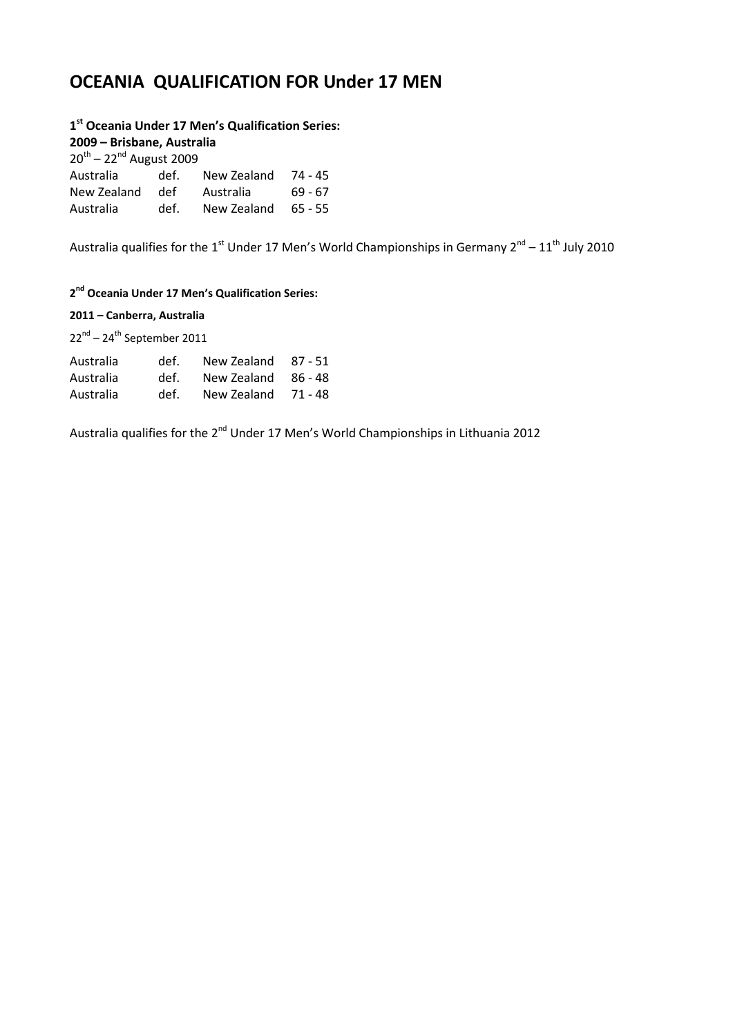# OCEANIA QUALIFICATION FOR Under 17 MEN

**1st Oceania Under 17 Men's Qualification Series:**
**2009 – Brisbane, Australia**
20th – 22nd August 2009

| | | | |
|---|---|---|---|
| Australia | def. | New Zealand | 74 - 45 |
| New Zealand | def | Australia | 69 - 67 |
| Australia | def. | New Zealand | 65 - 55 |

Australia qualifies for the 1st Under 17 Men's World Championships in Germany 2nd – 11th July 2010

**2nd Oceania Under 17 Men's Qualification Series:**

**2011 – Canberra, Australia**

22nd – 24th September 2011

| | | | |
|---|---|---|---|
| Australia | def. | New Zealand | 87 - 51 |
| Australia | def. | New Zealand | 86 - 48 |
| Australia | def. | New Zealand | 71 - 48 |

Australia qualifies for the 2nd Under 17 Men's World Championships in Lithuania 2012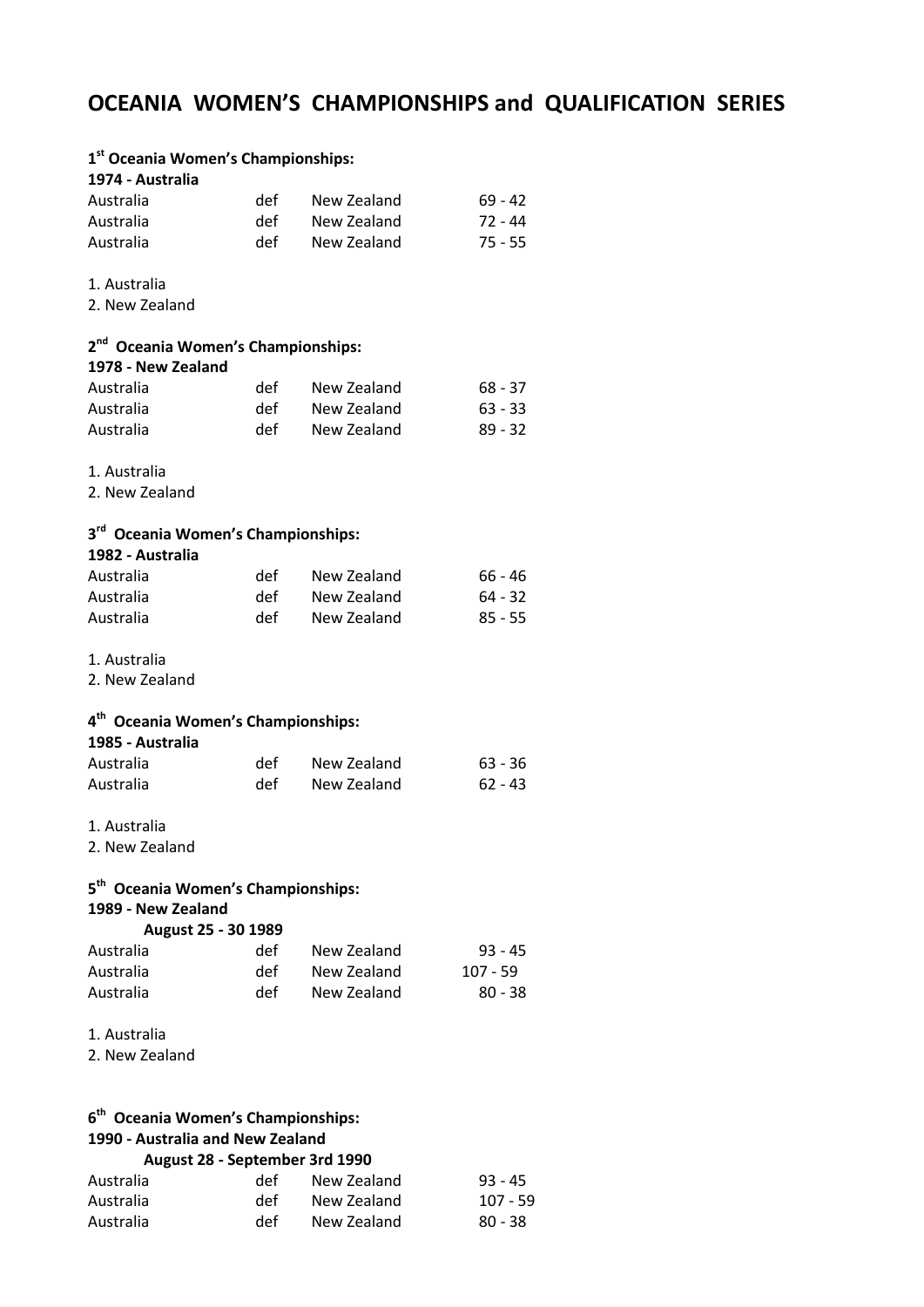# OCEANIA WOMEN'S CHAMPIONSHIPS and QUALIFICATION SERIES

**1st Oceania Women's Championships:**
**1974 - Australia**

| | | | |
|---|---|---|---|
| Australia | def | New Zealand | 69 - 42 |
| Australia | def | New Zealand | 72 - 44 |
| Australia | def | New Zealand | 75 - 55 |

1. Australia
2. New Zealand

**2nd Oceania Women's Championships:**
**1978 - New Zealand**

| | | | |
|---|---|---|---|
| Australia | def | New Zealand | 68 - 37 |
| Australia | def | New Zealand | 63 - 33 |
| Australia | def | New Zealand | 89 - 32 |

1. Australia
2. New Zealand

**3rd Oceania Women's Championships:**
**1982 - Australia**

| | | | |
|---|---|---|---|
| Australia | def | New Zealand | 66 - 46 |
| Australia | def | New Zealand | 64 - 32 |
| Australia | def | New Zealand | 85 - 55 |

1. Australia
2. New Zealand

**4th Oceania Women's Championships:**
**1985 - Australia**

| | | | |
|---|---|---|---|
| Australia | def | New Zealand | 63 - 36 |
| Australia | def | New Zealand | 62 - 43 |

1. Australia
2. New Zealand

**5th Oceania Women's Championships:**
**1989 - New Zealand**
**August 25 - 30 1989**

| | | | |
|---|---|---|---|
| Australia | def | New Zealand | 93 - 45 |
| Australia | def | New Zealand | 107 - 59 |
| Australia | def | New Zealand | 80 - 38 |

1. Australia
2. New Zealand

**6th Oceania Women's Championships:**
**1990 - Australia and New Zealand**
**August 28 - September 3rd 1990**

| | | | |
|---|---|---|---|
| Australia | def | New Zealand | 93 - 45 |
| Australia | def | New Zealand | 107 - 59 |
| Australia | def | New Zealand | 80 - 38 |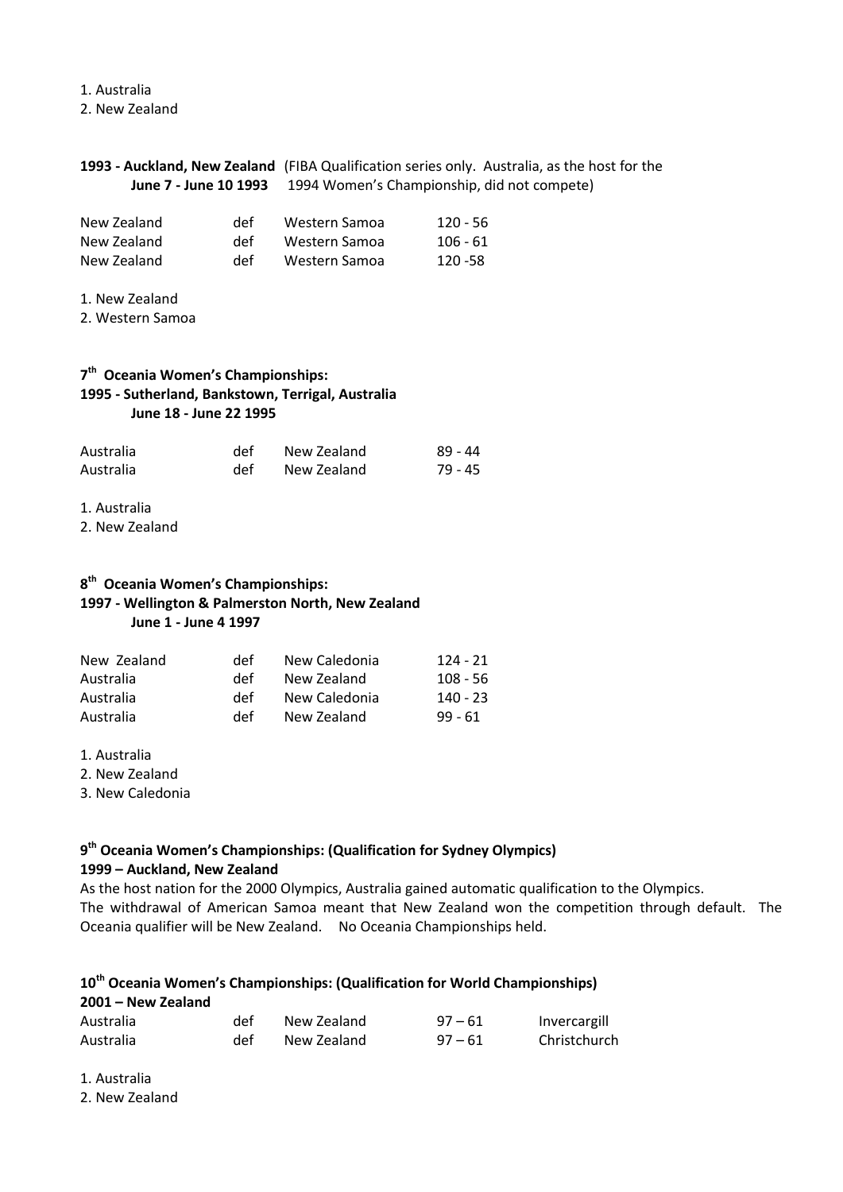1. Australia
2. New Zealand

**1993 - Auckland, New Zealand** (FIBA Qualification series only. Australia, as the host for the **June 7 - June 10 1993** 1994 Women's Championship, did not compete)

| | | | |
|---|---|---|---|
| New Zealand | def | Western Samoa | 120 - 56 |
| New Zealand | def | Western Samoa | 106 - 61 |
| New Zealand | def | Western Samoa | 120 -58 |

1. New Zealand
2. Western Samoa

### 7th Oceania Women's Championships:
### 1995 - Sutherland, Bankstown, Terrigal, Australia
**June 18 - June 22 1995**

| | | | |
|---|---|---|---|
| Australia | def | New Zealand | 89 - 44 |
| Australia | def | New Zealand | 79 - 45 |

1. Australia
2. New Zealand

### 8th Oceania Women's Championships:
### 1997 - Wellington & Palmerston North, New Zealand
**June 1 - June 4 1997**

| | | | |
|---|---|---|---|
| New Zealand | def | New Caledonia | 124 - 21 |
| Australia | def | New Zealand | 108 - 56 |
| Australia | def | New Caledonia | 140 - 23 |
| Australia | def | New Zealand | 99 - 61 |

1. Australia
2. New Zealand
3. New Caledonia

### 9th Oceania Women's Championships: (Qualification for Sydney Olympics)
### 1999 – Auckland, New Zealand

As the host nation for the 2000 Olympics, Australia gained automatic qualification to the Olympics. The withdrawal of American Samoa meant that New Zealand won the competition through default. The Oceania qualifier will be New Zealand. No Oceania Championships held.

### 10th Oceania Women's Championships: (Qualification for World Championships)
### 2001 – New Zealand

| | | | | |
|---|---|---|---|---|
| Australia | def | New Zealand | 97 – 61 | Invercargill |
| Australia | def | New Zealand | 97 – 61 | Christchurch |

1. Australia
2. New Zealand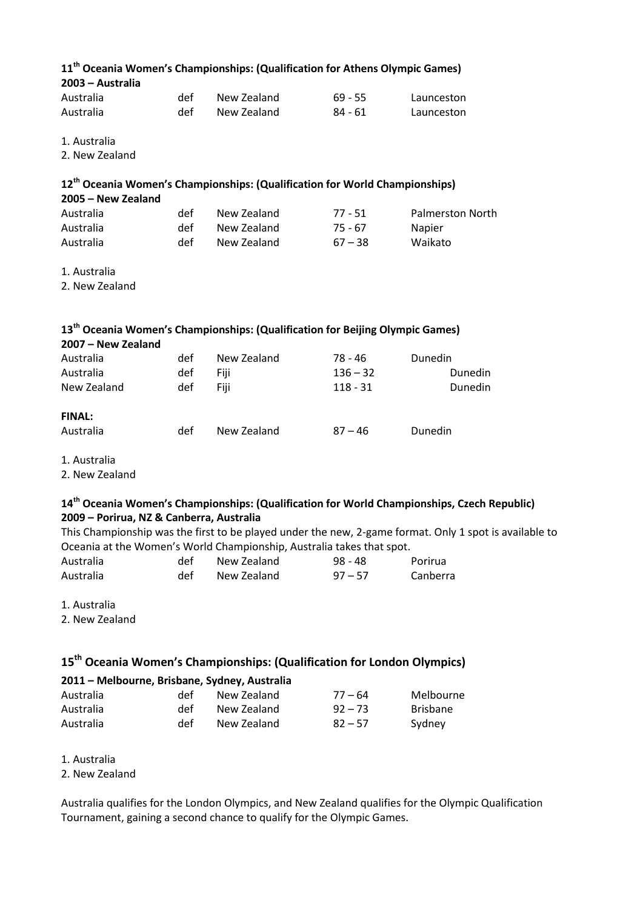### 11th Oceania Women's Championships: (Qualification for Athens Olympic Games)

**2003 – Australia**

| | | | | |
|---|---|---|---|---|
| Australia | def | New Zealand | 69 - 55 | Launceston |
| Australia | def | New Zealand | 84 - 61 | Launceston |

1. Australia
2. New Zealand

### 12th Oceania Women's Championships: (Qualification for World Championships)

**2005 – New Zealand**

| | | | | |
|---|---|---|---|---|
| Australia | def | New Zealand | 77 - 51 | Palmerston North |
| Australia | def | New Zealand | 75 - 67 | Napier |
| Australia | def | New Zealand | 67 – 38 | Waikato |

1. Australia
2. New Zealand

### 13th Oceania Women's Championships: (Qualification for Beijing Olympic Games)

**2007 – New Zealand**

| | | | | |
|---|---|---|---|---|
| Australia | def | New Zealand | 78 - 46 | Dunedin |
| Australia | def | Fiji | 136 – 32 | Dunedin |
| New Zealand | def | Fiji | 118 - 31 | Dunedin |

**FINAL:**

| | | | | |
|---|---|---|---|---|
| Australia | def | New Zealand | 87 – 46 | Dunedin |

1. Australia
2. New Zealand

### 14th Oceania Women's Championships: (Qualification for World Championships, Czech Republic)

**2009 – Porirua, NZ & Canberra, Australia**

This Championship was the first to be played under the new, 2-game format. Only 1 spot is available to Oceania at the Women's World Championship, Australia takes that spot.

| | | | | |
|---|---|---|---|---|
| Australia | def | New Zealand | 98 - 48 | Porirua |
| Australia | def | New Zealand | 97 – 57 | Canberra |

1. Australia
2. New Zealand

## 15th Oceania Women's Championships: (Qualification for London Olympics)

**2011 – Melbourne, Brisbane, Sydney, Australia**

| | | | | |
|---|---|---|---|---|
| Australia | def | New Zealand | 77 – 64 | Melbourne |
| Australia | def | New Zealand | 92 – 73 | Brisbane |
| Australia | def | New Zealand | 82 – 57 | Sydney |

1. Australia
2. New Zealand

Australia qualifies for the London Olympics, and New Zealand qualifies for the Olympic Qualification Tournament, gaining a second chance to qualify for the Olympic Games.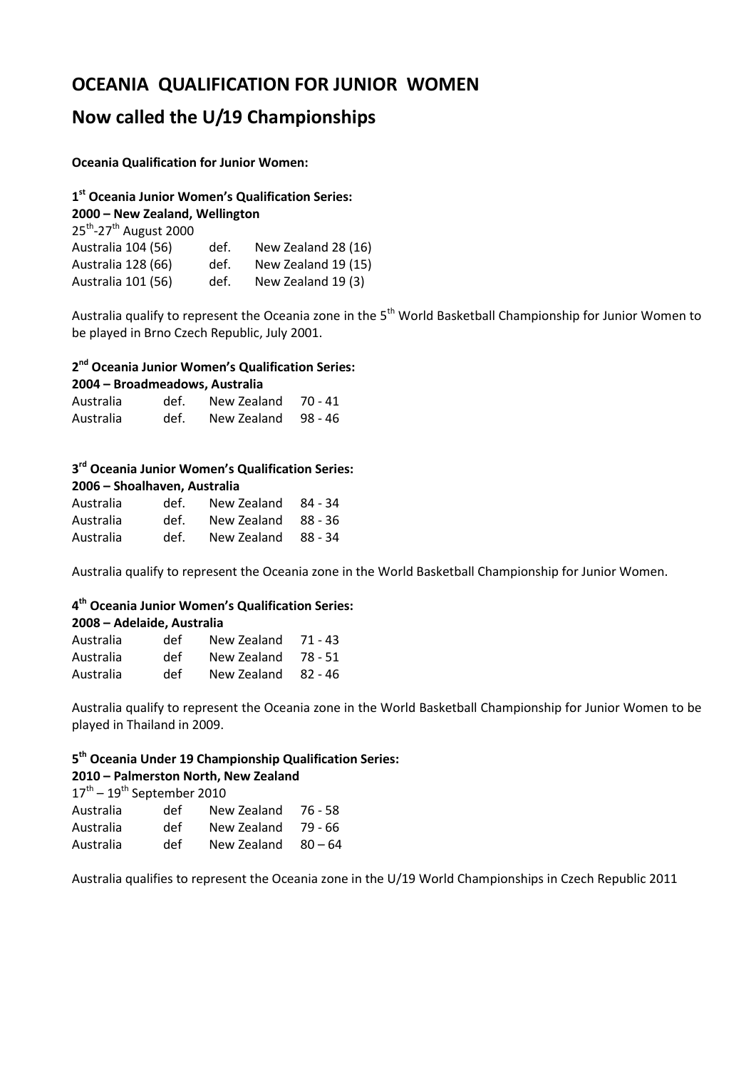# OCEANIA QUALIFICATION FOR JUNIOR WOMEN

# Now called the U/19 Championships

**Oceania Qualification for Junior Women:**

**1st Oceania Junior Women's Qualification Series:**
**2000 – New Zealand, Wellington**
25th-27th August 2000

| | | |
|---|---|---|
| Australia 104 (56) | def. | New Zealand 28 (16) |
| Australia 128 (66) | def. | New Zealand 19 (15) |
| Australia 101 (56) | def. | New Zealand 19 (3) |

Australia qualify to represent the Oceania zone in the 5th World Basketball Championship for Junior Women to be played in Brno Czech Republic, July 2001.

**2nd Oceania Junior Women's Qualification Series:**
**2004 – Broadmeadows, Australia**

| | | | |
|---|---|---|---|
| Australia | def. | New Zealand | 70 - 41 |
| Australia | def. | New Zealand | 98 - 46 |

**3rd Oceania Junior Women's Qualification Series:**
**2006 – Shoalhaven, Australia**

| | | | |
|---|---|---|---|
| Australia | def. | New Zealand | 84 - 34 |
| Australia | def. | New Zealand | 88 - 36 |
| Australia | def. | New Zealand | 88 - 34 |

Australia qualify to represent the Oceania zone in the World Basketball Championship for Junior Women.

**4th Oceania Junior Women's Qualification Series:**
**2008 – Adelaide, Australia**

| | | | |
|---|---|---|---|
| Australia | def | New Zealand | 71 - 43 |
| Australia | def | New Zealand | 78 - 51 |
| Australia | def | New Zealand | 82 - 46 |

Australia qualify to represent the Oceania zone in the World Basketball Championship for Junior Women to be played in Thailand in 2009.

**5th Oceania Under 19 Championship Qualification Series:**
**2010 – Palmerston North, New Zealand**
17th – 19th September 2010

| | | | |
|---|---|---|---|
| Australia | def | New Zealand | 76 - 58 |
| Australia | def | New Zealand | 79 - 66 |
| Australia | def | New Zealand | 80 – 64 |

Australia qualifies to represent the Oceania zone in the U/19 World Championships in Czech Republic 2011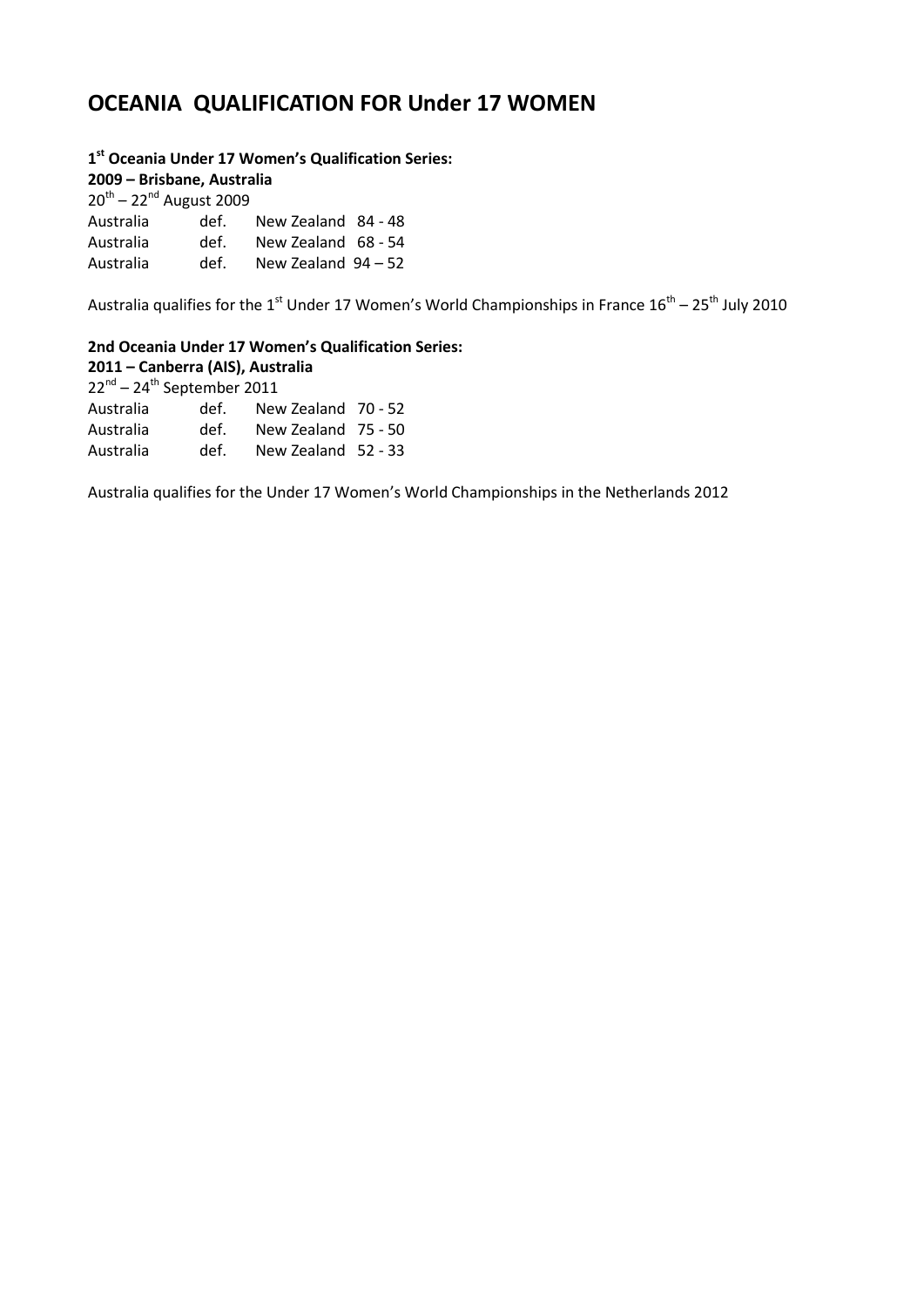# OCEANIA QUALIFICATION FOR Under 17 WOMEN

**1st Oceania Under 17 Women's Qualification Series:**
**2009 – Brisbane, Australia**
20th – 22nd August 2009

| | | | |
|---|---|---|---|
| Australia | def. | New Zealand | 84 - 48 |
| Australia | def. | New Zealand | 68 - 54 |
| Australia | def. | New Zealand | 94 – 52 |

Australia qualifies for the 1st Under 17 Women's World Championships in France 16th – 25th July 2010

**2nd Oceania Under 17 Women's Qualification Series:**
**2011 – Canberra (AIS), Australia**
22nd – 24th September 2011

| | | | |
|---|---|---|---|
| Australia | def. | New Zealand | 70 - 52 |
| Australia | def. | New Zealand | 75 - 50 |
| Australia | def. | New Zealand | 52 - 33 |

Australia qualifies for the Under 17 Women's World Championships in the Netherlands 2012